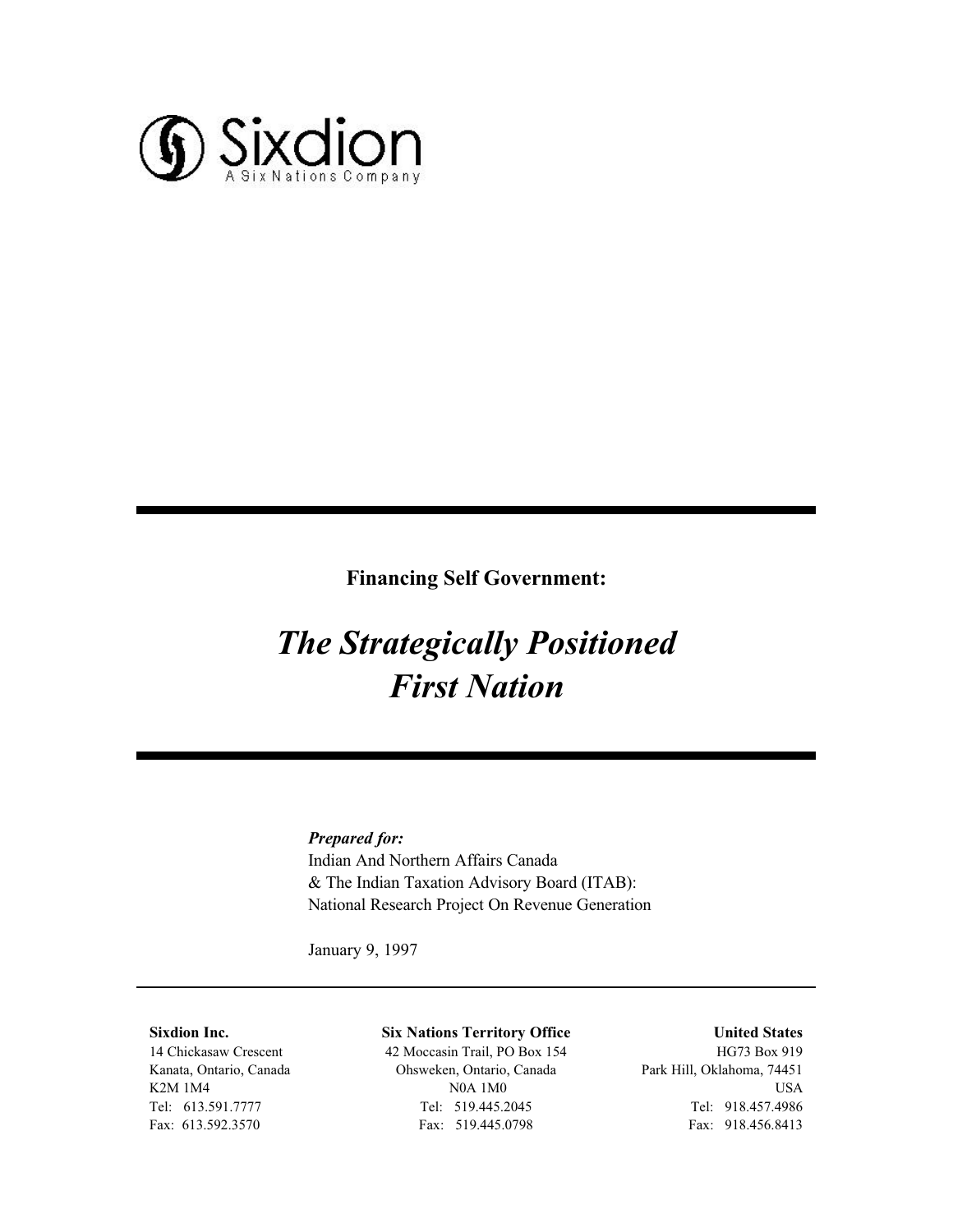Sixdion

A Six Nations Company

**Financing Self Government:**

# *The Strategically Positioned First Nation*

***Prepared for:***
Indian And Northern Affairs Canada
& The Indian Taxation Advisory Board (ITAB):
National Research Project On Revenue Generation

January 9, 1997

**Sixdion Inc.**
14 Chickasaw Crescent
Kanata, Ontario, Canada
K2M 1M4
Tel: 613.591.7777
Fax: 613.592.3570

**Six Nations Territory Office**
42 Moccasin Trail, PO Box 154
Ohsweken, Ontario, Canada
N0A 1M0
Tel: 519.445.2045
Fax: 519.445.0798

**United States**
HG73 Box 919
Park Hill, Oklahoma, 74451
USA
Tel: 918.457.4986
Fax: 918.456.8413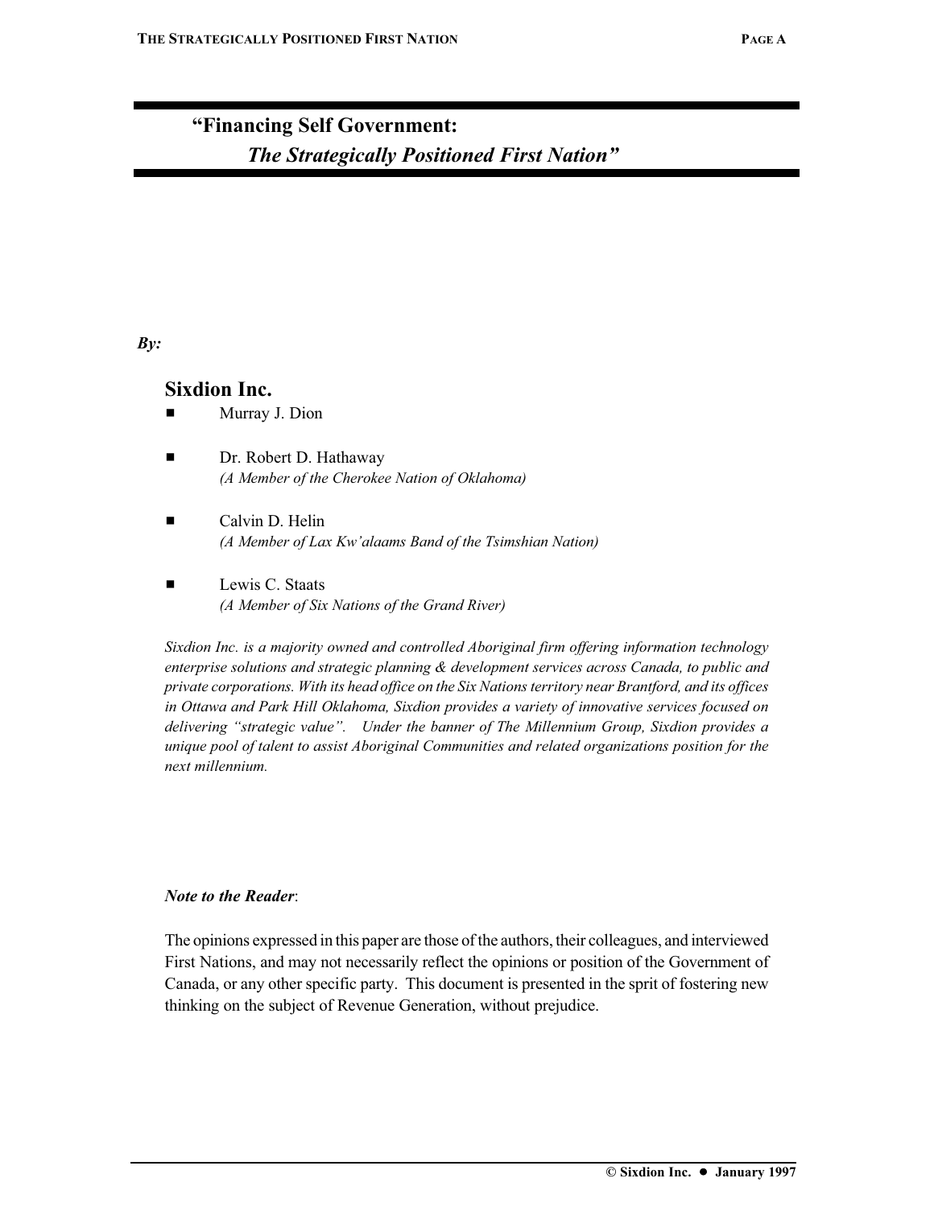# "Financing Self Government:
## *The Strategically Positioned First Nation"*

***By:***

## Sixdion Inc.

- Murray J. Dion
- Dr. Robert D. Hathaway
  *(A Member of the Cherokee Nation of Oklahoma)*
- Calvin D. Helin
  *(A Member of Lax Kw'alaams Band of the Tsimshian Nation)*
- Lewis C. Staats
  *(A Member of Six Nations of the Grand River)*

*Sixdion Inc. is a majority owned and controlled Aboriginal firm offering information technology enterprise solutions and strategic planning & development services across Canada, to public and private corporations. With its head office on the Six Nations territory near Brantford, and its offices in Ottawa and Park Hill Oklahoma, Sixdion provides a variety of innovative services focused on delivering "strategic value". Under the banner of The Millennium Group, Sixdion provides a unique pool of talent to assist Aboriginal Communities and related organizations position for the next millennium.*

***Note to the Reader***:

The opinions expressed in this paper are those of the authors, their colleagues, and interviewed First Nations, and may not necessarily reflect the opinions or position of the Government of Canada, or any other specific party. This document is presented in the sprit of fostering new thinking on the subject of Revenue Generation, without prejudice.

**© Sixdion Inc. ● January 1997**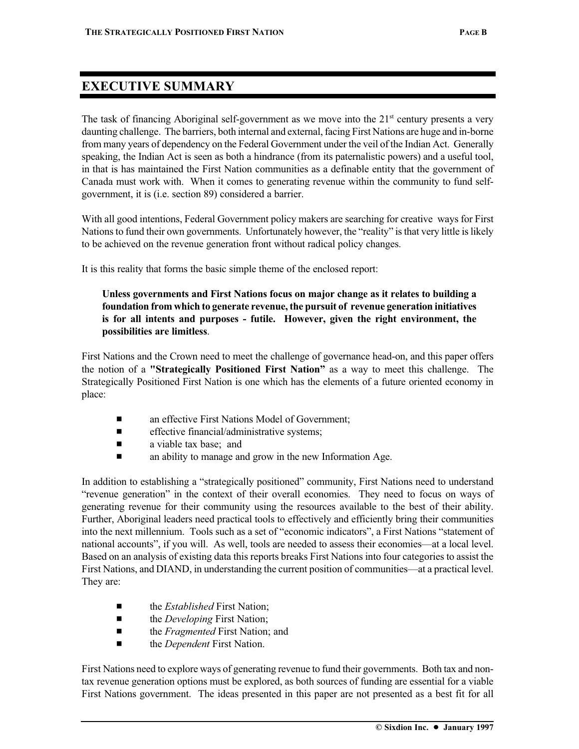# EXECUTIVE SUMMARY

The task of financing Aboriginal self-government as we move into the 21st century presents a very daunting challenge. The barriers, both internal and external, facing First Nations are huge and in-borne from many years of dependency on the Federal Government under the veil of the Indian Act. Generally speaking, the Indian Act is seen as both a hindrance (from its paternalistic powers) and a useful tool, in that is has maintained the First Nation communities as a definable entity that the government of Canada must work with. When it comes to generating revenue within the community to fund self-government, it is (i.e. section 89) considered a barrier.

With all good intentions, Federal Government policy makers are searching for creative ways for First Nations to fund their own governments. Unfortunately however, the "reality" is that very little is likely to be achieved on the revenue generation front without radical policy changes.

It is this reality that forms the basic simple theme of the enclosed report:

> **Unless governments and First Nations focus on major change as it relates to building a foundation from which to generate revenue, the pursuit of revenue generation initiatives is for all intents and purposes - futile. However, given the right environment, the possibilities are limitless**.

First Nations and the Crown need to meet the challenge of governance head-on, and this paper offers the notion of a **"Strategically Positioned First Nation"** as a way to meet this challenge. The Strategically Positioned First Nation is one which has the elements of a future oriented economy in place:

- an effective First Nations Model of Government;
- effective financial/administrative systems;
- a viable tax base; and
- an ability to manage and grow in the new Information Age.

In addition to establishing a "strategically positioned" community, First Nations need to understand "revenue generation" in the context of their overall economies. They need to focus on ways of generating revenue for their community using the resources available to the best of their ability. Further, Aboriginal leaders need practical tools to effectively and efficiently bring their communities into the next millennium. Tools such as a set of "economic indicators", a First Nations "statement of national accounts", if you will. As well, tools are needed to assess their economies—at a local level. Based on an analysis of existing data this reports breaks First Nations into four categories to assist the First Nations, and DIAND, in understanding the current position of communities—at a practical level. They are:

- the *Established* First Nation;
- the *Developing* First Nation;
- the *Fragmented* First Nation; and
- the *Dependent* First Nation.

First Nations need to explore ways of generating revenue to fund their governments. Both tax and non-tax revenue generation options must be explored, as both sources of funding are essential for a viable First Nations government. The ideas presented in this paper are not presented as a best fit for all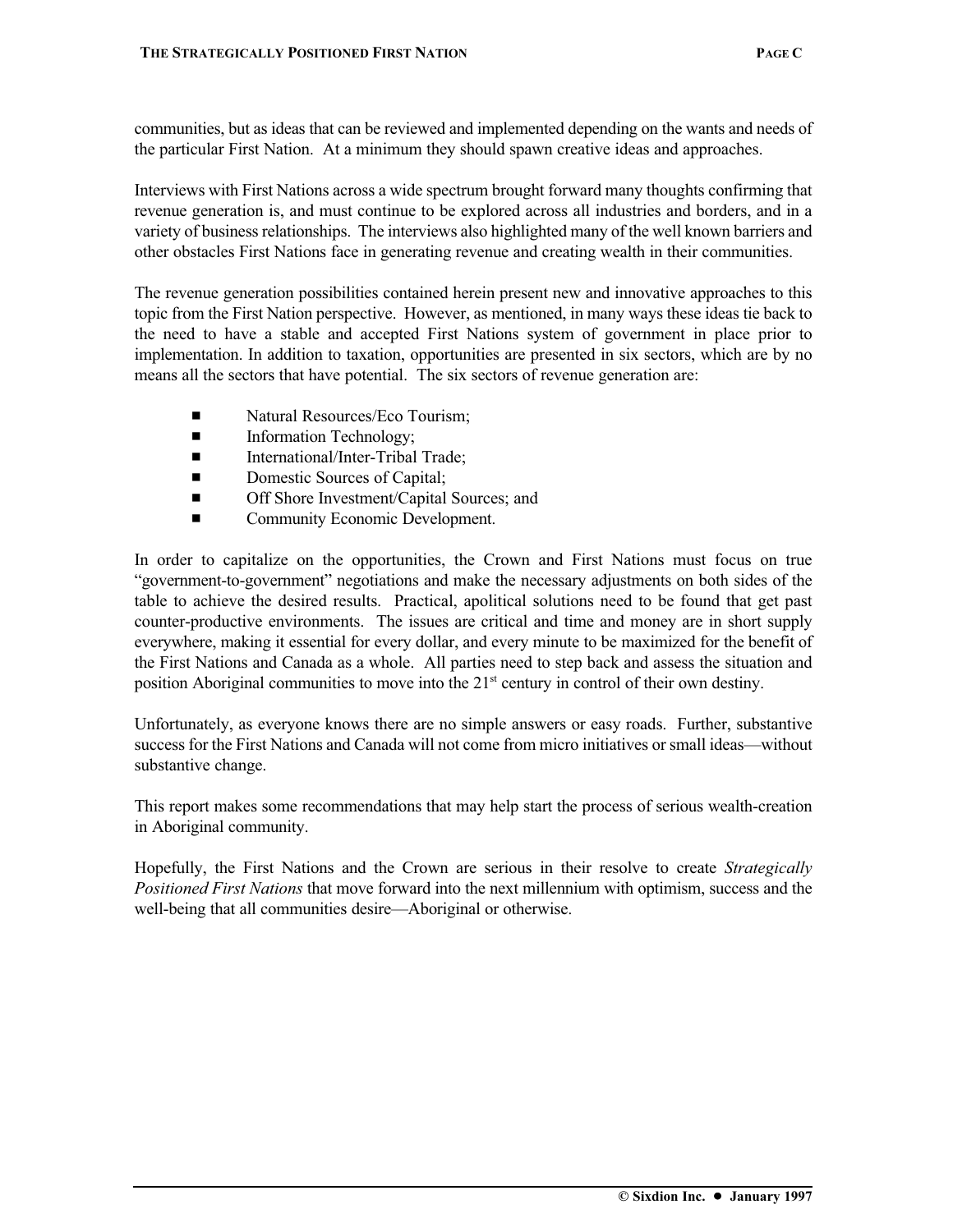communities, but as ideas that can be reviewed and implemented depending on the wants and needs of the particular First Nation. At a minimum they should spawn creative ideas and approaches.

Interviews with First Nations across a wide spectrum brought forward many thoughts confirming that revenue generation is, and must continue to be explored across all industries and borders, and in a variety of business relationships. The interviews also highlighted many of the well known barriers and other obstacles First Nations face in generating revenue and creating wealth in their communities.

The revenue generation possibilities contained herein present new and innovative approaches to this topic from the First Nation perspective. However, as mentioned, in many ways these ideas tie back to the need to have a stable and accepted First Nations system of government in place prior to implementation. In addition to taxation, opportunities are presented in six sectors, which are by no means all the sectors that have potential. The six sectors of revenue generation are:

- Natural Resources/Eco Tourism;
- Information Technology;
- International/Inter-Tribal Trade;
- Domestic Sources of Capital;
- Off Shore Investment/Capital Sources; and
- Community Economic Development.

In order to capitalize on the opportunities, the Crown and First Nations must focus on true "government-to-government" negotiations and make the necessary adjustments on both sides of the table to achieve the desired results. Practical, apolitical solutions need to be found that get past counter-productive environments. The issues are critical and time and money are in short supply everywhere, making it essential for every dollar, and every minute to be maximized for the benefit of the First Nations and Canada as a whole. All parties need to step back and assess the situation and position Aboriginal communities to move into the 21st century in control of their own destiny.

Unfortunately, as everyone knows there are no simple answers or easy roads. Further, substantive success for the First Nations and Canada will not come from micro initiatives or small ideas—without substantive change.

This report makes some recommendations that may help start the process of serious wealth-creation in Aboriginal community.

Hopefully, the First Nations and the Crown are serious in their resolve to create *Strategically Positioned First Nations* that move forward into the next millennium with optimism, success and the well-being that all communities desire—Aboriginal or otherwise.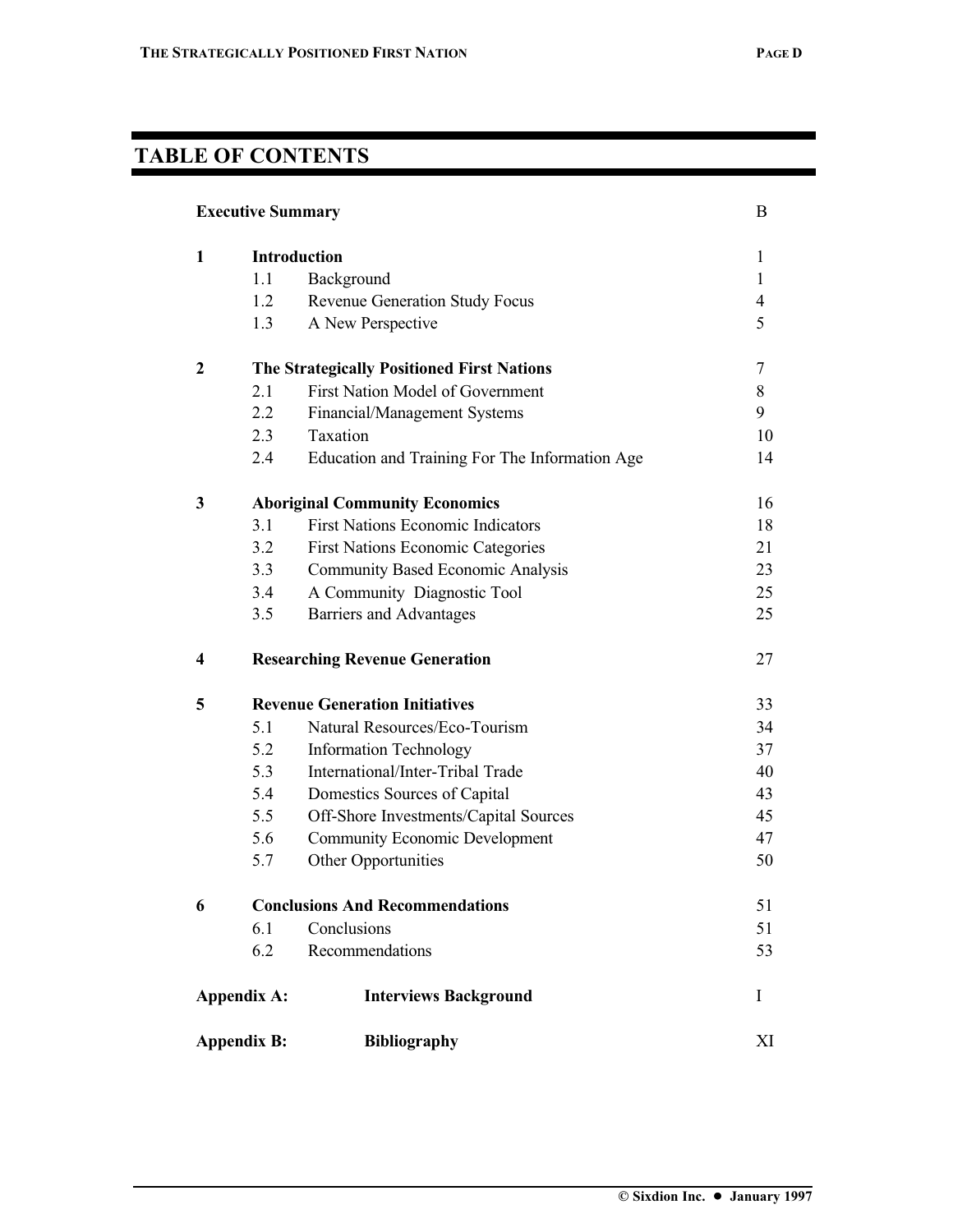# TABLE OF CONTENTS

| | | | |
|---|---|---|---|
| **Executive Summary** | | | B |
| **1** | **Introduction** | | 1 |
| | 1.1 | Background | 1 |
| | 1.2 | Revenue Generation Study Focus | 4 |
| | 1.3 | A New Perspective | 5 |
| **2** | **The Strategically Positioned First Nations** | | 7 |
| | 2.1 | First Nation Model of Government | 8 |
| | 2.2 | Financial/Management Systems | 9 |
| | 2.3 | Taxation | 10 |
| | 2.4 | Education and Training For The Information Age | 14 |
| **3** | **Aboriginal Community Economics** | | 16 |
| | 3.1 | First Nations Economic Indicators | 18 |
| | 3.2 | First Nations Economic Categories | 21 |
| | 3.3 | Community Based Economic Analysis | 23 |
| | 3.4 | A Community Diagnostic Tool | 25 |
| | 3.5 | Barriers and Advantages | 25 |
| **4** | **Researching Revenue Generation** | | 27 |
| **5** | **Revenue Generation Initiatives** | | 33 |
| | 5.1 | Natural Resources/Eco-Tourism | 34 |
| | 5.2 | Information Technology | 37 |
| | 5.3 | International/Inter-Tribal Trade | 40 |
| | 5.4 | Domestics Sources of Capital | 43 |
| | 5.5 | Off-Shore Investments/Capital Sources | 45 |
| | 5.6 | Community Economic Development | 47 |
| | 5.7 | Other Opportunities | 50 |
| **6** | **Conclusions And Recommendations** | | 51 |
| | 6.1 | Conclusions | 51 |
| | 6.2 | Recommendations | 53 |
| **Appendix A:** | | **Interviews Background** | I |
| **Appendix B:** | | **Bibliography** | XI |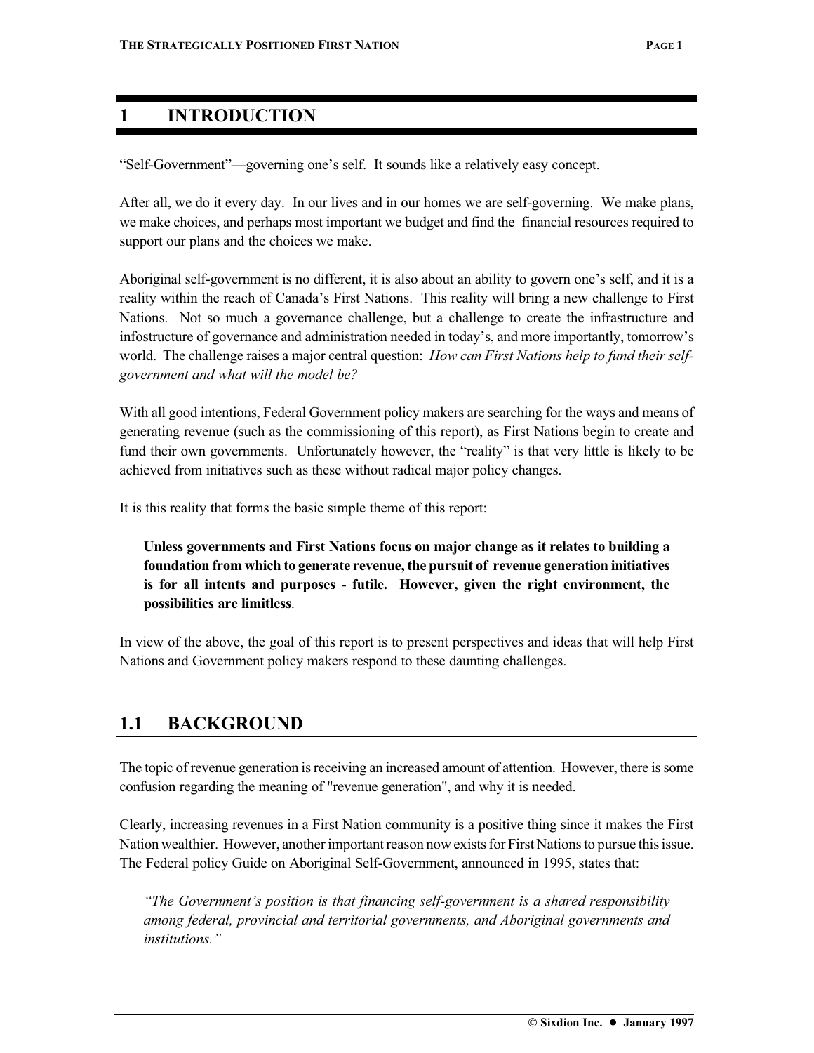# 1 INTRODUCTION

"Self-Government"—governing one's self. It sounds like a relatively easy concept.

After all, we do it every day. In our lives and in our homes we are self-governing. We make plans, we make choices, and perhaps most important we budget and find the financial resources required to support our plans and the choices we make.

Aboriginal self-government is no different, it is also about an ability to govern one's self, and it is a reality within the reach of Canada's First Nations. This reality will bring a new challenge to First Nations. Not so much a governance challenge, but a challenge to create the infrastructure and infostructure of governance and administration needed in today's, and more importantly, tomorrow's world. The challenge raises a major central question: *How can First Nations help to fund their self-government and what will the model be?*

With all good intentions, Federal Government policy makers are searching for the ways and means of generating revenue (such as the commissioning of this report), as First Nations begin to create and fund their own governments. Unfortunately however, the "reality" is that very little is likely to be achieved from initiatives such as these without radical major policy changes.

It is this reality that forms the basic simple theme of this report:

> **Unless governments and First Nations focus on major change as it relates to building a foundation from which to generate revenue, the pursuit of revenue generation initiatives is for all intents and purposes - futile. However, given the right environment, the possibilities are limitless**.

In view of the above, the goal of this report is to present perspectives and ideas that will help First Nations and Government policy makers respond to these daunting challenges.

## 1.1 BACKGROUND

The topic of revenue generation is receiving an increased amount of attention. However, there is some confusion regarding the meaning of "revenue generation", and why it is needed.

Clearly, increasing revenues in a First Nation community is a positive thing since it makes the First Nation wealthier. However, another important reason now exists for First Nations to pursue this issue. The Federal policy Guide on Aboriginal Self-Government, announced in 1995, states that:

> *"The Government's position is that financing self-government is a shared responsibility among federal, provincial and territorial governments, and Aboriginal governments and institutions."*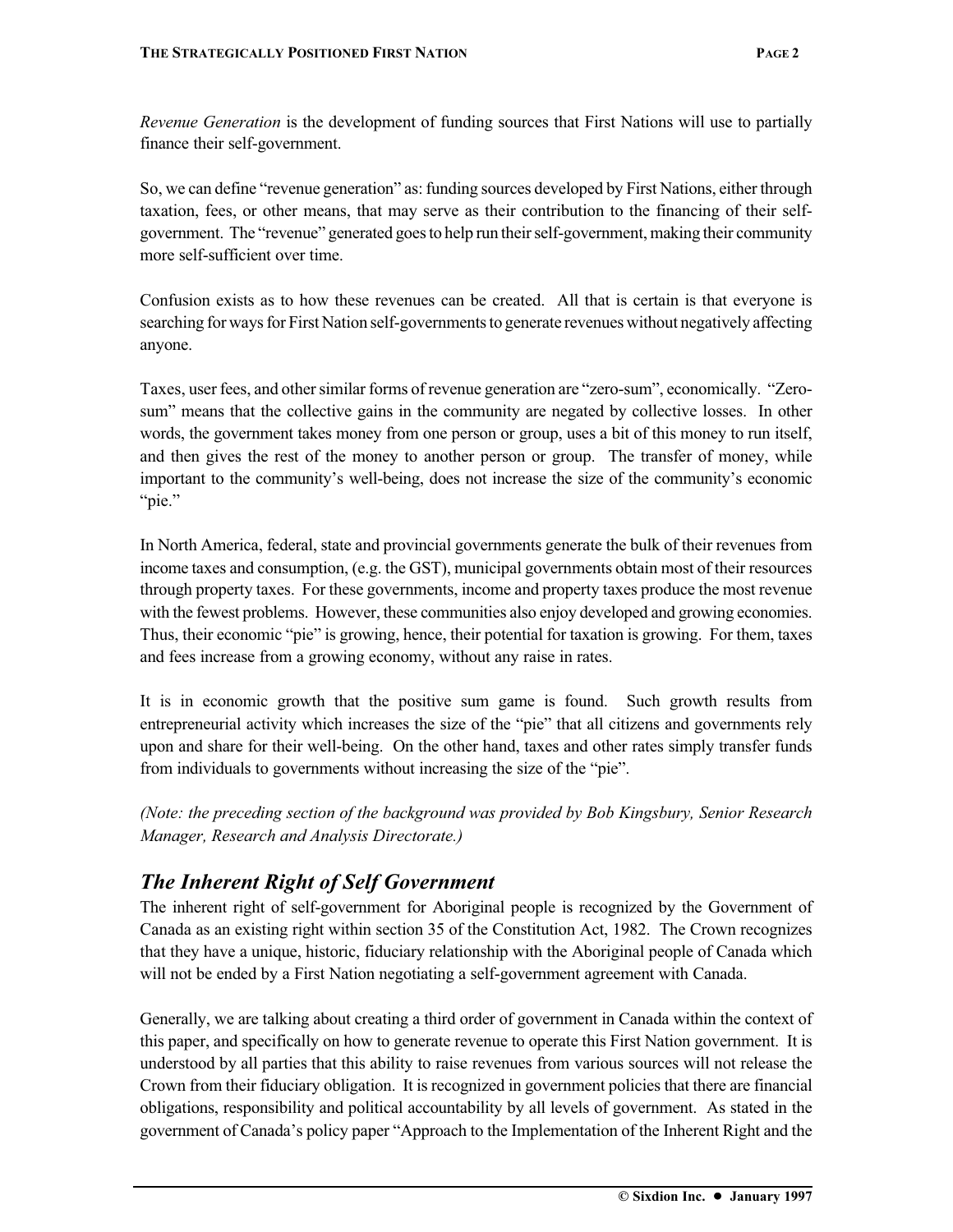*Revenue Generation* is the development of funding sources that First Nations will use to partially finance their self-government.

So, we can define "revenue generation" as: funding sources developed by First Nations, either through taxation, fees, or other means, that may serve as their contribution to the financing of their self-government. The "revenue" generated goes to help run their self-government, making their community more self-sufficient over time.

Confusion exists as to how these revenues can be created. All that is certain is that everyone is searching for ways for First Nation self-governments to generate revenues without negatively affecting anyone.

Taxes, user fees, and other similar forms of revenue generation are "zero-sum", economically. "Zero-sum" means that the collective gains in the community are negated by collective losses. In other words, the government takes money from one person or group, uses a bit of this money to run itself, and then gives the rest of the money to another person or group. The transfer of money, while important to the community's well-being, does not increase the size of the community's economic "pie."

In North America, federal, state and provincial governments generate the bulk of their revenues from income taxes and consumption, (e.g. the GST), municipal governments obtain most of their resources through property taxes. For these governments, income and property taxes produce the most revenue with the fewest problems. However, these communities also enjoy developed and growing economies. Thus, their economic "pie" is growing, hence, their potential for taxation is growing. For them, taxes and fees increase from a growing economy, without any raise in rates.

It is in economic growth that the positive sum game is found. Such growth results from entrepreneurial activity which increases the size of the "pie" that all citizens and governments rely upon and share for their well-being. On the other hand, taxes and other rates simply transfer funds from individuals to governments without increasing the size of the "pie".

*(Note: the preceding section of the background was provided by Bob Kingsbury, Senior Research Manager, Research and Analysis Directorate.)*

## *The Inherent Right of Self Government*

The inherent right of self-government for Aboriginal people is recognized by the Government of Canada as an existing right within section 35 of the Constitution Act, 1982. The Crown recognizes that they have a unique, historic, fiduciary relationship with the Aboriginal people of Canada which will not be ended by a First Nation negotiating a self-government agreement with Canada.

Generally, we are talking about creating a third order of government in Canada within the context of this paper, and specifically on how to generate revenue to operate this First Nation government. It is understood by all parties that this ability to raise revenues from various sources will not release the Crown from their fiduciary obligation. It is recognized in government policies that there are financial obligations, responsibility and political accountability by all levels of government. As stated in the government of Canada's policy paper "Approach to the Implementation of the Inherent Right and the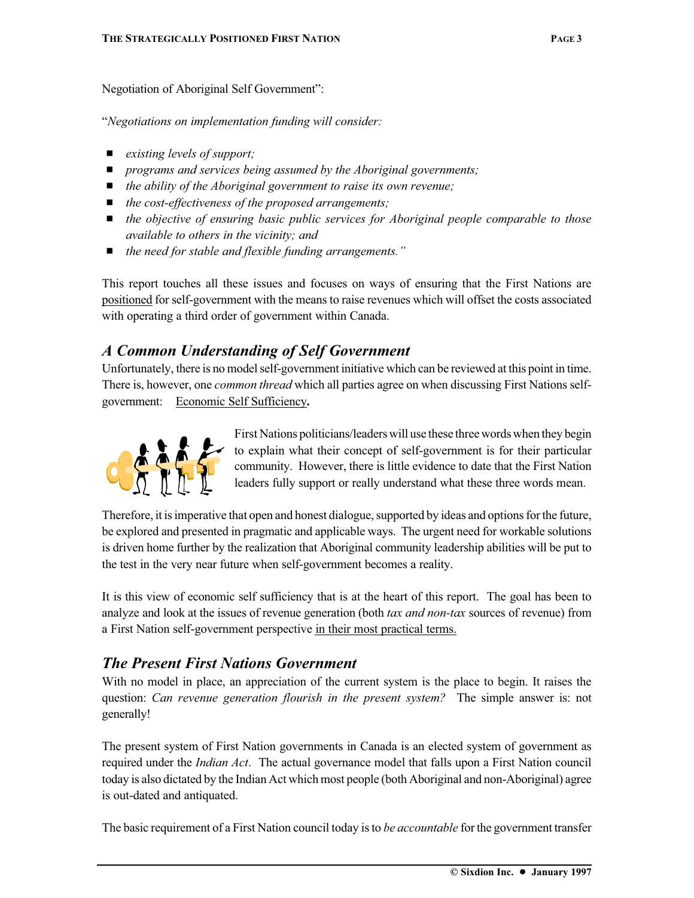Negotiation of Aboriginal Self Government":

"*Negotiations on implementation funding will consider:*

- *existing levels of support;*
- *programs and services being assumed by the Aboriginal governments;*
- *the ability of the Aboriginal government to raise its own revenue;*
- *the cost-effectiveness of the proposed arrangements;*
- *the objective of ensuring basic public services for Aboriginal people comparable to those available to others in the vicinity; and*
- *the need for stable and flexible funding arrangements."*

This report touches all these issues and focuses on ways of ensuring that the First Nations are positioned for self-government with the means to raise revenues which will offset the costs associated with operating a third order of government within Canada.

## *A Common Understanding of Self Government*

Unfortunately, there is no model self-government initiative which can be reviewed at this point in time. There is, however, one *common thread* which all parties agree on when discussing First Nations self-government: Economic Self Sufficiency**.**

First Nations politicians/leaders will use these three words when they begin to explain what their concept of self-government is for their particular community. However, there is little evidence to date that the First Nation leaders fully support or really understand what these three words mean.

Therefore, it is imperative that open and honest dialogue, supported by ideas and options for the future, be explored and presented in pragmatic and applicable ways. The urgent need for workable solutions is driven home further by the realization that Aboriginal community leadership abilities will be put to the test in the very near future when self-government becomes a reality.

It is this view of economic self sufficiency that is at the heart of this report. The goal has been to analyze and look at the issues of revenue generation (both *tax and non-tax* sources of revenue) from a First Nation self-government perspective in their most practical terms.

## *The Present First Nations Government*

With no model in place, an appreciation of the current system is the place to begin. It raises the question: *Can revenue generation flourish in the present system?* The simple answer is: not generally!

The present system of First Nation governments in Canada is an elected system of government as required under the *Indian Act*. The actual governance model that falls upon a First Nation council today is also dictated by the Indian Act which most people (both Aboriginal and non-Aboriginal) agree is out-dated and antiquated.

The basic requirement of a First Nation council today is to *be accountable* for the government transfer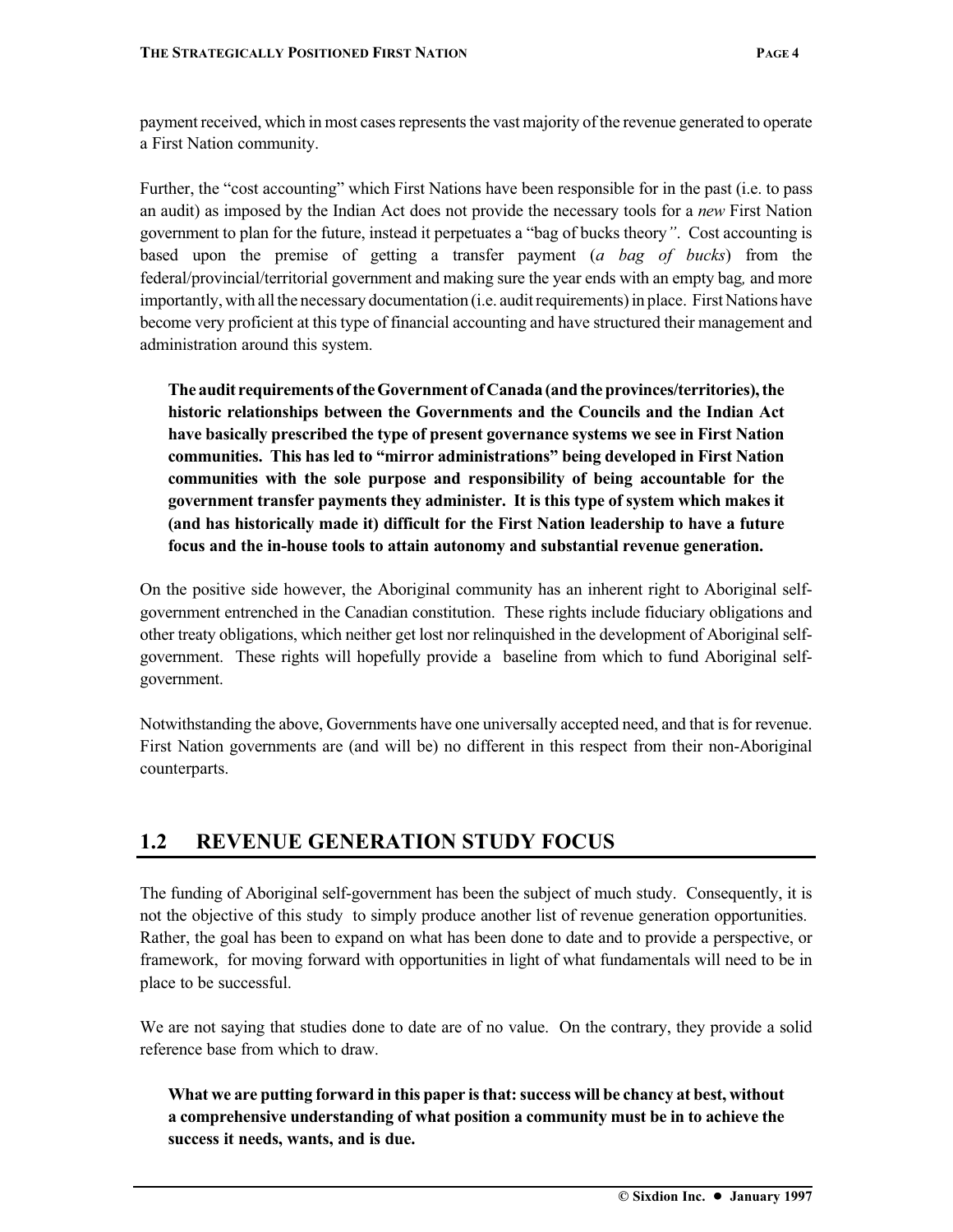payment received, which in most cases represents the vast majority of the revenue generated to operate a First Nation community.

Further, the "cost accounting" which First Nations have been responsible for in the past (i.e. to pass an audit) as imposed by the Indian Act does not provide the necessary tools for a *new* First Nation government to plan for the future, instead it perpetuates a "bag of bucks theory". Cost accounting is based upon the premise of getting a transfer payment (*a bag of bucks*) from the federal/provincial/territorial government and making sure the year ends with an empty bag, and more importantly, with all the necessary documentation (i.e. audit requirements) in place. First Nations have become very proficient at this type of financial accounting and have structured their management and administration around this system.

> **The audit requirements of the Government of Canada (and the provinces/territories), the historic relationships between the Governments and the Councils and the Indian Act have basically prescribed the type of present governance systems we see in First Nation communities. This has led to "mirror administrations" being developed in First Nation communities with the sole purpose and responsibility of being accountable for the government transfer payments they administer. It is this type of system which makes it (and has historically made it) difficult for the First Nation leadership to have a future focus and the in-house tools to attain autonomy and substantial revenue generation.**

On the positive side however, the Aboriginal community has an inherent right to Aboriginal self-government entrenched in the Canadian constitution. These rights include fiduciary obligations and other treaty obligations, which neither get lost nor relinquished in the development of Aboriginal self-government. These rights will hopefully provide a baseline from which to fund Aboriginal self-government.

Notwithstanding the above, Governments have one universally accepted need, and that is for revenue. First Nation governments are (and will be) no different in this respect from their non-Aboriginal counterparts.

## 1.2 REVENUE GENERATION STUDY FOCUS

The funding of Aboriginal self-government has been the subject of much study. Consequently, it is not the objective of this study to simply produce another list of revenue generation opportunities. Rather, the goal has been to expand on what has been done to date and to provide a perspective, or framework, for moving forward with opportunities in light of what fundamentals will need to be in place to be successful.

We are not saying that studies done to date are of no value. On the contrary, they provide a solid reference base from which to draw.

> **What we are putting forward in this paper is that: success will be chancy at best, without a comprehensive understanding of what position a community must be in to achieve the success it needs, wants, and is due.**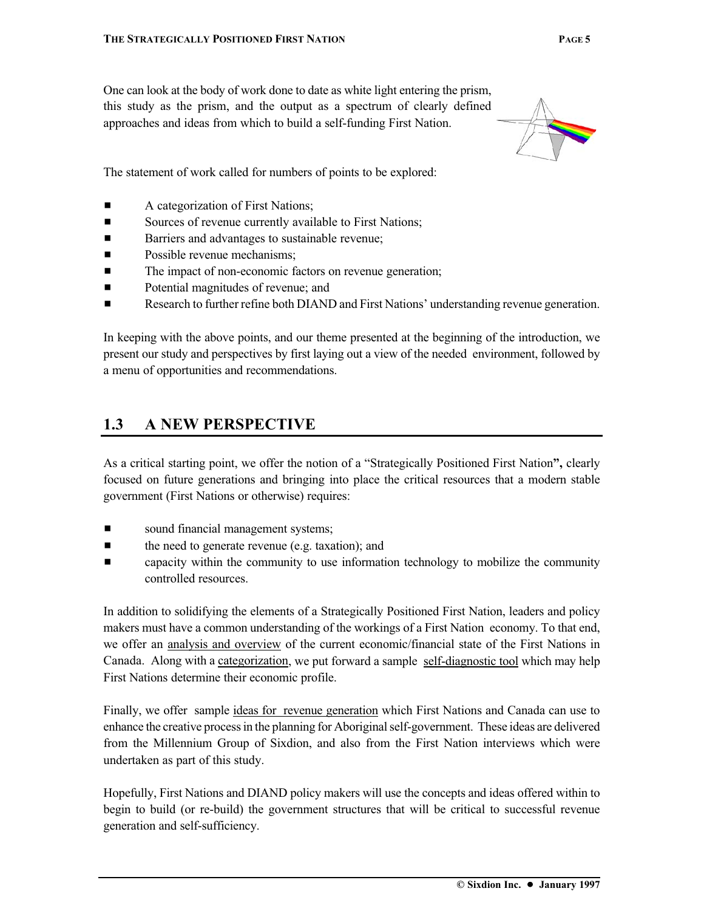One can look at the body of work done to date as white light entering the prism, this study as the prism, and the output as a spectrum of clearly defined approaches and ideas from which to build a self-funding First Nation.

The statement of work called for numbers of points to be explored:

- A categorization of First Nations;
- Sources of revenue currently available to First Nations;
- Barriers and advantages to sustainable revenue;
- Possible revenue mechanisms;
- The impact of non-economic factors on revenue generation;
- Potential magnitudes of revenue; and
- Research to further refine both DIAND and First Nations' understanding revenue generation.

In keeping with the above points, and our theme presented at the beginning of the introduction, we present our study and perspectives by first laying out a view of the needed environment, followed by a menu of opportunities and recommendations.

## 1.3 A NEW PERSPECTIVE

As a critical starting point, we offer the notion of a "Strategically Positioned First Nation**",** clearly focused on future generations and bringing into place the critical resources that a modern stable government (First Nations or otherwise) requires:

- sound financial management systems;
- the need to generate revenue (e.g. taxation); and
- capacity within the community to use information technology to mobilize the community controlled resources.

In addition to solidifying the elements of a Strategically Positioned First Nation, leaders and policy makers must have a common understanding of the workings of a First Nation economy. To that end, we offer an <u>analysis and overview</u> of the current economic/financial state of the First Nations in Canada. Along with a <u>categorization</u>, we put forward a sample <u>self-diagnostic tool</u> which may help First Nations determine their economic profile.

Finally, we offer sample <u>ideas for revenue generation</u> which First Nations and Canada can use to enhance the creative process in the planning for Aboriginal self-government. These ideas are delivered from the Millennium Group of Sixdion, and also from the First Nation interviews which were undertaken as part of this study.

Hopefully, First Nations and DIAND policy makers will use the concepts and ideas offered within to begin to build (or re-build) the government structures that will be critical to successful revenue generation and self-sufficiency.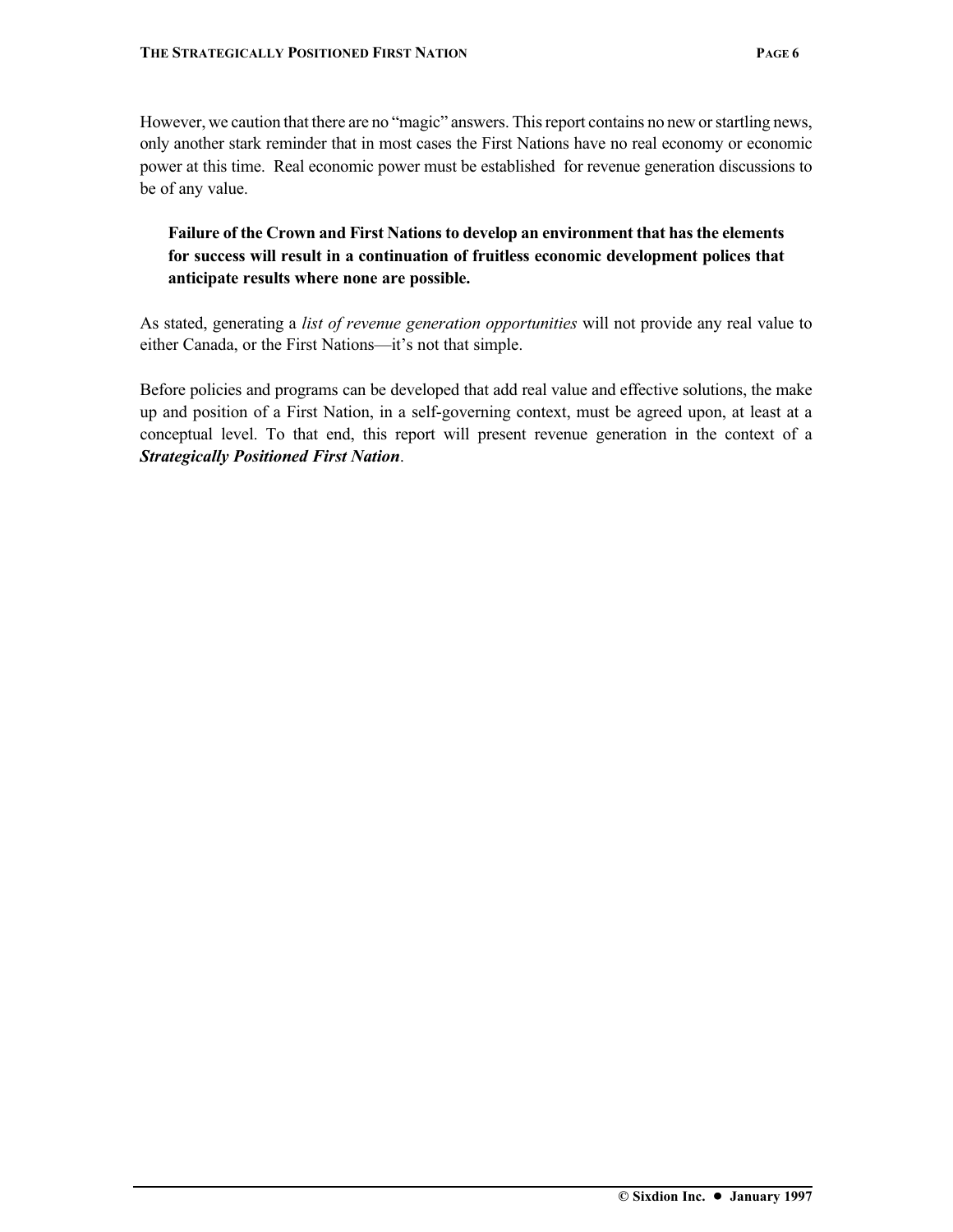However, we caution that there are no "magic" answers. This report contains no new or startling news, only another stark reminder that in most cases the First Nations have no real economy or economic power at this time. Real economic power must be established for revenue generation discussions to be of any value.

> **Failure of the Crown and First Nations to develop an environment that has the elements for success will result in a continuation of fruitless economic development polices that anticipate results where none are possible.**

As stated, generating a *list of revenue generation opportunities* will not provide any real value to either Canada, or the First Nations—it's not that simple.

Before policies and programs can be developed that add real value and effective solutions, the make up and position of a First Nation, in a self-governing context, must be agreed upon, at least at a conceptual level. To that end, this report will present revenue generation in the context of a ***Strategically Positioned First Nation***.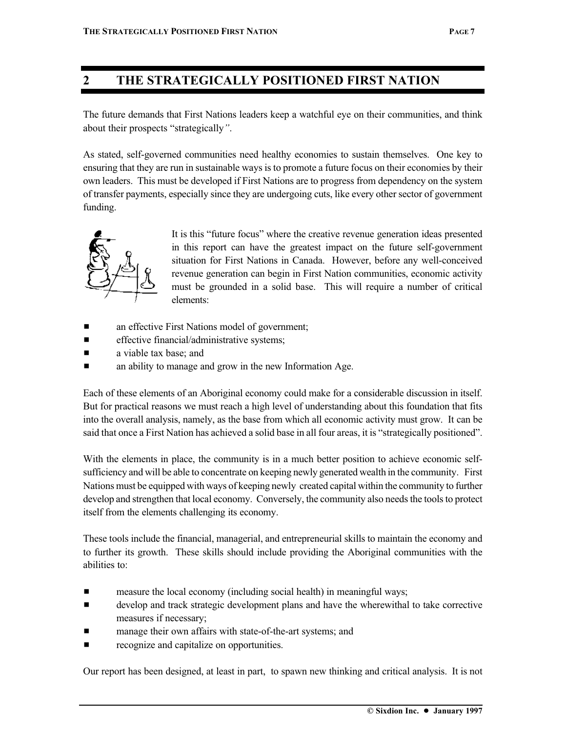## 2 THE STRATEGICALLY POSITIONED FIRST NATION

The future demands that First Nations leaders keep a watchful eye on their communities, and think about their prospects "strategically".

As stated, self-governed communities need healthy economies to sustain themselves. One key to ensuring that they are run in sustainable ways is to promote a future focus on their economies by their own leaders. This must be developed if First Nations are to progress from dependency on the system of transfer payments, especially since they are undergoing cuts, like every other sector of government funding.

It is this "future focus" where the creative revenue generation ideas presented in this report can have the greatest impact on the future self-government situation for First Nations in Canada. However, before any well-conceived revenue generation can begin in First Nation communities, economic activity must be grounded in a solid base. This will require a number of critical elements:

- an effective First Nations model of government;
- effective financial/administrative systems;
- a viable tax base; and
- an ability to manage and grow in the new Information Age.

Each of these elements of an Aboriginal economy could make for a considerable discussion in itself. But for practical reasons we must reach a high level of understanding about this foundation that fits into the overall analysis, namely, as the base from which all economic activity must grow. It can be said that once a First Nation has achieved a solid base in all four areas, it is "strategically positioned".

With the elements in place, the community is in a much better position to achieve economic self-sufficiency and will be able to concentrate on keeping newly generated wealth in the community. First Nations must be equipped with ways of keeping newly created capital within the community to further develop and strengthen that local economy. Conversely, the community also needs the tools to protect itself from the elements challenging its economy.

These tools include the financial, managerial, and entrepreneurial skills to maintain the economy and to further its growth. These skills should include providing the Aboriginal communities with the abilities to:

- measure the local economy (including social health) in meaningful ways;
- develop and track strategic development plans and have the wherewithal to take corrective measures if necessary;
- manage their own affairs with state-of-the-art systems; and
- recognize and capitalize on opportunities.

Our report has been designed, at least in part, to spawn new thinking and critical analysis. It is not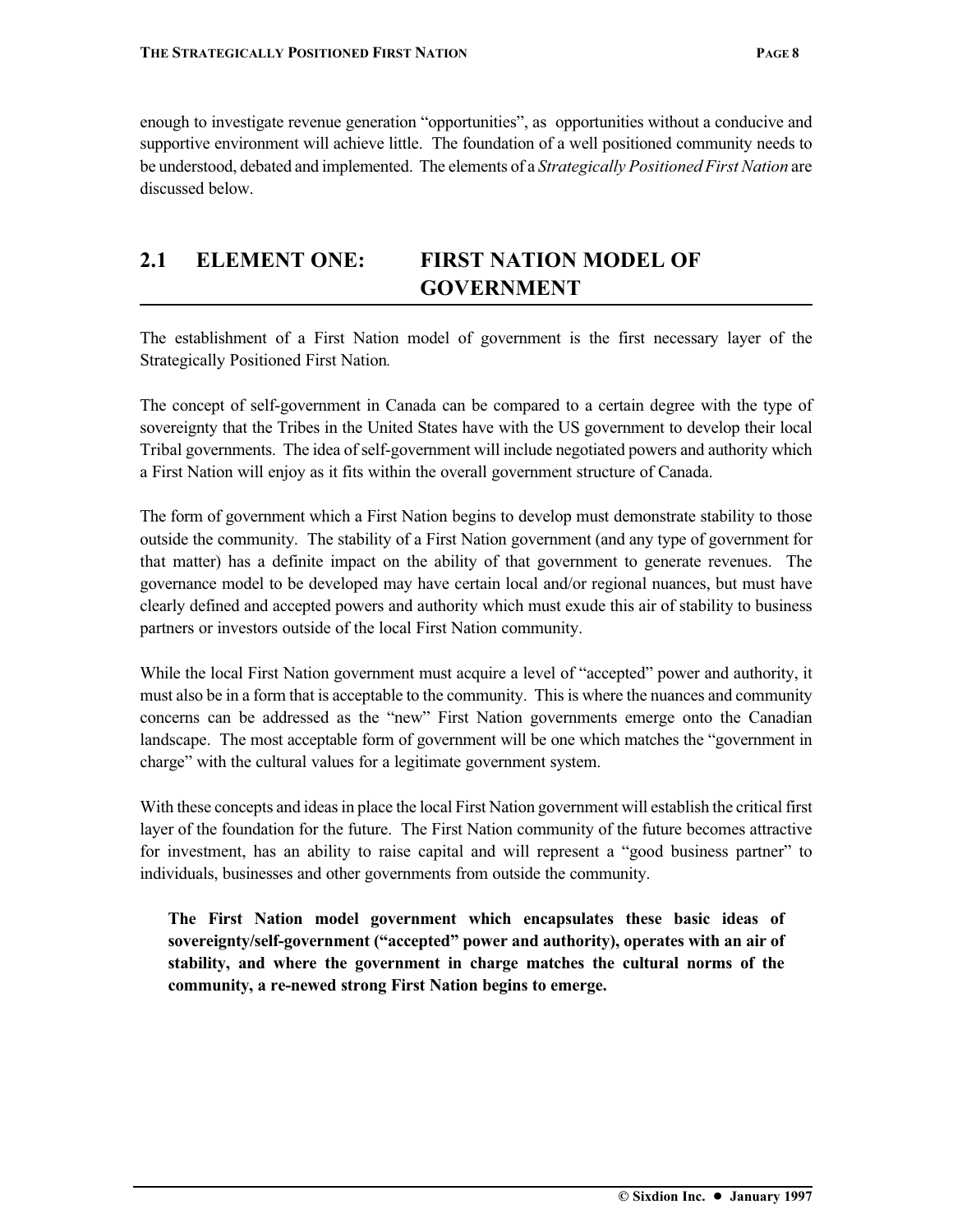enough to investigate revenue generation "opportunities", as opportunities without a conducive and supportive environment will achieve little. The foundation of a well positioned community needs to be understood, debated and implemented. The elements of a *Strategically Positioned First Nation* are discussed below.

## 2.1 ELEMENT ONE: FIRST NATION MODEL OF GOVERNMENT

The establishment of a First Nation model of government is the first necessary layer of the Strategically Positioned First Nation.

The concept of self-government in Canada can be compared to a certain degree with the type of sovereignty that the Tribes in the United States have with the US government to develop their local Tribal governments. The idea of self-government will include negotiated powers and authority which a First Nation will enjoy as it fits within the overall government structure of Canada.

The form of government which a First Nation begins to develop must demonstrate stability to those outside the community. The stability of a First Nation government (and any type of government for that matter) has a definite impact on the ability of that government to generate revenues. The governance model to be developed may have certain local and/or regional nuances, but must have clearly defined and accepted powers and authority which must exude this air of stability to business partners or investors outside of the local First Nation community.

While the local First Nation government must acquire a level of "accepted" power and authority, it must also be in a form that is acceptable to the community. This is where the nuances and community concerns can be addressed as the "new" First Nation governments emerge onto the Canadian landscape. The most acceptable form of government will be one which matches the "government in charge" with the cultural values for a legitimate government system.

With these concepts and ideas in place the local First Nation government will establish the critical first layer of the foundation for the future. The First Nation community of the future becomes attractive for investment, has an ability to raise capital and will represent a "good business partner" to individuals, businesses and other governments from outside the community.

**The First Nation model government which encapsulates these basic ideas of sovereignty/self-government ("accepted" power and authority), operates with an air of stability, and where the government in charge matches the cultural norms of the community, a re-newed strong First Nation begins to emerge.**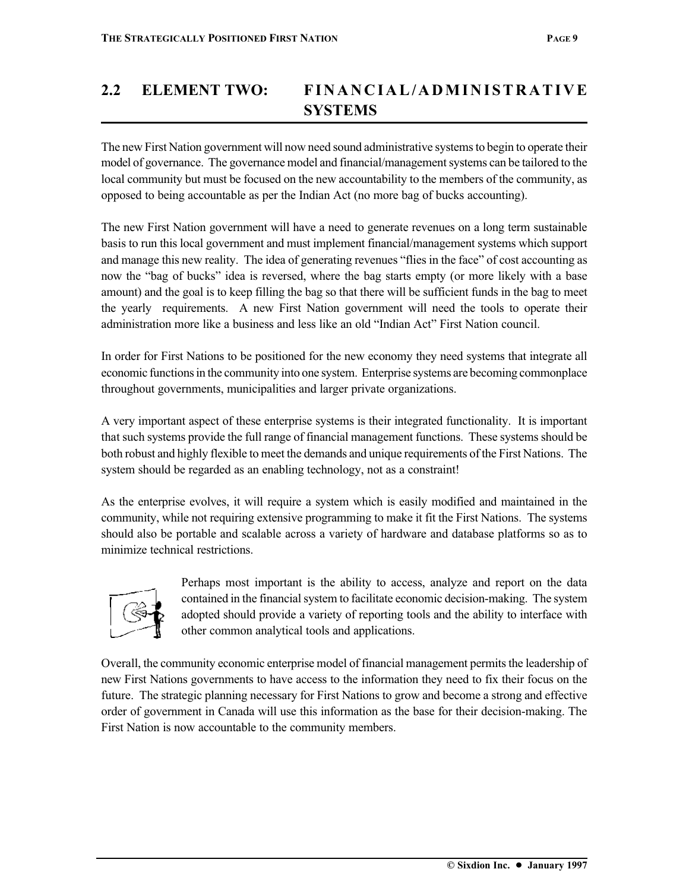## 2.2 ELEMENT TWO: FINANCIAL/ADMINISTRATIVE SYSTEMS

The new First Nation government will now need sound administrative systems to begin to operate their model of governance. The governance model and financial/management systems can be tailored to the local community but must be focused on the new accountability to the members of the community, as opposed to being accountable as per the Indian Act (no more bag of bucks accounting).

The new First Nation government will have a need to generate revenues on a long term sustainable basis to run this local government and must implement financial/management systems which support and manage this new reality. The idea of generating revenues "flies in the face" of cost accounting as now the "bag of bucks" idea is reversed, where the bag starts empty (or more likely with a base amount) and the goal is to keep filling the bag so that there will be sufficient funds in the bag to meet the yearly requirements. A new First Nation government will need the tools to operate their administration more like a business and less like an old "Indian Act" First Nation council.

In order for First Nations to be positioned for the new economy they need systems that integrate all economic functions in the community into one system. Enterprise systems are becoming commonplace throughout governments, municipalities and larger private organizations.

A very important aspect of these enterprise systems is their integrated functionality. It is important that such systems provide the full range of financial management functions. These systems should be both robust and highly flexible to meet the demands and unique requirements of the First Nations. The system should be regarded as an enabling technology, not as a constraint!

As the enterprise evolves, it will require a system which is easily modified and maintained in the community, while not requiring extensive programming to make it fit the First Nations. The systems should also be portable and scalable across a variety of hardware and database platforms so as to minimize technical restrictions.

Perhaps most important is the ability to access, analyze and report on the data contained in the financial system to facilitate economic decision-making. The system adopted should provide a variety of reporting tools and the ability to interface with other common analytical tools and applications.

Overall, the community economic enterprise model of financial management permits the leadership of new First Nations governments to have access to the information they need to fix their focus on the future. The strategic planning necessary for First Nations to grow and become a strong and effective order of government in Canada will use this information as the base for their decision-making. The First Nation is now accountable to the community members.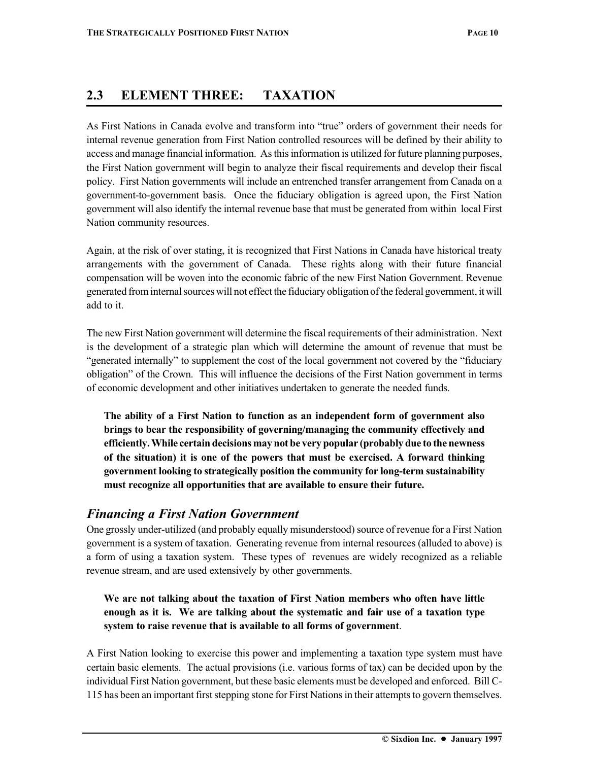## 2.3 ELEMENT THREE: TAXATION

As First Nations in Canada evolve and transform into "true" orders of government their needs for internal revenue generation from First Nation controlled resources will be defined by their ability to access and manage financial information. As this information is utilized for future planning purposes, the First Nation government will begin to analyze their fiscal requirements and develop their fiscal policy. First Nation governments will include an entrenched transfer arrangement from Canada on a government-to-government basis. Once the fiduciary obligation is agreed upon, the First Nation government will also identify the internal revenue base that must be generated from within local First Nation community resources.

Again, at the risk of over stating, it is recognized that First Nations in Canada have historical treaty arrangements with the government of Canada. These rights along with their future financial compensation will be woven into the economic fabric of the new First Nation Government. Revenue generated from internal sources will not effect the fiduciary obligation of the federal government, it will add to it.

The new First Nation government will determine the fiscal requirements of their administration. Next is the development of a strategic plan which will determine the amount of revenue that must be "generated internally" to supplement the cost of the local government not covered by the "fiduciary obligation" of the Crown. This will influence the decisions of the First Nation government in terms of economic development and other initiatives undertaken to generate the needed funds.

> **The ability of a First Nation to function as an independent form of government also brings to bear the responsibility of governing/managing the community effectively and efficiently. While certain decisions may not be very popular (probably due to the newness of the situation) it is one of the powers that must be exercised. A forward thinking government looking to strategically position the community for long-term sustainability must recognize all opportunities that are available to ensure their future.**

### *Financing a First Nation Government*

One grossly under-utilized (and probably equally misunderstood) source of revenue for a First Nation government is a system of taxation. Generating revenue from internal resources (alluded to above) is a form of using a taxation system. These types of revenues are widely recognized as a reliable revenue stream, and are used extensively by other governments.

> **We are not talking about the taxation of First Nation members who often have little enough as it is. We are talking about the systematic and fair use of a taxation type system to raise revenue that is available to all forms of government**.

A First Nation looking to exercise this power and implementing a taxation type system must have certain basic elements. The actual provisions (i.e. various forms of tax) can be decided upon by the individual First Nation government, but these basic elements must be developed and enforced. Bill C-115 has been an important first stepping stone for First Nations in their attempts to govern themselves.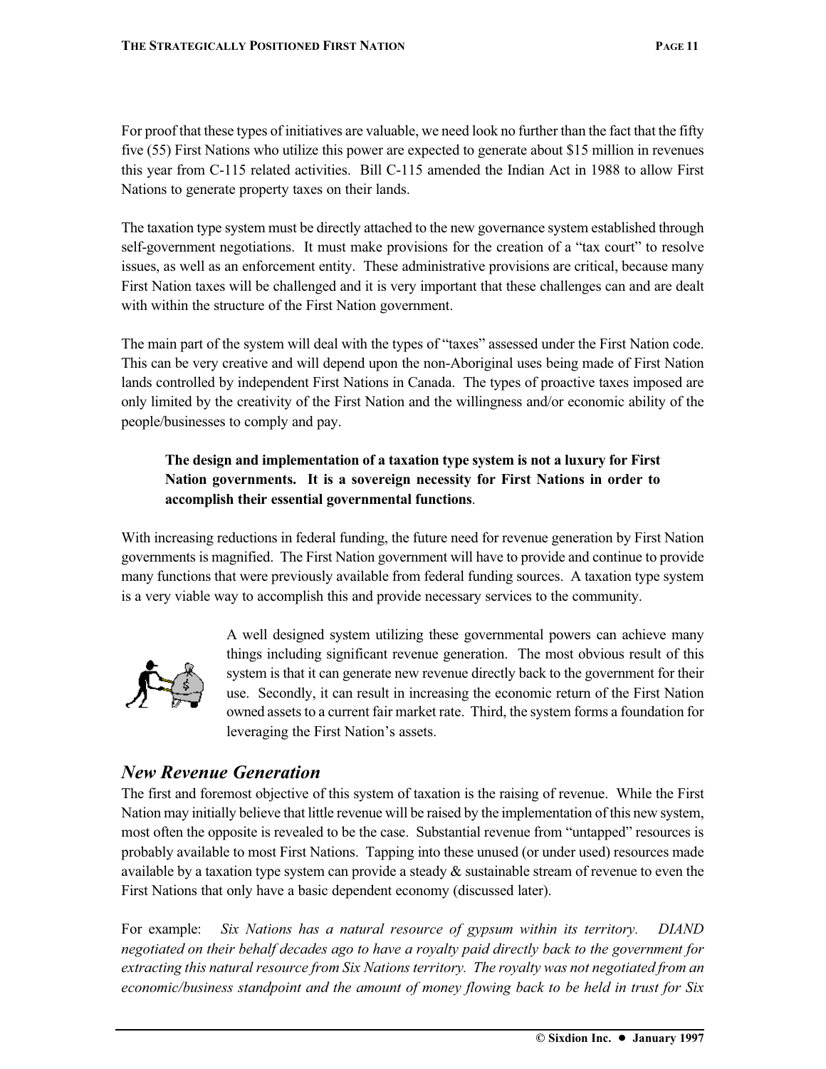For proof that these types of initiatives are valuable, we need look no further than the fact that the fifty five (55) First Nations who utilize this power are expected to generate about $15 million in revenues this year from C-115 related activities. Bill C-115 amended the Indian Act in 1988 to allow First Nations to generate property taxes on their lands.

The taxation type system must be directly attached to the new governance system established through self-government negotiations. It must make provisions for the creation of a "tax court" to resolve issues, as well as an enforcement entity. These administrative provisions are critical, because many First Nation taxes will be challenged and it is very important that these challenges can and are dealt with within the structure of the First Nation government.

The main part of the system will deal with the types of "taxes" assessed under the First Nation code. This can be very creative and will depend upon the non-Aboriginal uses being made of First Nation lands controlled by independent First Nations in Canada. The types of proactive taxes imposed are only limited by the creativity of the First Nation and the willingness and/or economic ability of the people/businesses to comply and pay.

> **The design and implementation of a taxation type system is not a luxury for First Nation governments. It is a sovereign necessity for First Nations in order to accomplish their essential governmental functions**.

With increasing reductions in federal funding, the future need for revenue generation by First Nation governments is magnified. The First Nation government will have to provide and continue to provide many functions that were previously available from federal funding sources. A taxation type system is a very viable way to accomplish this and provide necessary services to the community.

A well designed system utilizing these governmental powers can achieve many things including significant revenue generation. The most obvious result of this system is that it can generate new revenue directly back to the government for their use. Secondly, it can result in increasing the economic return of the First Nation owned assets to a current fair market rate. Third, the system forms a foundation for leveraging the First Nation's assets.

## *New Revenue Generation*

The first and foremost objective of this system of taxation is the raising of revenue. While the First Nation may initially believe that little revenue will be raised by the implementation of this new system, most often the opposite is revealed to be the case. Substantial revenue from "untapped" resources is probably available to most First Nations. Tapping into these unused (or under used) resources made available by a taxation type system can provide a steady & sustainable stream of revenue to even the First Nations that only have a basic dependent economy (discussed later).

For example: *Six Nations has a natural resource of gypsum within its territory. DIAND negotiated on their behalf decades ago to have a royalty paid directly back to the government for extracting this natural resource from Six Nations territory. The royalty was not negotiated from an economic/business standpoint and the amount of money flowing back to be held in trust for Six*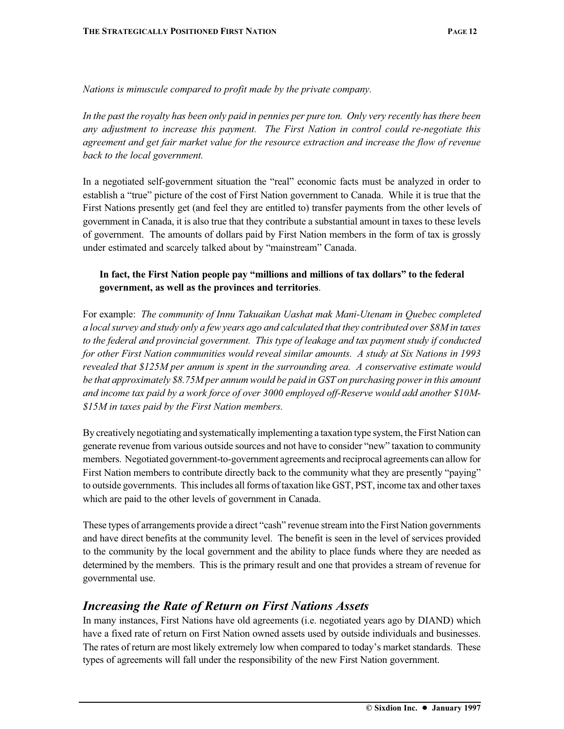*Nations is minuscule compared to profit made by the private company.*

*In the past the royalty has been only paid in pennies per pure ton. Only very recently has there been any adjustment to increase this payment. The First Nation in control could re-negotiate this agreement and get fair market value for the resource extraction and increase the flow of revenue back to the local government.*

In a negotiated self-government situation the "real" economic facts must be analyzed in order to establish a "true" picture of the cost of First Nation government to Canada. While it is true that the First Nations presently get (and feel they are entitled to) transfer payments from the other levels of government in Canada, it is also true that they contribute a substantial amount in taxes to these levels of government. The amounts of dollars paid by First Nation members in the form of tax is grossly under estimated and scarcely talked about by "mainstream" Canada.

> **In fact, the First Nation people pay "millions and millions of tax dollars" to the federal government, as well as the provinces and territories**.

For example: *The community of Innu Takuaikan Uashat mak Mani-Utenam in Quebec completed a local survey and study only a few years ago and calculated that they contributed over $8M in taxes to the federal and provincial government. This type of leakage and tax payment study if conducted for other First Nation communities would reveal similar amounts. A study at Six Nations in 1993 revealed that $125M per annum is spent in the surrounding area. A conservative estimate would be that approximately $8.75M per annum would be paid in GST on purchasing power in this amount and income tax paid by a work force of over 3000 employed off-Reserve would add another $10M-$15M in taxes paid by the First Nation members.*

By creatively negotiating and systematically implementing a taxation type system, the First Nation can generate revenue from various outside sources and not have to consider "new" taxation to community members. Negotiated government-to-government agreements and reciprocal agreements can allow for First Nation members to contribute directly back to the community what they are presently "paying" to outside governments. This includes all forms of taxation like GST, PST, income tax and other taxes which are paid to the other levels of government in Canada.

These types of arrangements provide a direct "cash" revenue stream into the First Nation governments and have direct benefits at the community level. The benefit is seen in the level of services provided to the community by the local government and the ability to place funds where they are needed as determined by the members. This is the primary result and one that provides a stream of revenue for governmental use.

## *Increasing the Rate of Return on First Nations Assets*

In many instances, First Nations have old agreements (i.e. negotiated years ago by DIAND) which have a fixed rate of return on First Nation owned assets used by outside individuals and businesses. The rates of return are most likely extremely low when compared to today's market standards. These types of agreements will fall under the responsibility of the new First Nation government.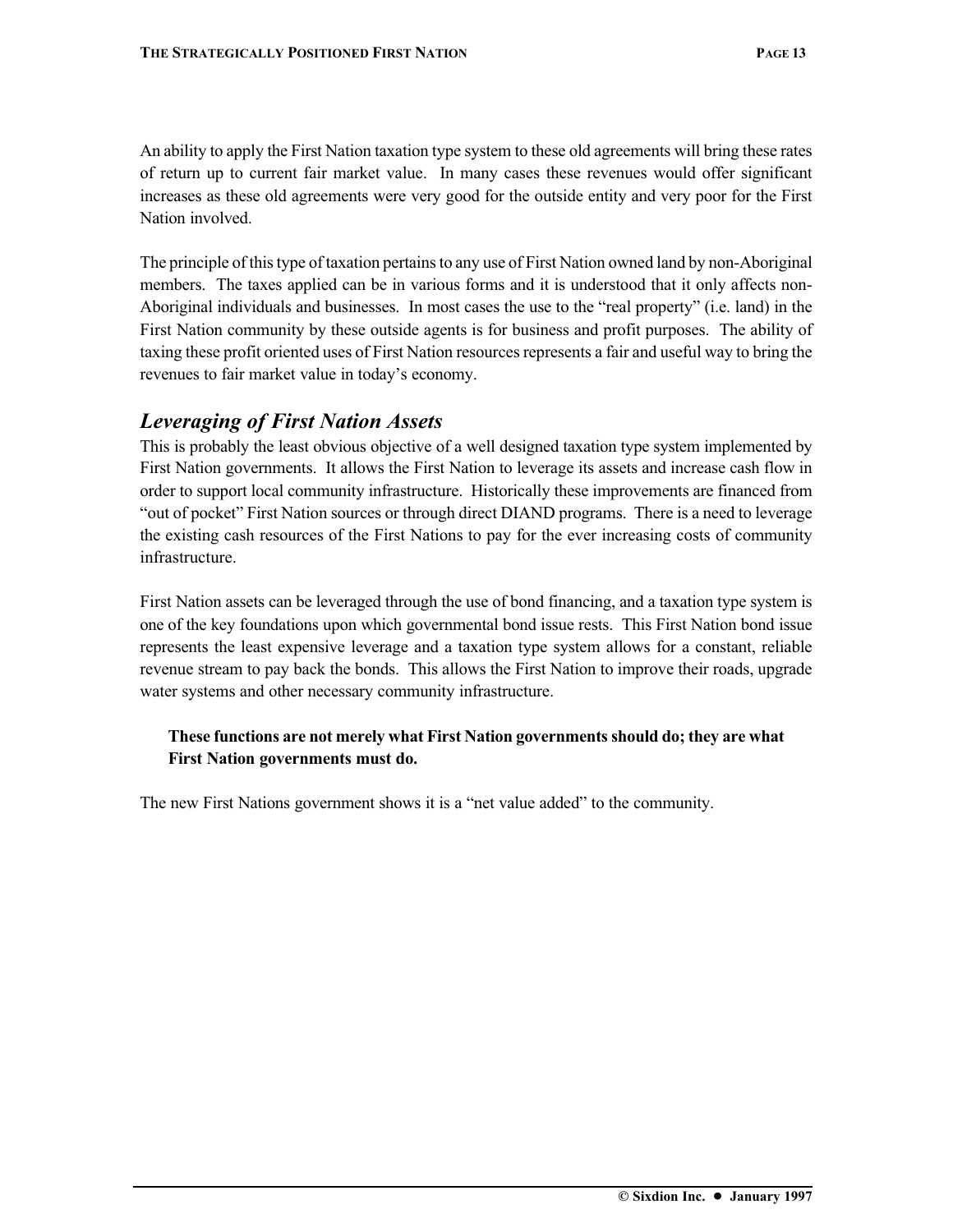An ability to apply the First Nation taxation type system to these old agreements will bring these rates of return up to current fair market value. In many cases these revenues would offer significant increases as these old agreements were very good for the outside entity and very poor for the First Nation involved.

The principle of this type of taxation pertains to any use of First Nation owned land by non-Aboriginal members. The taxes applied can be in various forms and it is understood that it only affects non-Aboriginal individuals and businesses. In most cases the use to the "real property" (i.e. land) in the First Nation community by these outside agents is for business and profit purposes. The ability of taxing these profit oriented uses of First Nation resources represents a fair and useful way to bring the revenues to fair market value in today's economy.

## *Leveraging of First Nation Assets*

This is probably the least obvious objective of a well designed taxation type system implemented by First Nation governments. It allows the First Nation to leverage its assets and increase cash flow in order to support local community infrastructure. Historically these improvements are financed from "out of pocket" First Nation sources or through direct DIAND programs. There is a need to leverage the existing cash resources of the First Nations to pay for the ever increasing costs of community infrastructure.

First Nation assets can be leveraged through the use of bond financing, and a taxation type system is one of the key foundations upon which governmental bond issue rests. This First Nation bond issue represents the least expensive leverage and a taxation type system allows for a constant, reliable revenue stream to pay back the bonds. This allows the First Nation to improve their roads, upgrade water systems and other necessary community infrastructure.

> **These functions are not merely what First Nation governments should do; they are what First Nation governments must do.**

The new First Nations government shows it is a "net value added" to the community.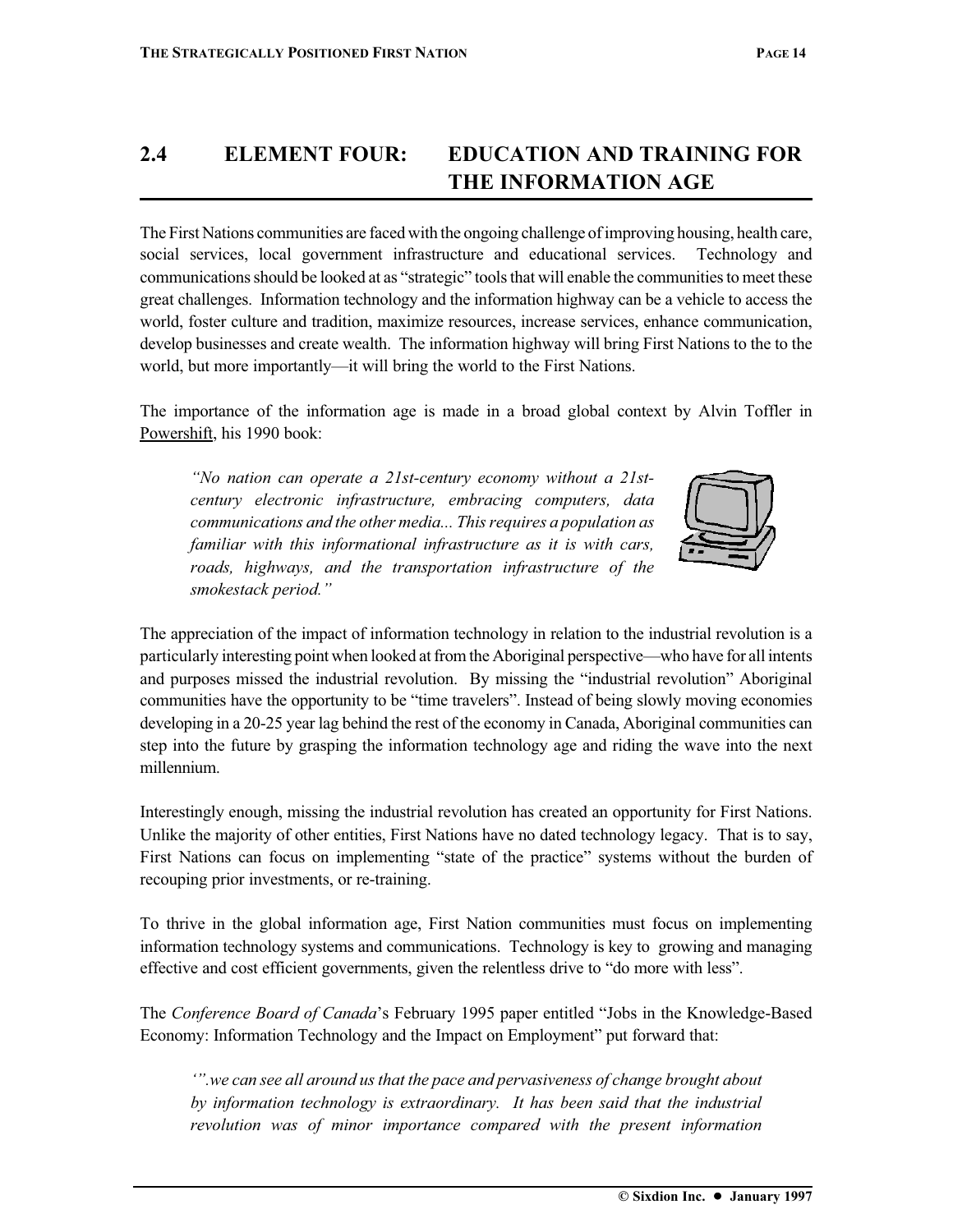## 2.4 ELEMENT FOUR: EDUCATION AND TRAINING FOR THE INFORMATION AGE

The First Nations communities are faced with the ongoing challenge of improving housing, health care, social services, local government infrastructure and educational services. Technology and communications should be looked at as "strategic" tools that will enable the communities to meet these great challenges. Information technology and the information highway can be a vehicle to access the world, foster culture and tradition, maximize resources, increase services, enhance communication, develop businesses and create wealth. The information highway will bring First Nations to the to the world, but more importantly—it will bring the world to the First Nations.

The importance of the information age is made in a broad global context by Alvin Toffler in Powershift, his 1990 book:

> *"No nation can operate a 21st-century economy without a 21st-century electronic infrastructure, embracing computers, data communications and the other media... This requires a population as familiar with this informational infrastructure as it is with cars, roads, highways, and the transportation infrastructure of the smokestack period."*

The appreciation of the impact of information technology in relation to the industrial revolution is a particularly interesting point when looked at from the Aboriginal perspective—who have for all intents and purposes missed the industrial revolution. By missing the "industrial revolution" Aboriginal communities have the opportunity to be "time travelers". Instead of being slowly moving economies developing in a 20-25 year lag behind the rest of the economy in Canada, Aboriginal communities can step into the future by grasping the information technology age and riding the wave into the next millennium.

Interestingly enough, missing the industrial revolution has created an opportunity for First Nations. Unlike the majority of other entities, First Nations have no dated technology legacy. That is to say, First Nations can focus on implementing "state of the practice" systems without the burden of recouping prior investments, or re-training.

To thrive in the global information age, First Nation communities must focus on implementing information technology systems and communications. Technology is key to growing and managing effective and cost efficient governments, given the relentless drive to "do more with less".

The *Conference Board of Canada*'s February 1995 paper entitled "Jobs in the Knowledge-Based Economy: Information Technology and the Impact on Employment" put forward that:

> *'".we can see all around us that the pace and pervasiveness of change brought about by information technology is extraordinary. It has been said that the industrial revolution was of minor importance compared with the present information*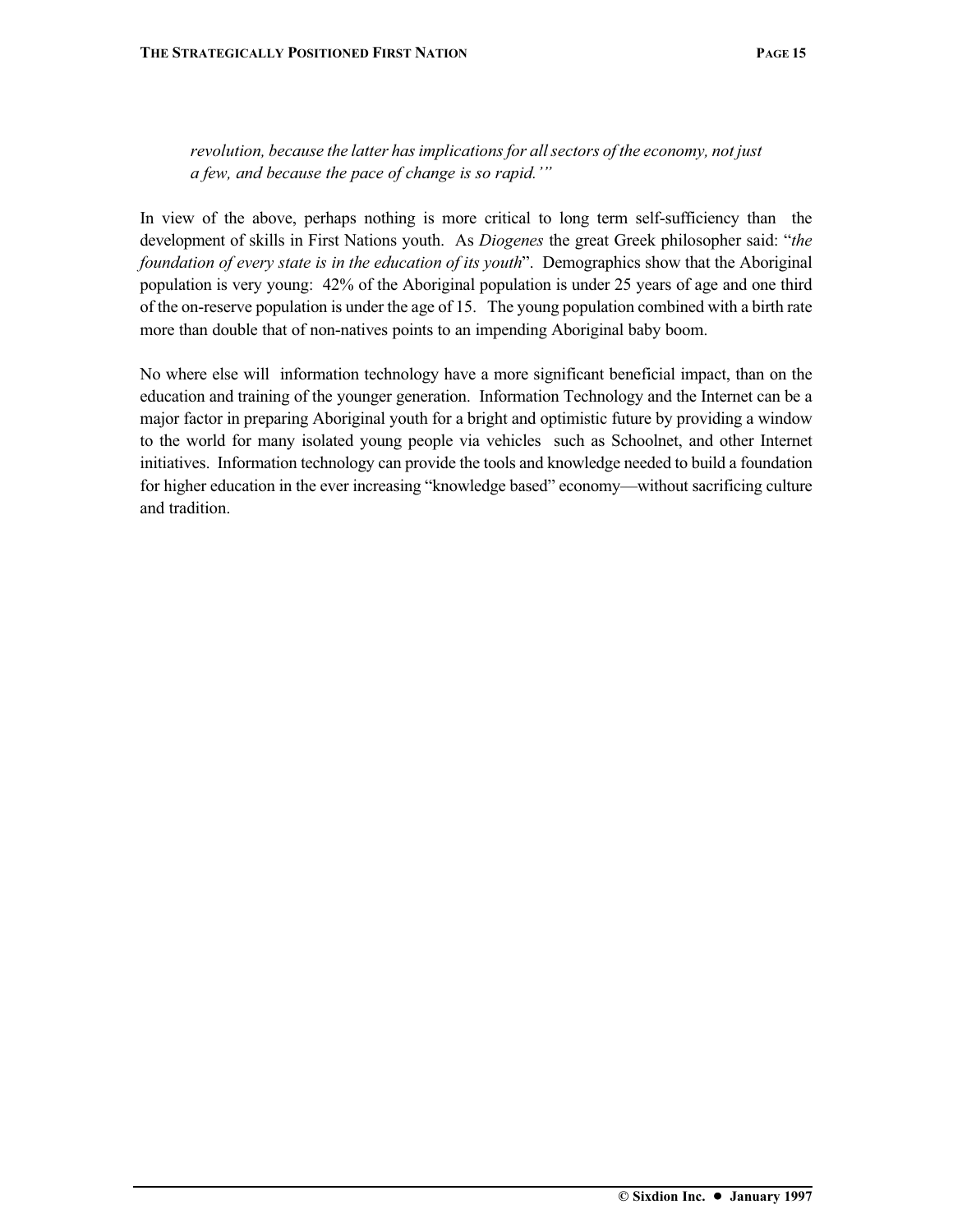*revolution, because the latter has implications for all sectors of the economy, not just a few, and because the pace of change is so rapid.'"*

In view of the above, perhaps nothing is more critical to long term self-sufficiency than the development of skills in First Nations youth. As *Diogenes* the great Greek philosopher said: "*the foundation of every state is in the education of its youth*". Demographics show that the Aboriginal population is very young: 42% of the Aboriginal population is under 25 years of age and one third of the on-reserve population is under the age of 15. The young population combined with a birth rate more than double that of non-natives points to an impending Aboriginal baby boom.

No where else will information technology have a more significant beneficial impact, than on the education and training of the younger generation. Information Technology and the Internet can be a major factor in preparing Aboriginal youth for a bright and optimistic future by providing a window to the world for many isolated young people via vehicles such as Schoolnet, and other Internet initiatives. Information technology can provide the tools and knowledge needed to build a foundation for higher education in the ever increasing "knowledge based" economy—without sacrificing culture and tradition.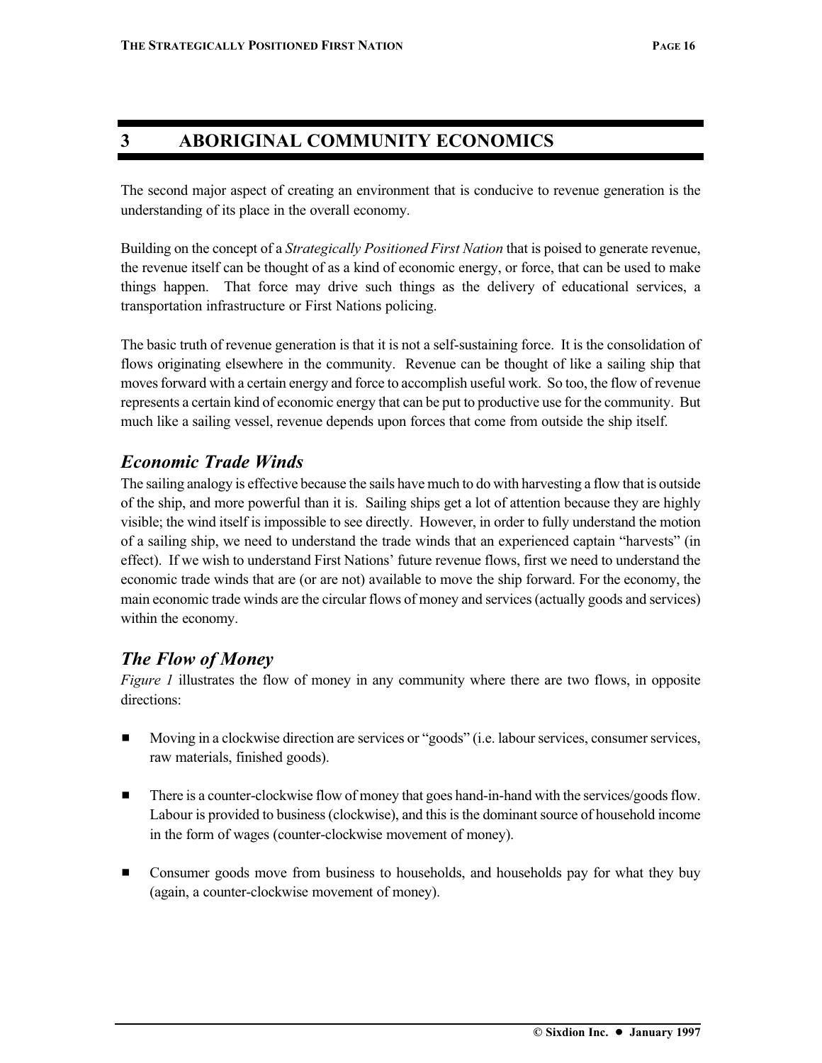# 3 ABORIGINAL COMMUNITY ECONOMICS

The second major aspect of creating an environment that is conducive to revenue generation is the understanding of its place in the overall economy.

Building on the concept of a *Strategically Positioned First Nation* that is poised to generate revenue, the revenue itself can be thought of as a kind of economic energy, or force, that can be used to make things happen. That force may drive such things as the delivery of educational services, a transportation infrastructure or First Nations policing.

The basic truth of revenue generation is that it is not a self-sustaining force. It is the consolidation of flows originating elsewhere in the community. Revenue can be thought of like a sailing ship that moves forward with a certain energy and force to accomplish useful work. So too, the flow of revenue represents a certain kind of economic energy that can be put to productive use for the community. But much like a sailing vessel, revenue depends upon forces that come from outside the ship itself.

## *Economic Trade Winds*

The sailing analogy is effective because the sails have much to do with harvesting a flow that is outside of the ship, and more powerful than it is. Sailing ships get a lot of attention because they are highly visible; the wind itself is impossible to see directly. However, in order to fully understand the motion of a sailing ship, we need to understand the trade winds that an experienced captain "harvests" (in effect). If we wish to understand First Nations' future revenue flows, first we need to understand the economic trade winds that are (or are not) available to move the ship forward. For the economy, the main economic trade winds are the circular flows of money and services (actually goods and services) within the economy.

## *The Flow of Money*

*Figure 1* illustrates the flow of money in any community where there are two flows, in opposite directions:

- Moving in a clockwise direction are services or "goods" (i.e. labour services, consumer services, raw materials, finished goods).
- There is a counter-clockwise flow of money that goes hand-in-hand with the services/goods flow. Labour is provided to business (clockwise), and this is the dominant source of household income in the form of wages (counter-clockwise movement of money).
- Consumer goods move from business to households, and households pay for what they buy (again, a counter-clockwise movement of money).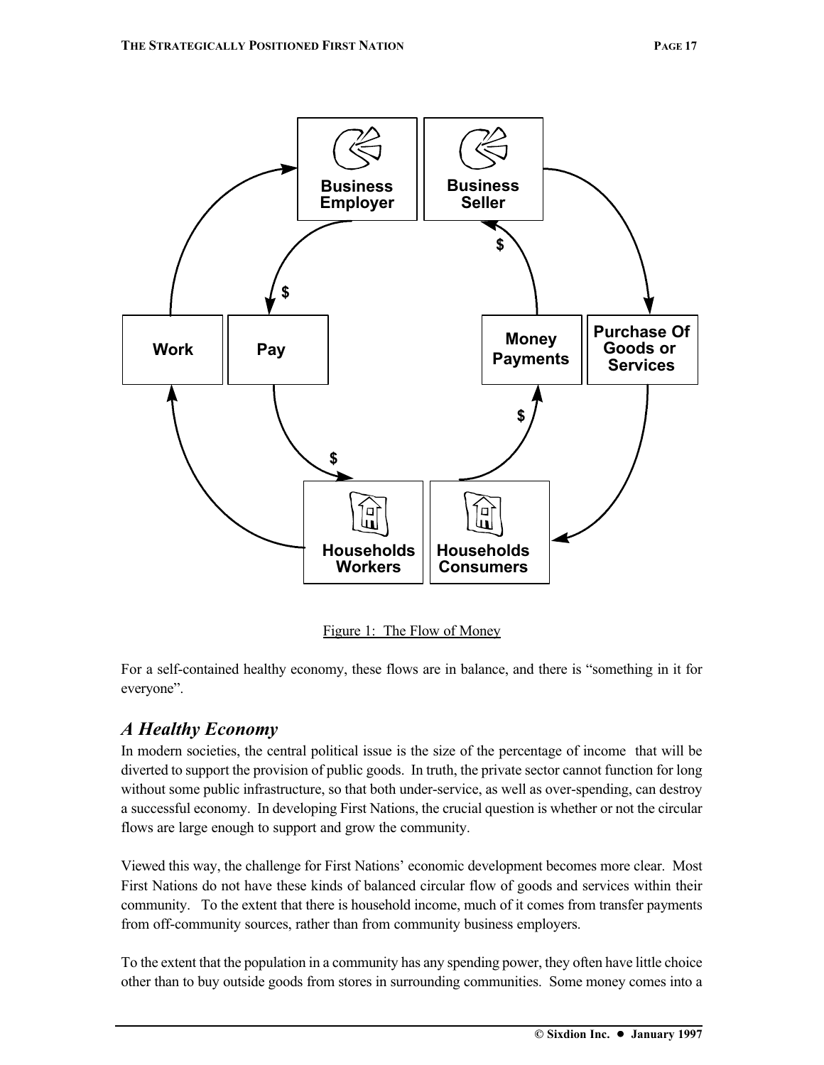Figure 1: The Flow of Money

For a self-contained healthy economy, these flows are in balance, and there is "something in it for everyone".

## *A Healthy Economy*

In modern societies, the central political issue is the size of the percentage of income that will be diverted to support the provision of public goods. In truth, the private sector cannot function for long without some public infrastructure, so that both under-service, as well as over-spending, can destroy a successful economy. In developing First Nations, the crucial question is whether or not the circular flows are large enough to support and grow the community.

Viewed this way, the challenge for First Nations' economic development becomes more clear. Most First Nations do not have these kinds of balanced circular flow of goods and services within their community. To the extent that there is household income, much of it comes from transfer payments from off-community sources, rather than from community business employers.

To the extent that the population in a community has any spending power, they often have little choice other than to buy outside goods from stores in surrounding communities. Some money comes into a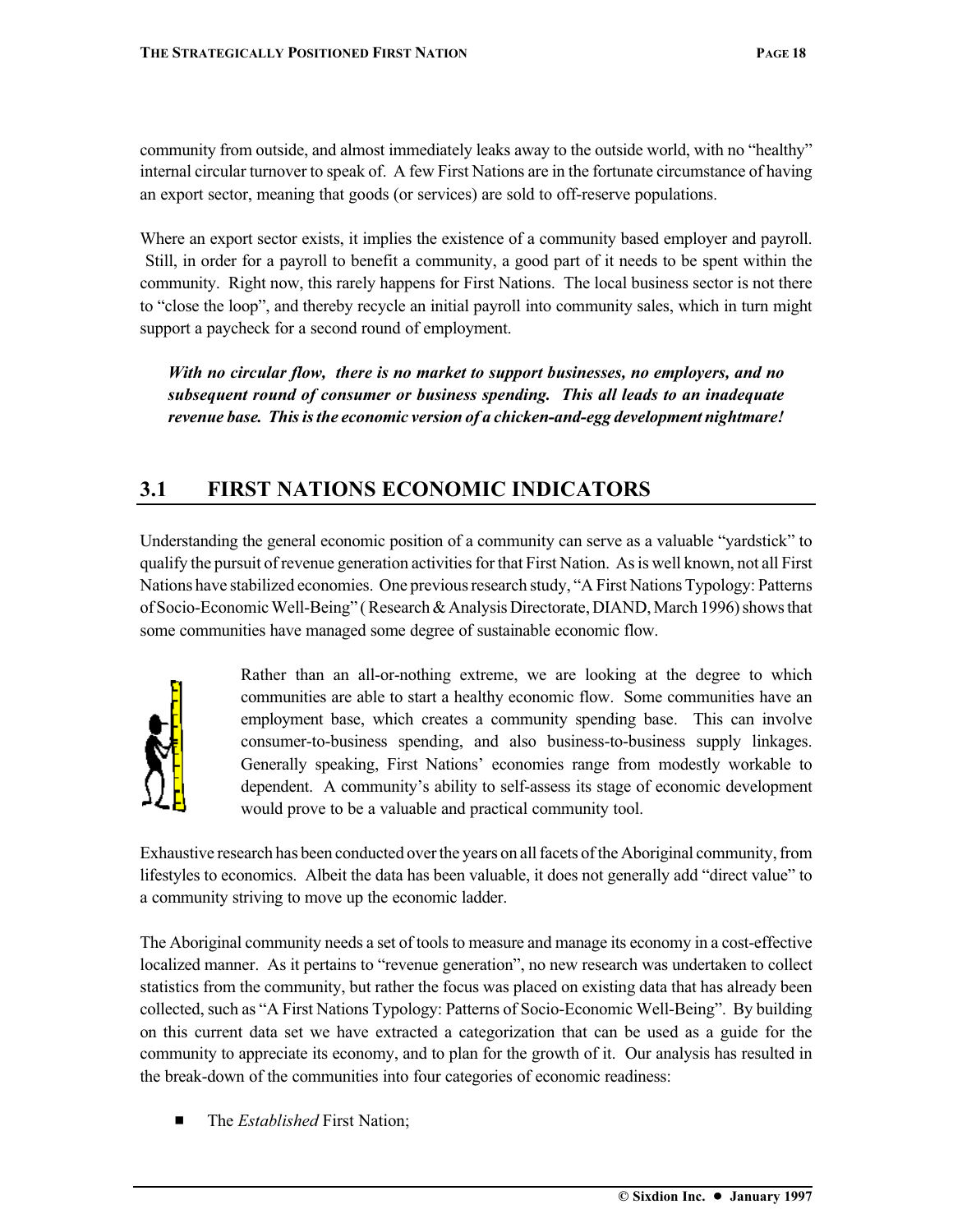community from outside, and almost immediately leaks away to the outside world, with no "healthy" internal circular turnover to speak of. A few First Nations are in the fortunate circumstance of having an export sector, meaning that goods (or services) are sold to off-reserve populations.

Where an export sector exists, it implies the existence of a community based employer and payroll. Still, in order for a payroll to benefit a community, a good part of it needs to be spent within the community. Right now, this rarely happens for First Nations. The local business sector is not there to "close the loop", and thereby recycle an initial payroll into community sales, which in turn might support a paycheck for a second round of employment.

> ***With no circular flow, there is no market to support businesses, no employers, and no subsequent round of consumer or business spending. This all leads to an inadequate revenue base. This is the economic version of a chicken-and-egg development nightmare!***

## 3.1 FIRST NATIONS ECONOMIC INDICATORS

Understanding the general economic position of a community can serve as a valuable "yardstick" to qualify the pursuit of revenue generation activities for that First Nation. As is well known, not all First Nations have stabilized economies. One previous research study, "A First Nations Typology: Patterns of Socio-Economic Well-Being" ( Research & Analysis Directorate, DIAND, March 1996) shows that some communities have managed some degree of sustainable economic flow.

Rather than an all-or-nothing extreme, we are looking at the degree to which communities are able to start a healthy economic flow. Some communities have an employment base, which creates a community spending base. This can involve consumer-to-business spending, and also business-to-business supply linkages. Generally speaking, First Nations' economies range from modestly workable to dependent. A community's ability to self-assess its stage of economic development would prove to be a valuable and practical community tool.

Exhaustive research has been conducted over the years on all facets of the Aboriginal community, from lifestyles to economics. Albeit the data has been valuable, it does not generally add "direct value" to a community striving to move up the economic ladder.

The Aboriginal community needs a set of tools to measure and manage its economy in a cost-effective localized manner. As it pertains to "revenue generation", no new research was undertaken to collect statistics from the community, but rather the focus was placed on existing data that has already been collected, such as "A First Nations Typology: Patterns of Socio-Economic Well-Being". By building on this current data set we have extracted a categorization that can be used as a guide for the community to appreciate its economy, and to plan for the growth of it. Our analysis has resulted in the break-down of the communities into four categories of economic readiness:

- The *Established* First Nation;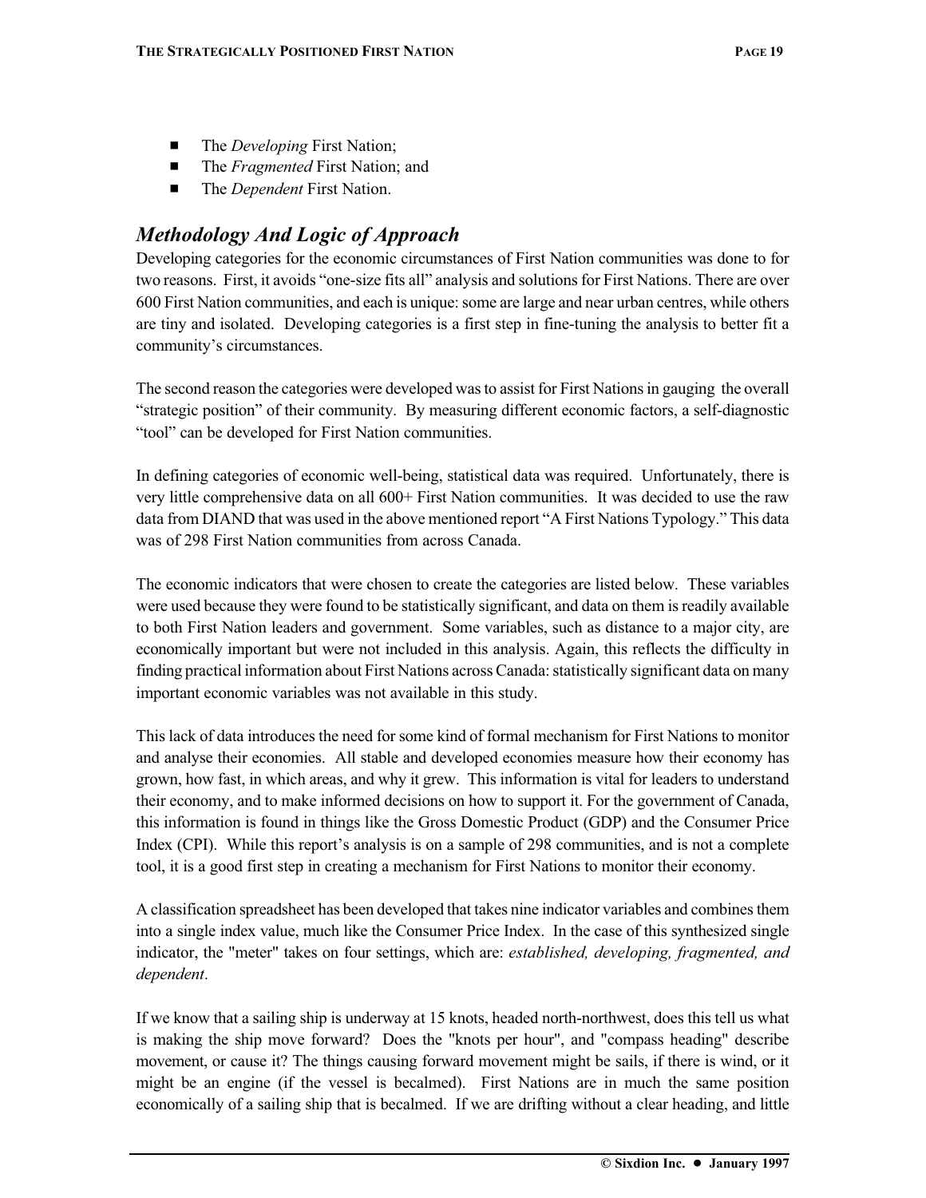- The *Developing* First Nation;
- The *Fragmented* First Nation; and
- The *Dependent* First Nation.

## *Methodology And Logic of Approach*

Developing categories for the economic circumstances of First Nation communities was done to for two reasons. First, it avoids "one-size fits all" analysis and solutions for First Nations. There are over 600 First Nation communities, and each is unique: some are large and near urban centres, while others are tiny and isolated. Developing categories is a first step in fine-tuning the analysis to better fit a community's circumstances.

The second reason the categories were developed was to assist for First Nations in gauging the overall "strategic position" of their community. By measuring different economic factors, a self-diagnostic "tool" can be developed for First Nation communities.

In defining categories of economic well-being, statistical data was required. Unfortunately, there is very little comprehensive data on all 600+ First Nation communities. It was decided to use the raw data from DIAND that was used in the above mentioned report "A First Nations Typology." This data was of 298 First Nation communities from across Canada.

The economic indicators that were chosen to create the categories are listed below. These variables were used because they were found to be statistically significant, and data on them is readily available to both First Nation leaders and government. Some variables, such as distance to a major city, are economically important but were not included in this analysis. Again, this reflects the difficulty in finding practical information about First Nations across Canada: statistically significant data on many important economic variables was not available in this study.

This lack of data introduces the need for some kind of formal mechanism for First Nations to monitor and analyse their economies. All stable and developed economies measure how their economy has grown, how fast, in which areas, and why it grew. This information is vital for leaders to understand their economy, and to make informed decisions on how to support it. For the government of Canada, this information is found in things like the Gross Domestic Product (GDP) and the Consumer Price Index (CPI). While this report's analysis is on a sample of 298 communities, and is not a complete tool, it is a good first step in creating a mechanism for First Nations to monitor their economy.

A classification spreadsheet has been developed that takes nine indicator variables and combines them into a single index value, much like the Consumer Price Index. In the case of this synthesized single indicator, the "meter" takes on four settings, which are: *established, developing, fragmented, and dependent*.

If we know that a sailing ship is underway at 15 knots, headed north-northwest, does this tell us what is making the ship move forward? Does the "knots per hour", and "compass heading" describe movement, or cause it? The things causing forward movement might be sails, if there is wind, or it might be an engine (if the vessel is becalmed). First Nations are in much the same position economically of a sailing ship that is becalmed. If we are drifting without a clear heading, and little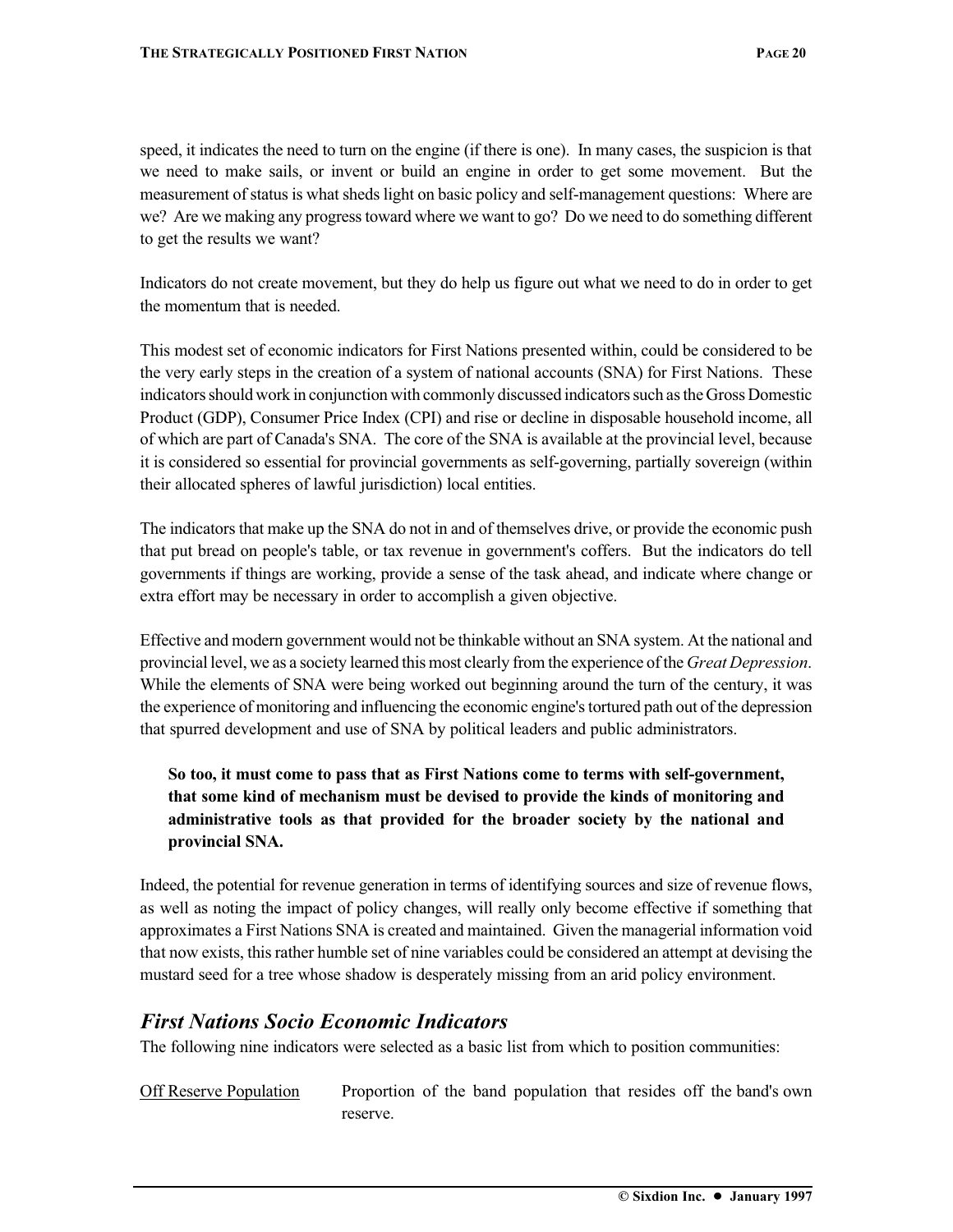speed, it indicates the need to turn on the engine (if there is one). In many cases, the suspicion is that we need to make sails, or invent or build an engine in order to get some movement. But the measurement of status is what sheds light on basic policy and self-management questions: Where are we? Are we making any progress toward where we want to go? Do we need to do something different to get the results we want?

Indicators do not create movement, but they do help us figure out what we need to do in order to get the momentum that is needed.

This modest set of economic indicators for First Nations presented within, could be considered to be the very early steps in the creation of a system of national accounts (SNA) for First Nations. These indicators should work in conjunction with commonly discussed indicators such as the Gross Domestic Product (GDP), Consumer Price Index (CPI) and rise or decline in disposable household income, all of which are part of Canada's SNA. The core of the SNA is available at the provincial level, because it is considered so essential for provincial governments as self-governing, partially sovereign (within their allocated spheres of lawful jurisdiction) local entities.

The indicators that make up the SNA do not in and of themselves drive, or provide the economic push that put bread on people's table, or tax revenue in government's coffers. But the indicators do tell governments if things are working, provide a sense of the task ahead, and indicate where change or extra effort may be necessary in order to accomplish a given objective.

Effective and modern government would not be thinkable without an SNA system. At the national and provincial level, we as a society learned this most clearly from the experience of the *Great Depression*. While the elements of SNA were being worked out beginning around the turn of the century, it was the experience of monitoring and influencing the economic engine's tortured path out of the depression that spurred development and use of SNA by political leaders and public administrators.

> **So too, it must come to pass that as First Nations come to terms with self-government, that some kind of mechanism must be devised to provide the kinds of monitoring and administrative tools as that provided for the broader society by the national and provincial SNA.**

Indeed, the potential for revenue generation in terms of identifying sources and size of revenue flows, as well as noting the impact of policy changes, will really only become effective if something that approximates a First Nations SNA is created and maintained. Given the managerial information void that now exists, this rather humble set of nine variables could be considered an attempt at devising the mustard seed for a tree whose shadow is desperately missing from an arid policy environment.

## *First Nations Socio Economic Indicators*

The following nine indicators were selected as a basic list from which to position communities:

<u>Off Reserve Population</u> — Proportion of the band population that resides off the band's own reserve.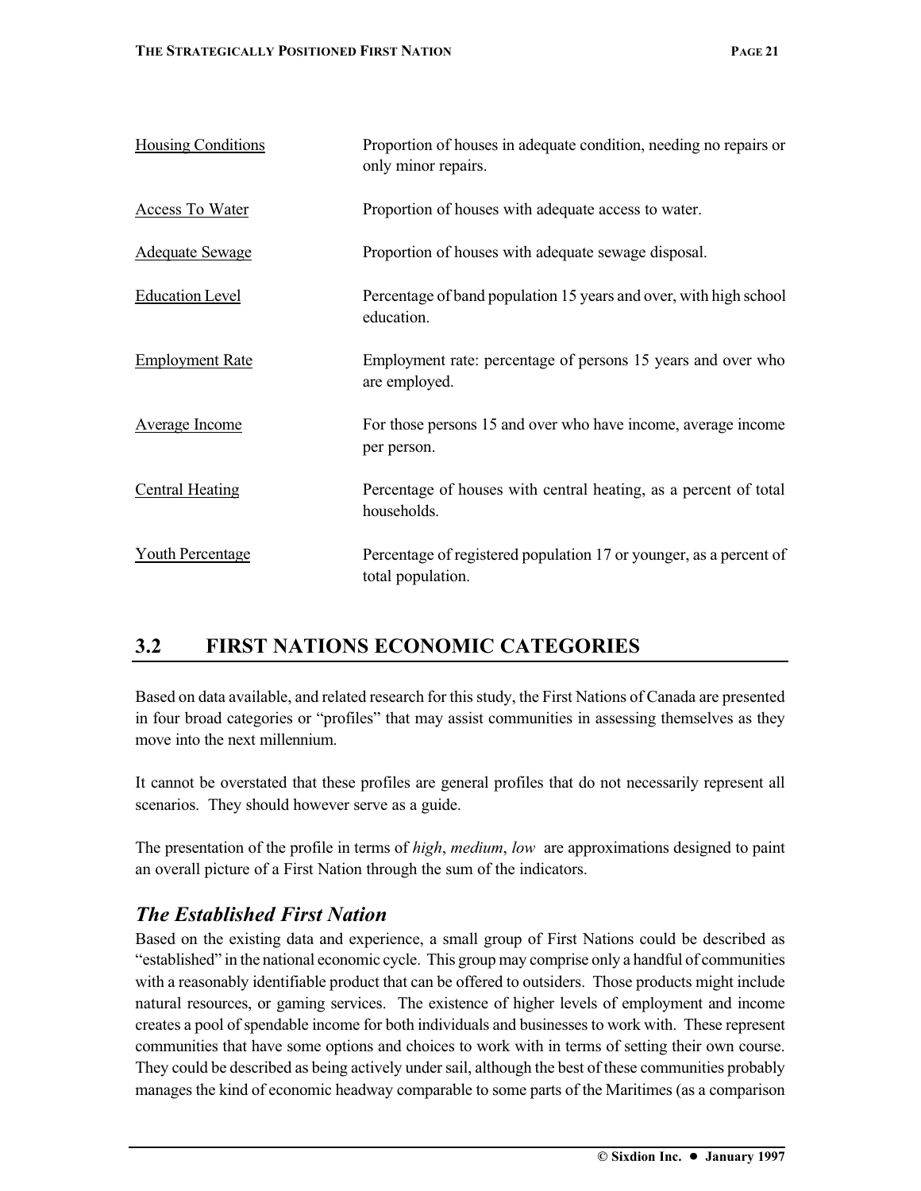| | |
|---|---|
| Housing Conditions | Proportion of houses in adequate condition, needing no repairs or only minor repairs. |
| Access To Water | Proportion of houses with adequate access to water. |
| Adequate Sewage | Proportion of houses with adequate sewage disposal. |
| Education Level | Percentage of band population 15 years and over, with high school education. |
| Employment Rate | Employment rate: percentage of persons 15 years and over who are employed. |
| Average Income | For those persons 15 and over who have income, average income per person. |
| Central Heating | Percentage of houses with central heating, as a percent of total households. |
| Youth Percentage | Percentage of registered population 17 or younger, as a percent of total population. |

## 3.2 FIRST NATIONS ECONOMIC CATEGORIES

Based on data available, and related research for this study, the First Nations of Canada are presented in four broad categories or "profiles" that may assist communities in assessing themselves as they move into the next millennium.

It cannot be overstated that these profiles are general profiles that do not necessarily represent all scenarios. They should however serve as a guide.

The presentation of the profile in terms of *high*, *medium*, *low* are approximations designed to paint an overall picture of a First Nation through the sum of the indicators.

### *The Established First Nation*

Based on the existing data and experience, a small group of First Nations could be described as "established" in the national economic cycle. This group may comprise only a handful of communities with a reasonably identifiable product that can be offered to outsiders. Those products might include natural resources, or gaming services. The existence of higher levels of employment and income creates a pool of spendable income for both individuals and businesses to work with. These represent communities that have some options and choices to work with in terms of setting their own course. They could be described as being actively under sail, although the best of these communities probably manages the kind of economic headway comparable to some parts of the Maritimes (as a comparison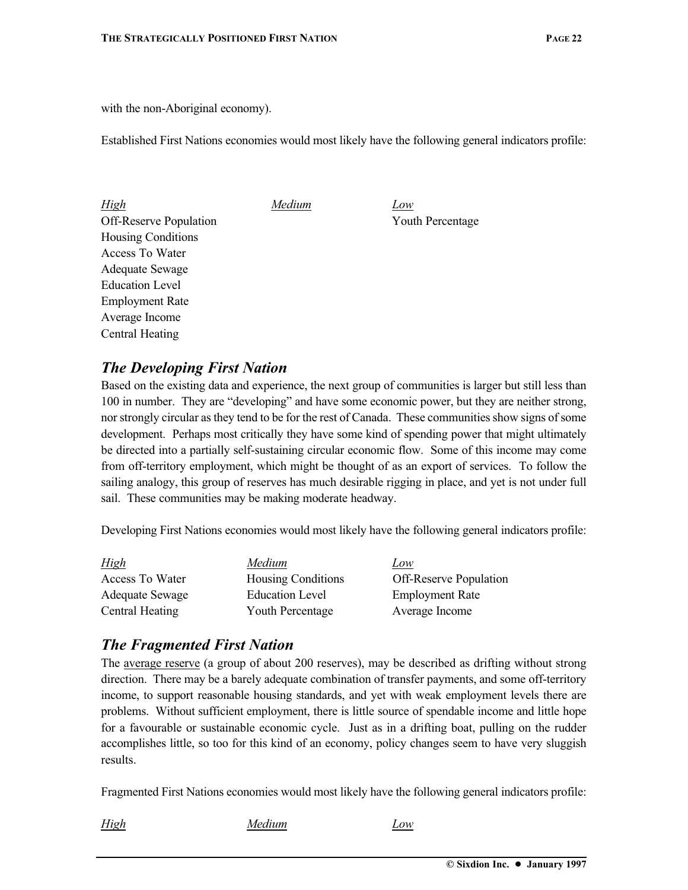with the non-Aboriginal economy).

Established First Nations economies would most likely have the following general indicators profile:

| *High* | *Medium* | *Low* |
|---|---|---|
| Off-Reserve Population | | Youth Percentage |
| Housing Conditions | | |
| Access To Water | | |
| Adequate Sewage | | |
| Education Level | | |
| Employment Rate | | |
| Average Income | | |
| Central Heating | | |

## *The Developing First Nation*

Based on the existing data and experience, the next group of communities is larger but still less than 100 in number. They are "developing" and have some economic power, but they are neither strong, nor strongly circular as they tend to be for the rest of Canada. These communities show signs of some development. Perhaps most critically they have some kind of spending power that might ultimately be directed into a partially self-sustaining circular economic flow. Some of this income may come from off-territory employment, which might be thought of as an export of services. To follow the sailing analogy, this group of reserves has much desirable rigging in place, and yet is not under full sail. These communities may be making moderate headway.

Developing First Nations economies would most likely have the following general indicators profile:

| *High* | *Medium* | *Low* |
|---|---|---|
| Access To Water | Housing Conditions | Off-Reserve Population |
| Adequate Sewage | Education Level | Employment Rate |
| Central Heating | Youth Percentage | Average Income |

## *The Fragmented First Nation*

The <u>average reserve</u> (a group of about 200 reserves), may be described as drifting without strong direction. There may be a barely adequate combination of transfer payments, and some off-territory income, to support reasonable housing standards, and yet with weak employment levels there are problems. Without sufficient employment, there is little source of spendable income and little hope for a favourable or sustainable economic cycle. Just as in a drifting boat, pulling on the rudder accomplishes little, so too for this kind of an economy, policy changes seem to have very sluggish results.

Fragmented First Nations economies would most likely have the following general indicators profile:

| *High* | *Medium* | *Low* |
|---|---|---|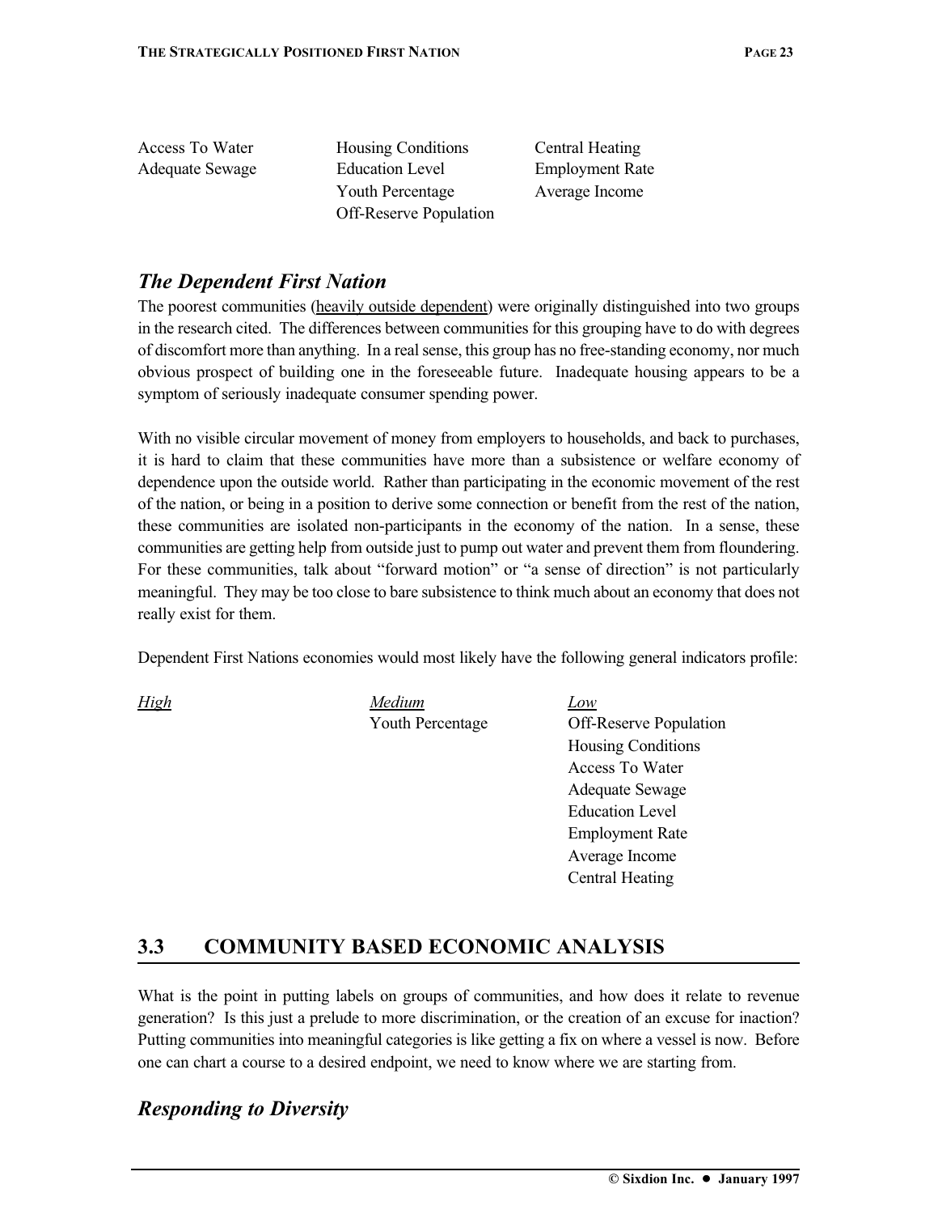| | | |
|---|---|---|
| Access To Water | Housing Conditions | Central Heating |
| Adequate Sewage | Education Level | Employment Rate |
| | Youth Percentage | Average Income |
| | Off-Reserve Population | |

## *The Dependent First Nation*

The poorest communities (heavily outside dependent) were originally distinguished into two groups in the research cited. The differences between communities for this grouping have to do with degrees of discomfort more than anything. In a real sense, this group has no free-standing economy, nor much obvious prospect of building one in the foreseeable future. Inadequate housing appears to be a symptom of seriously inadequate consumer spending power.

With no visible circular movement of money from employers to households, and back to purchases, it is hard to claim that these communities have more than a subsistence or welfare economy of dependence upon the outside world. Rather than participating in the economic movement of the rest of the nation, or being in a position to derive some connection or benefit from the rest of the nation, these communities are isolated non-participants in the economy of the nation. In a sense, these communities are getting help from outside just to pump out water and prevent them from floundering. For these communities, talk about "forward motion" or "a sense of direction" is not particularly meaningful. They may be too close to bare subsistence to think much about an economy that does not really exist for them.

Dependent First Nations economies would most likely have the following general indicators profile:

| *High* | *Medium* | *Low* |
|---|---|---|
| | Youth Percentage | Off-Reserve Population |
| | | Housing Conditions |
| | | Access To Water |
| | | Adequate Sewage |
| | | Education Level |
| | | Employment Rate |
| | | Average Income |
| | | Central Heating |

## 3.3 COMMUNITY BASED ECONOMIC ANALYSIS

What is the point in putting labels on groups of communities, and how does it relate to revenue generation? Is this just a prelude to more discrimination, or the creation of an excuse for inaction? Putting communities into meaningful categories is like getting a fix on where a vessel is now. Before one can chart a course to a desired endpoint, we need to know where we are starting from.

## *Responding to Diversity*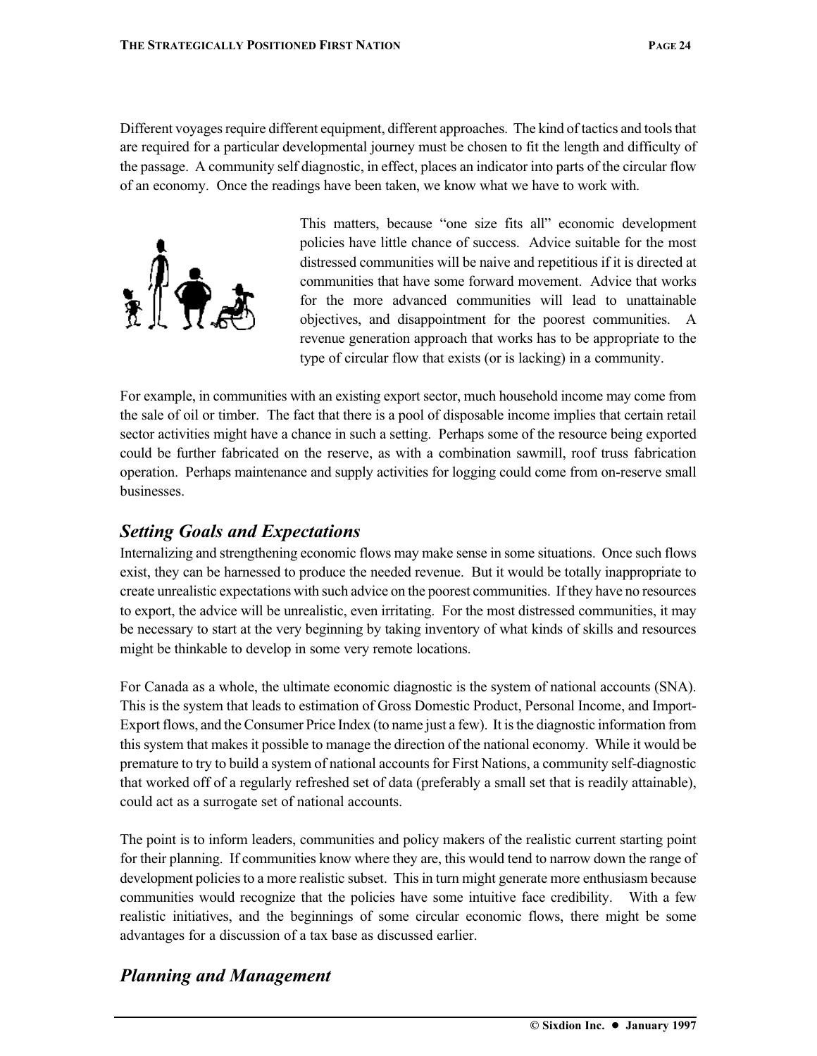Different voyages require different equipment, different approaches. The kind of tactics and tools that are required for a particular developmental journey must be chosen to fit the length and difficulty of the passage. A community self diagnostic, in effect, places an indicator into parts of the circular flow of an economy. Once the readings have been taken, we know what we have to work with.

This matters, because "one size fits all" economic development policies have little chance of success. Advice suitable for the most distressed communities will be naive and repetitious if it is directed at communities that have some forward movement. Advice that works for the more advanced communities will lead to unattainable objectives, and disappointment for the poorest communities. A revenue generation approach that works has to be appropriate to the type of circular flow that exists (or is lacking) in a community.

For example, in communities with an existing export sector, much household income may come from the sale of oil or timber. The fact that there is a pool of disposable income implies that certain retail sector activities might have a chance in such a setting. Perhaps some of the resource being exported could be further fabricated on the reserve, as with a combination sawmill, roof truss fabrication operation. Perhaps maintenance and supply activities for logging could come from on-reserve small businesses.

## *Setting Goals and Expectations*

Internalizing and strengthening economic flows may make sense in some situations. Once such flows exist, they can be harnessed to produce the needed revenue. But it would be totally inappropriate to create unrealistic expectations with such advice on the poorest communities. If they have no resources to export, the advice will be unrealistic, even irritating. For the most distressed communities, it may be necessary to start at the very beginning by taking inventory of what kinds of skills and resources might be thinkable to develop in some very remote locations.

For Canada as a whole, the ultimate economic diagnostic is the system of national accounts (SNA). This is the system that leads to estimation of Gross Domestic Product, Personal Income, and Import-Export flows, and the Consumer Price Index (to name just a few). It is the diagnostic information from this system that makes it possible to manage the direction of the national economy. While it would be premature to try to build a system of national accounts for First Nations, a community self-diagnostic that worked off of a regularly refreshed set of data (preferably a small set that is readily attainable), could act as a surrogate set of national accounts.

The point is to inform leaders, communities and policy makers of the realistic current starting point for their planning. If communities know where they are, this would tend to narrow down the range of development policies to a more realistic subset. This in turn might generate more enthusiasm because communities would recognize that the policies have some intuitive face credibility. With a few realistic initiatives, and the beginnings of some circular economic flows, there might be some advantages for a discussion of a tax base as discussed earlier.

## *Planning and Management*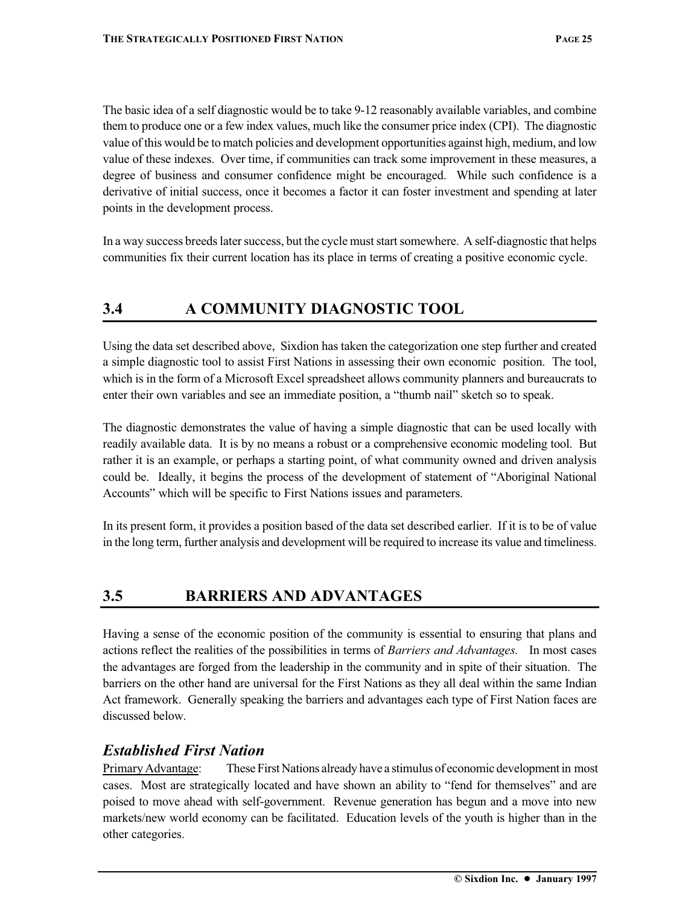The basic idea of a self diagnostic would be to take 9-12 reasonably available variables, and combine them to produce one or a few index values, much like the consumer price index (CPI). The diagnostic value of this would be to match policies and development opportunities against high, medium, and low value of these indexes. Over time, if communities can track some improvement in these measures, a degree of business and consumer confidence might be encouraged. While such confidence is a derivative of initial success, once it becomes a factor it can foster investment and spending at later points in the development process.

In a way success breeds later success, but the cycle must start somewhere. A self-diagnostic that helps communities fix their current location has its place in terms of creating a positive economic cycle.

## 3.4 A COMMUNITY DIAGNOSTIC TOOL

Using the data set described above, Sixdion has taken the categorization one step further and created a simple diagnostic tool to assist First Nations in assessing their own economic position. The tool, which is in the form of a Microsoft Excel spreadsheet allows community planners and bureaucrats to enter their own variables and see an immediate position, a "thumb nail" sketch so to speak.

The diagnostic demonstrates the value of having a simple diagnostic that can be used locally with readily available data. It is by no means a robust or a comprehensive economic modeling tool. But rather it is an example, or perhaps a starting point, of what community owned and driven analysis could be. Ideally, it begins the process of the development of statement of "Aboriginal National Accounts" which will be specific to First Nations issues and parameters.

In its present form, it provides a position based of the data set described earlier. If it is to be of value in the long term, further analysis and development will be required to increase its value and timeliness.

## 3.5 BARRIERS AND ADVANTAGES

Having a sense of the economic position of the community is essential to ensuring that plans and actions reflect the realities of the possibilities in terms of *Barriers and Advantages.* In most cases the advantages are forged from the leadership in the community and in spite of their situation. The barriers on the other hand are universal for the First Nations as they all deal within the same Indian Act framework. Generally speaking the barriers and advantages each type of First Nation faces are discussed below.

### *Established First Nation*

Primary Advantage: These First Nations already have a stimulus of economic development in most cases. Most are strategically located and have shown an ability to "fend for themselves" and are poised to move ahead with self-government. Revenue generation has begun and a move into new markets/new world economy can be facilitated. Education levels of the youth is higher than in the other categories.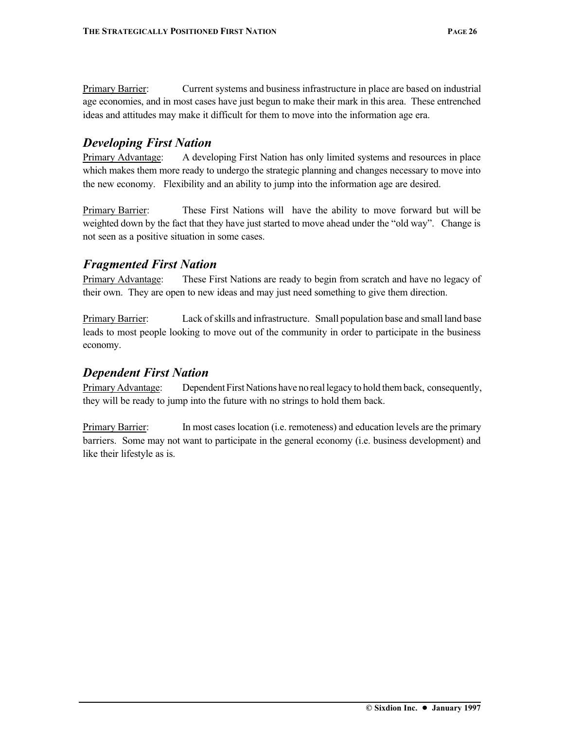Primary Barrier: Current systems and business infrastructure in place are based on industrial age economies, and in most cases have just begun to make their mark in this area. These entrenched ideas and attitudes may make it difficult for them to move into the information age era.

## *Developing First Nation*

Primary Advantage: A developing First Nation has only limited systems and resources in place which makes them more ready to undergo the strategic planning and changes necessary to move into the new economy. Flexibility and an ability to jump into the information age are desired.

Primary Barrier: These First Nations will have the ability to move forward but will be weighted down by the fact that they have just started to move ahead under the "old way". Change is not seen as a positive situation in some cases.

## *Fragmented First Nation*

Primary Advantage: These First Nations are ready to begin from scratch and have no legacy of their own. They are open to new ideas and may just need something to give them direction.

Primary Barrier: Lack of skills and infrastructure. Small population base and small land base leads to most people looking to move out of the community in order to participate in the business economy.

## *Dependent First Nation*

Primary Advantage: Dependent First Nations have no real legacy to hold them back, consequently, they will be ready to jump into the future with no strings to hold them back.

Primary Barrier: In most cases location (i.e. remoteness) and education levels are the primary barriers. Some may not want to participate in the general economy (i.e. business development) and like their lifestyle as is.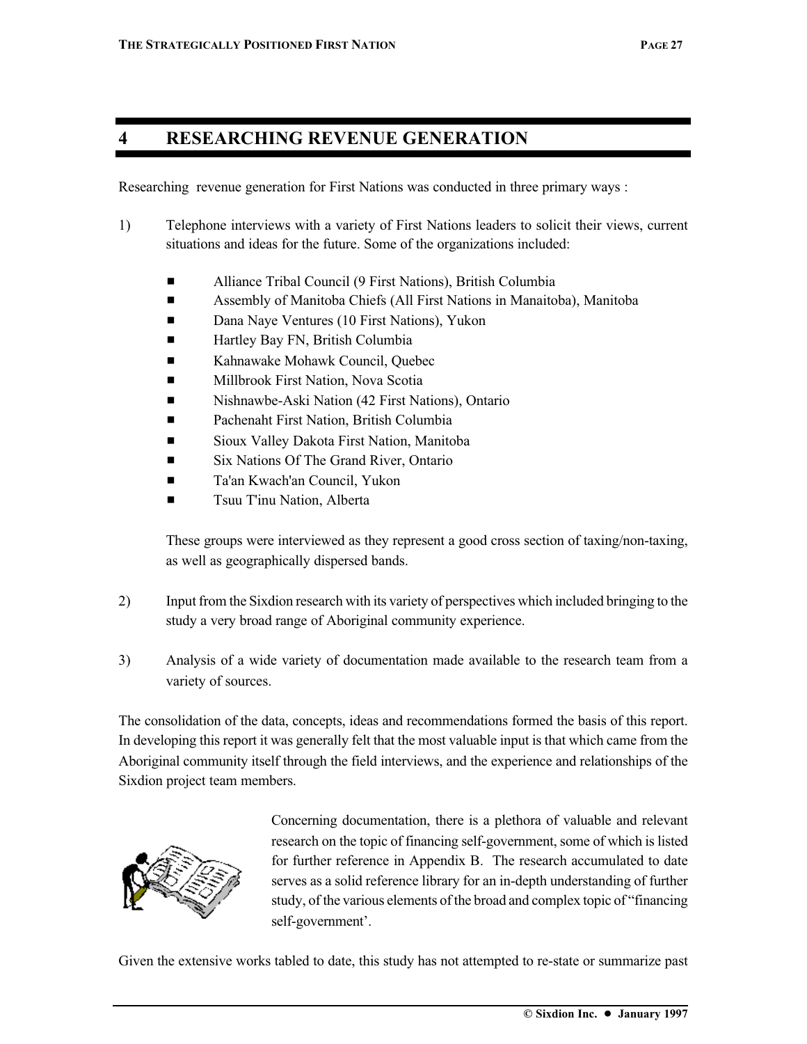# 4 RESEARCHING REVENUE GENERATION

Researching revenue generation for First Nations was conducted in three primary ways :

1) Telephone interviews with a variety of First Nations leaders to solicit their views, current situations and ideas for the future. Some of the organizations included:

   - Alliance Tribal Council (9 First Nations), British Columbia
   - Assembly of Manitoba Chiefs (All First Nations in Manaitoba), Manitoba
   - Dana Naye Ventures (10 First Nations), Yukon
   - Hartley Bay FN, British Columbia
   - Kahnawake Mohawk Council, Quebec
   - Millbrook First Nation, Nova Scotia
   - Nishnawbe-Aski Nation (42 First Nations), Ontario
   - Pachenaht First Nation, British Columbia
   - Sioux Valley Dakota First Nation, Manitoba
   - Six Nations Of The Grand River, Ontario
   - Ta'an Kwach'an Council, Yukon
   - Tsuu T'inu Nation, Alberta

   These groups were interviewed as they represent a good cross section of taxing/non-taxing, as well as geographically dispersed bands.

2) Input from the Sixdion research with its variety of perspectives which included bringing to the study a very broad range of Aboriginal community experience.

3) Analysis of a wide variety of documentation made available to the research team from a variety of sources.

The consolidation of the data, concepts, ideas and recommendations formed the basis of this report. In developing this report it was generally felt that the most valuable input is that which came from the Aboriginal community itself through the field interviews, and the experience and relationships of the Sixdion project team members.

Concerning documentation, there is a plethora of valuable and relevant research on the topic of financing self-government, some of which is listed for further reference in Appendix B. The research accumulated to date serves as a solid reference library for an in-depth understanding of further study, of the various elements of the broad and complex topic of "financing self-government'.

Given the extensive works tabled to date, this study has not attempted to re-state or summarize past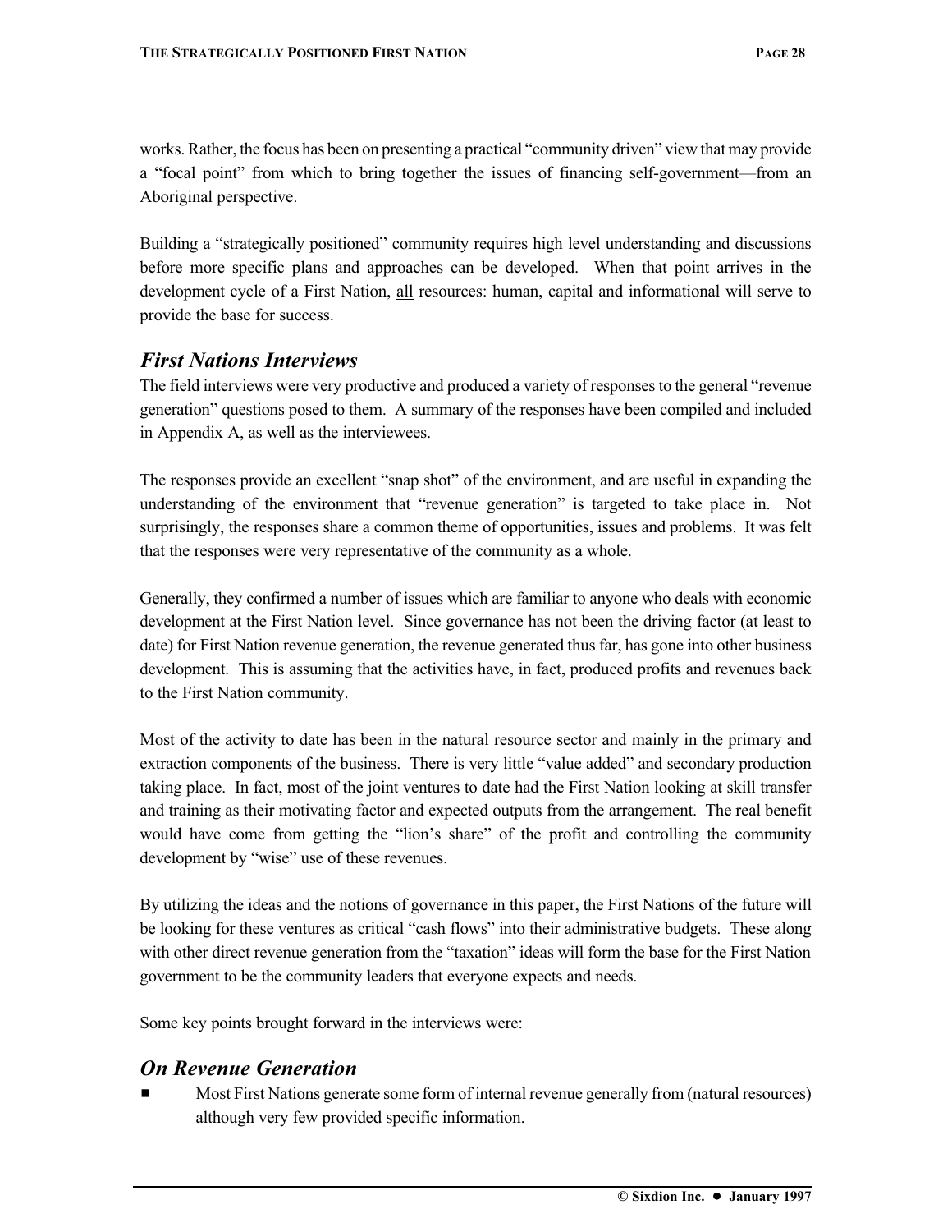works. Rather, the focus has been on presenting a practical "community driven" view that may provide a "focal point" from which to bring together the issues of financing self-government—from an Aboriginal perspective.

Building a "strategically positioned" community requires high level understanding and discussions before more specific plans and approaches can be developed. When that point arrives in the development cycle of a First Nation, all resources: human, capital and informational will serve to provide the base for success.

## *First Nations Interviews*

The field interviews were very productive and produced a variety of responses to the general "revenue generation" questions posed to them. A summary of the responses have been compiled and included in Appendix A, as well as the interviewees.

The responses provide an excellent "snap shot" of the environment, and are useful in expanding the understanding of the environment that "revenue generation" is targeted to take place in. Not surprisingly, the responses share a common theme of opportunities, issues and problems. It was felt that the responses were very representative of the community as a whole.

Generally, they confirmed a number of issues which are familiar to anyone who deals with economic development at the First Nation level. Since governance has not been the driving factor (at least to date) for First Nation revenue generation, the revenue generated thus far, has gone into other business development. This is assuming that the activities have, in fact, produced profits and revenues back to the First Nation community.

Most of the activity to date has been in the natural resource sector and mainly in the primary and extraction components of the business. There is very little "value added" and secondary production taking place. In fact, most of the joint ventures to date had the First Nation looking at skill transfer and training as their motivating factor and expected outputs from the arrangement. The real benefit would have come from getting the "lion's share" of the profit and controlling the community development by "wise" use of these revenues.

By utilizing the ideas and the notions of governance in this paper, the First Nations of the future will be looking for these ventures as critical "cash flows" into their administrative budgets. These along with other direct revenue generation from the "taxation" ideas will form the base for the First Nation government to be the community leaders that everyone expects and needs.

Some key points brought forward in the interviews were:

## *On Revenue Generation*

- Most First Nations generate some form of internal revenue generally from (natural resources) although very few provided specific information.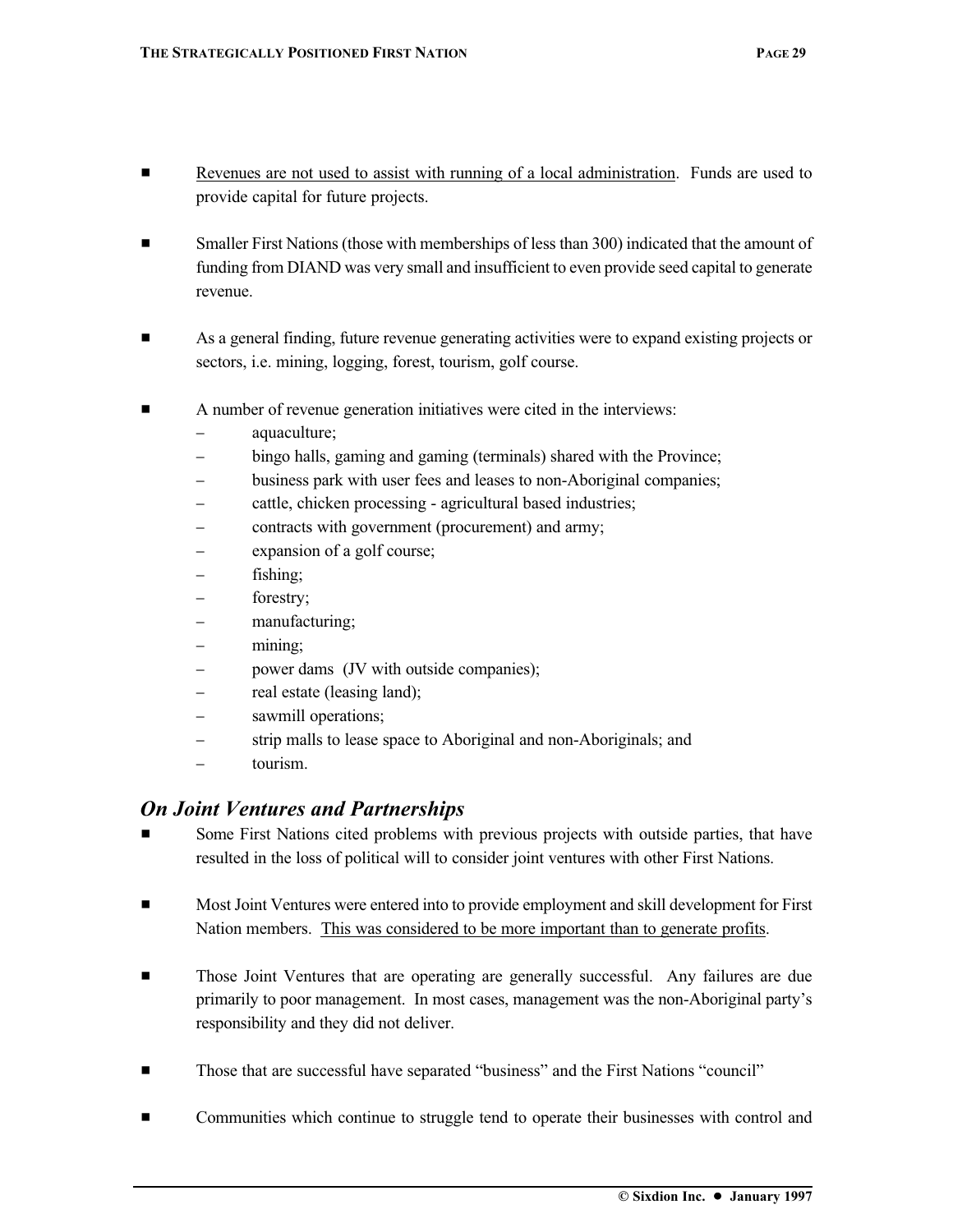- Revenues are not used to assist with running of a local administration. Funds are used to provide capital for future projects.

- Smaller First Nations (those with memberships of less than 300) indicated that the amount of funding from DIAND was very small and insufficient to even provide seed capital to generate revenue.

- As a general finding, future revenue generating activities were to expand existing projects or sectors, i.e. mining, logging, forest, tourism, golf course.

- A number of revenue generation initiatives were cited in the interviews:
  - aquaculture;
  - bingo halls, gaming and gaming (terminals) shared with the Province;
  - business park with user fees and leases to non-Aboriginal companies;
  - cattle, chicken processing - agricultural based industries;
  - contracts with government (procurement) and army;
  - expansion of a golf course;
  - fishing;
  - forestry;
  - manufacturing;
  - mining;
  - power dams (JV with outside companies);
  - real estate (leasing land);
  - sawmill operations;
  - strip malls to lease space to Aboriginal and non-Aboriginals; and
  - tourism.

### *On Joint Ventures and Partnerships*

- Some First Nations cited problems with previous projects with outside parties, that have resulted in the loss of political will to consider joint ventures with other First Nations.

- Most Joint Ventures were entered into to provide employment and skill development for First Nation members. This was considered to be more important than to generate profits.

- Those Joint Ventures that are operating are generally successful. Any failures are due primarily to poor management. In most cases, management was the non-Aboriginal party's responsibility and they did not deliver.

- Those that are successful have separated "business" and the First Nations "council"

- Communities which continue to struggle tend to operate their businesses with control and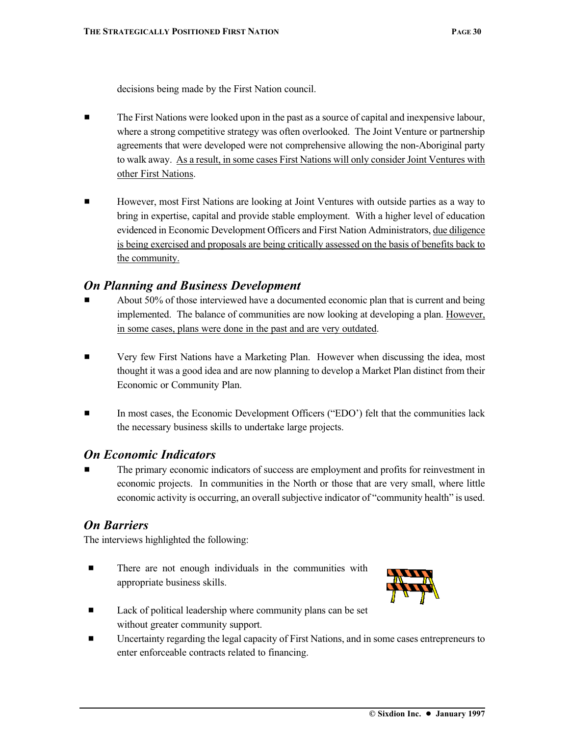decisions being made by the First Nation council.

- The First Nations were looked upon in the past as a source of capital and inexpensive labour, where a strong competitive strategy was often overlooked. The Joint Venture or partnership agreements that were developed were not comprehensive allowing the non-Aboriginal party to walk away. <u>As a result, in some cases First Nations will only consider Joint Ventures with other First Nations</u>.

- However, most First Nations are looking at Joint Ventures with outside parties as a way to bring in expertise, capital and provide stable employment. With a higher level of education evidenced in Economic Development Officers and First Nation Administrators, <u>due diligence is being exercised and proposals are being critically assessed on the basis of benefits back to the community.</u>

## *On Planning and Business Development*

- About 50% of those interviewed have a documented economic plan that is current and being implemented. The balance of communities are now looking at developing a plan. <u>However, in some cases, plans were done in the past and are very outdated</u>.

- Very few First Nations have a Marketing Plan. However when discussing the idea, most thought it was a good idea and are now planning to develop a Market Plan distinct from their Economic or Community Plan.

- In most cases, the Economic Development Officers ("EDO') felt that the communities lack the necessary business skills to undertake large projects.

## *On Economic Indicators*

- The primary economic indicators of success are employment and profits for reinvestment in economic projects. In communities in the North or those that are very small, where little economic activity is occurring, an overall subjective indicator of "community health" is used.

## *On Barriers*

The interviews highlighted the following:

- There are not enough individuals in the communities with appropriate business skills.
- Lack of political leadership where community plans can be set without greater community support.
- Uncertainty regarding the legal capacity of First Nations, and in some cases entrepreneurs to enter enforceable contracts related to financing.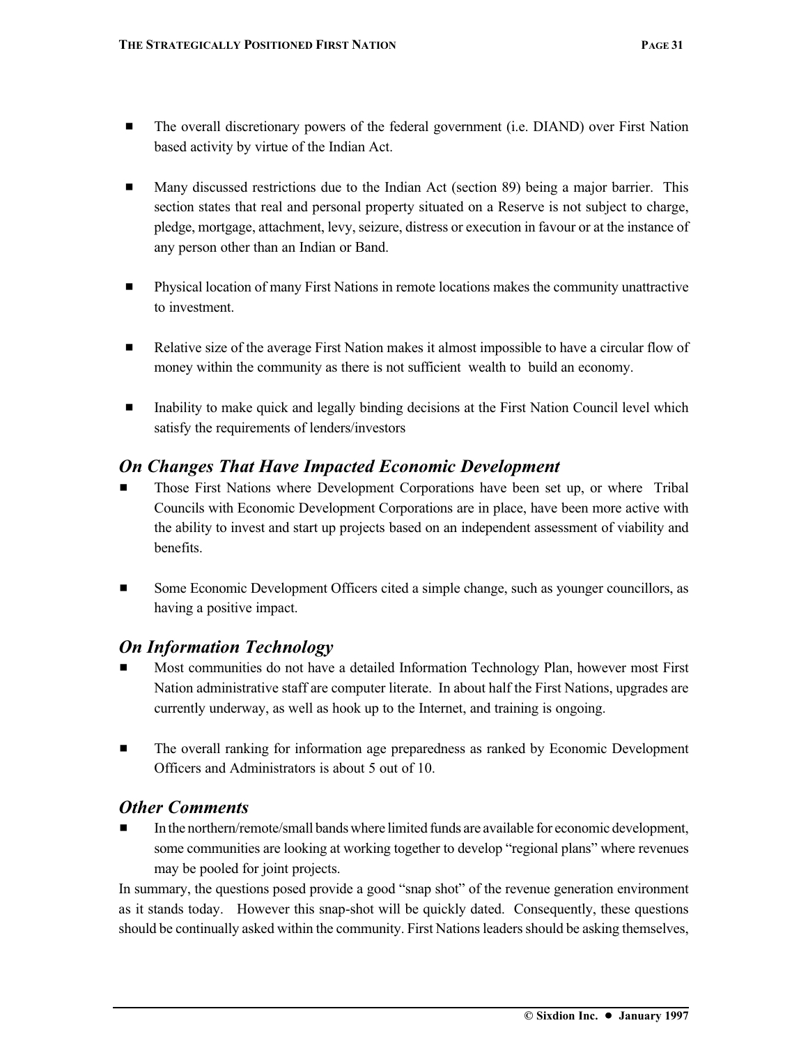- The overall discretionary powers of the federal government (i.e. DIAND) over First Nation based activity by virtue of the Indian Act.

- Many discussed restrictions due to the Indian Act (section 89) being a major barrier. This section states that real and personal property situated on a Reserve is not subject to charge, pledge, mortgage, attachment, levy, seizure, distress or execution in favour or at the instance of any person other than an Indian or Band.

- Physical location of many First Nations in remote locations makes the community unattractive to investment.

- Relative size of the average First Nation makes it almost impossible to have a circular flow of money within the community as there is not sufficient wealth to build an economy.

- Inability to make quick and legally binding decisions at the First Nation Council level which satisfy the requirements of lenders/investors

## *On Changes That Have Impacted Economic Development*

- Those First Nations where Development Corporations have been set up, or where Tribal Councils with Economic Development Corporations are in place, have been more active with the ability to invest and start up projects based on an independent assessment of viability and benefits.

- Some Economic Development Officers cited a simple change, such as younger councillors, as having a positive impact.

## *On Information Technology*

- Most communities do not have a detailed Information Technology Plan, however most First Nation administrative staff are computer literate. In about half the First Nations, upgrades are currently underway, as well as hook up to the Internet, and training is ongoing.

- The overall ranking for information age preparedness as ranked by Economic Development Officers and Administrators is about 5 out of 10.

## *Other Comments*

- In the northern/remote/small bands where limited funds are available for economic development, some communities are looking at working together to develop "regional plans" where revenues may be pooled for joint projects.

In summary, the questions posed provide a good "snap shot" of the revenue generation environment as it stands today. However this snap-shot will be quickly dated. Consequently, these questions should be continually asked within the community. First Nations leaders should be asking themselves,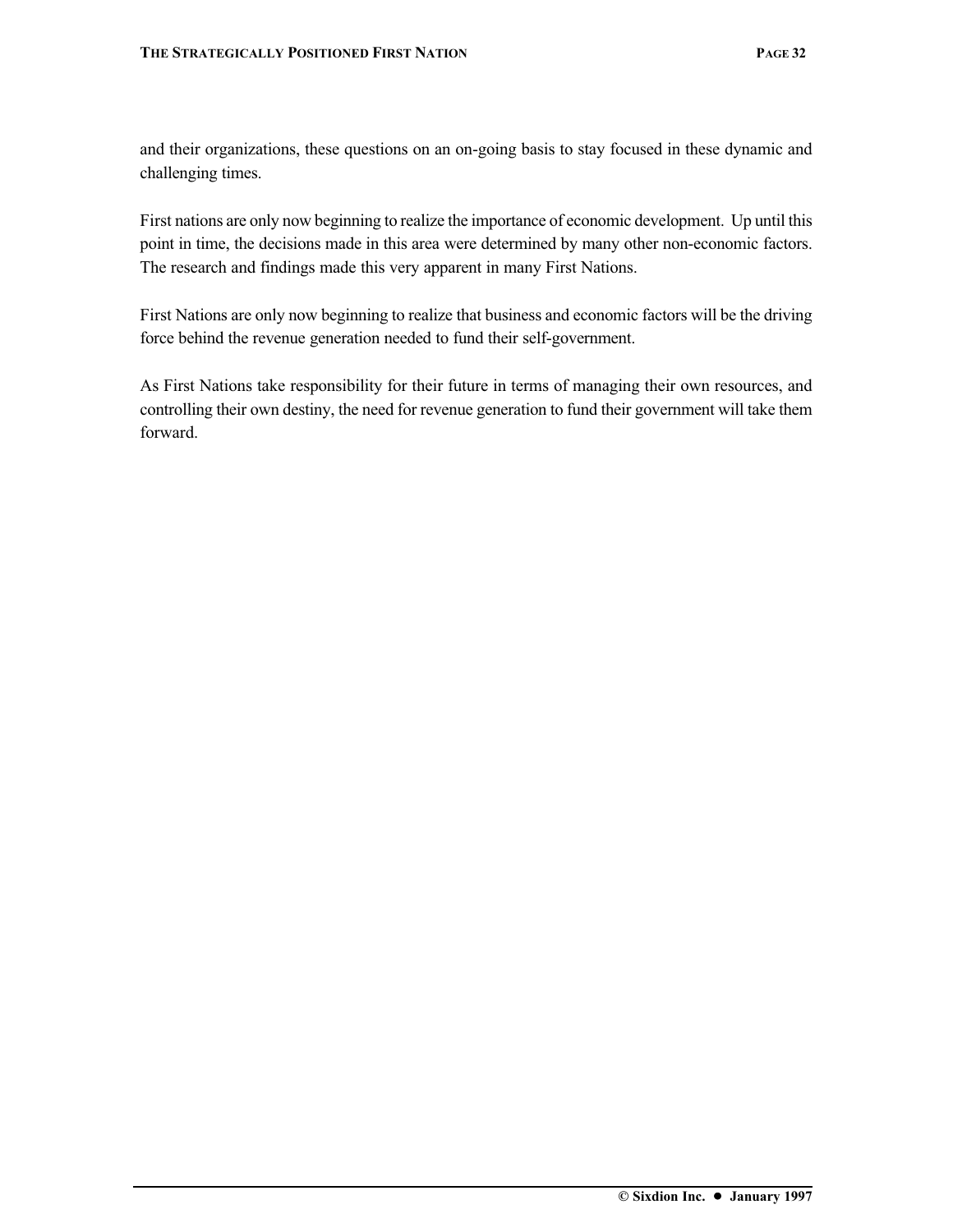and their organizations, these questions on an on-going basis to stay focused in these dynamic and challenging times.

First nations are only now beginning to realize the importance of economic development. Up until this point in time, the decisions made in this area were determined by many other non-economic factors. The research and findings made this very apparent in many First Nations.

First Nations are only now beginning to realize that business and economic factors will be the driving force behind the revenue generation needed to fund their self-government.

As First Nations take responsibility for their future in terms of managing their own resources, and controlling their own destiny, the need for revenue generation to fund their government will take them forward.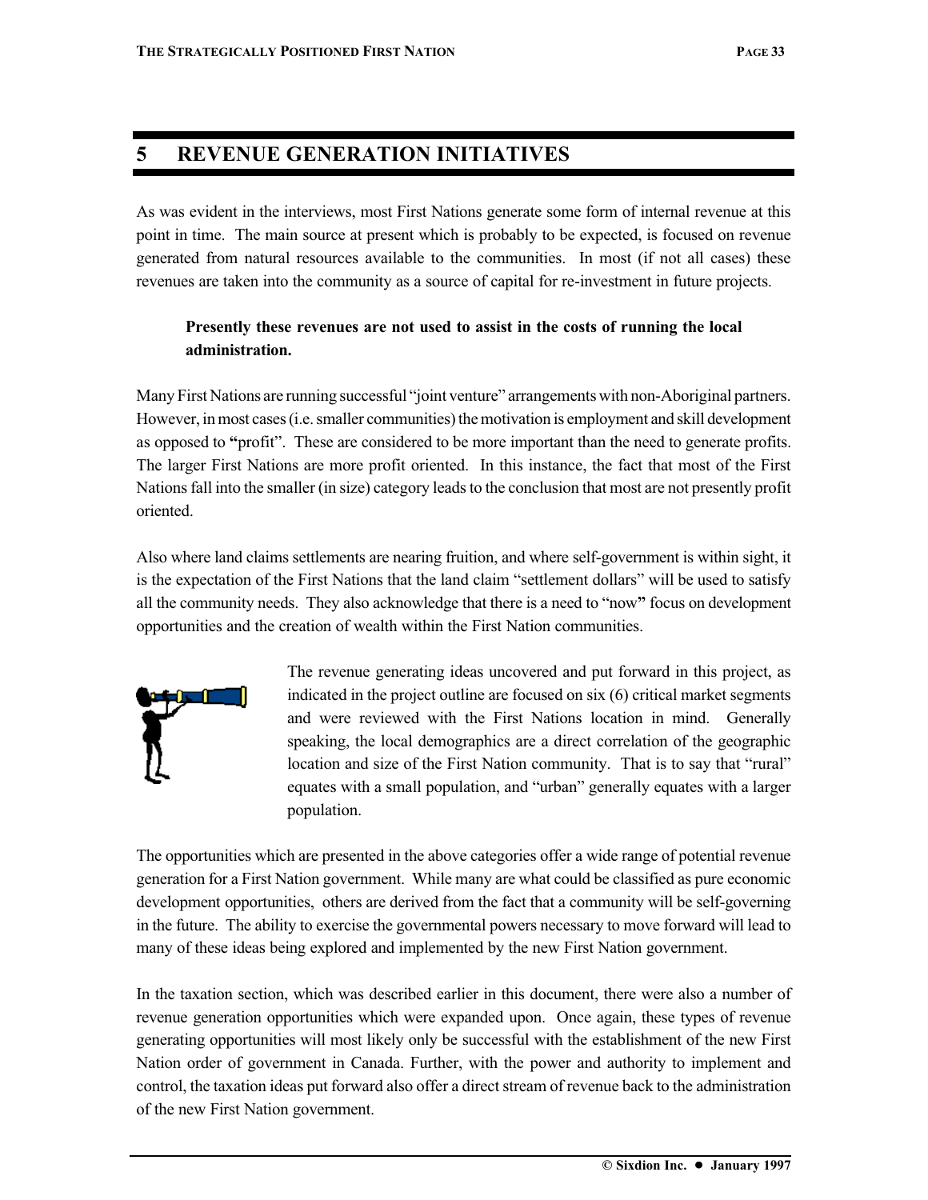# 5 REVENUE GENERATION INITIATIVES

As was evident in the interviews, most First Nations generate some form of internal revenue at this point in time. The main source at present which is probably to be expected, is focused on revenue generated from natural resources available to the communities. In most (if not all cases) these revenues are taken into the community as a source of capital for re-investment in future projects.

> **Presently these revenues are not used to assist in the costs of running the local administration.**

Many First Nations are running successful "joint venture" arrangements with non-Aboriginal partners. However, in most cases (i.e. smaller communities) the motivation is employment and skill development as opposed to **"**profit". These are considered to be more important than the need to generate profits. The larger First Nations are more profit oriented. In this instance, the fact that most of the First Nations fall into the smaller (in size) category leads to the conclusion that most are not presently profit oriented.

Also where land claims settlements are nearing fruition, and where self-government is within sight, it is the expectation of the First Nations that the land claim "settlement dollars" will be used to satisfy all the community needs. They also acknowledge that there is a need to "now**"** focus on development opportunities and the creation of wealth within the First Nation communities.

The revenue generating ideas uncovered and put forward in this project, as indicated in the project outline are focused on six (6) critical market segments and were reviewed with the First Nations location in mind. Generally speaking, the local demographics are a direct correlation of the geographic location and size of the First Nation community. That is to say that "rural" equates with a small population, and "urban" generally equates with a larger population.

The opportunities which are presented in the above categories offer a wide range of potential revenue generation for a First Nation government. While many are what could be classified as pure economic development opportunities, others are derived from the fact that a community will be self-governing in the future. The ability to exercise the governmental powers necessary to move forward will lead to many of these ideas being explored and implemented by the new First Nation government.

In the taxation section, which was described earlier in this document, there were also a number of revenue generation opportunities which were expanded upon. Once again, these types of revenue generating opportunities will most likely only be successful with the establishment of the new First Nation order of government in Canada. Further, with the power and authority to implement and control, the taxation ideas put forward also offer a direct stream of revenue back to the administration of the new First Nation government.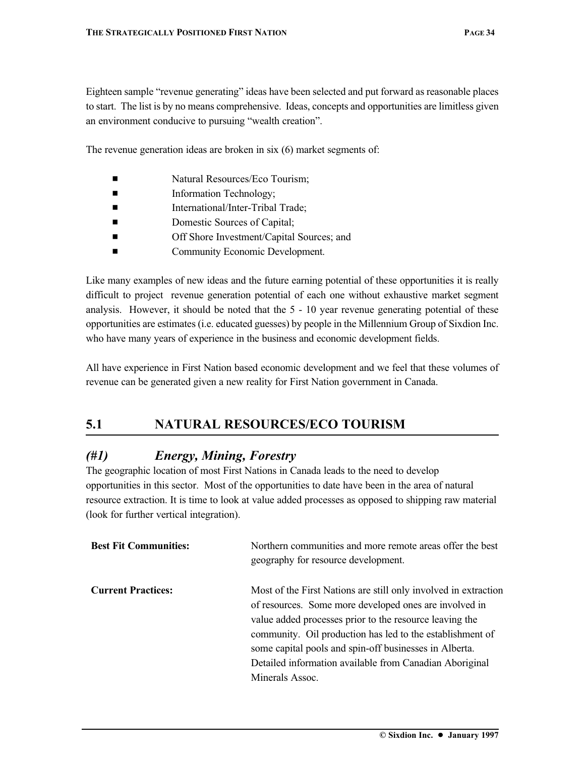Eighteen sample "revenue generating" ideas have been selected and put forward as reasonable places to start. The list is by no means comprehensive. Ideas, concepts and opportunities are limitless given an environment conducive to pursuing "wealth creation".

The revenue generation ideas are broken in six (6) market segments of:

- Natural Resources/Eco Tourism;
- Information Technology;
- International/Inter-Tribal Trade;
- Domestic Sources of Capital;
- Off Shore Investment/Capital Sources; and
- Community Economic Development.

Like many examples of new ideas and the future earning potential of these opportunities it is really difficult to project revenue generation potential of each one without exhaustive market segment analysis. However, it should be noted that the 5 - 10 year revenue generating potential of these opportunities are estimates (i.e. educated guesses) by people in the Millennium Group of Sixdion Inc. who have many years of experience in the business and economic development fields.

All have experience in First Nation based economic development and we feel that these volumes of revenue can be generated given a new reality for First Nation government in Canada.

## 5.1 NATURAL RESOURCES/ECO TOURISM

### *(#1) Energy, Mining, Forestry*

The geographic location of most First Nations in Canada leads to the need to develop opportunities in this sector. Most of the opportunities to date have been in the area of natural resource extraction. It is time to look at value added processes as opposed to shipping raw material (look for further vertical integration).

**Best Fit Communities:** Northern communities and more remote areas offer the best geography for resource development.

**Current Practices:** Most of the First Nations are still only involved in extraction of resources. Some more developed ones are involved in value added processes prior to the resource leaving the community. Oil production has led to the establishment of some capital pools and spin-off businesses in Alberta. Detailed information available from Canadian Aboriginal Minerals Assoc.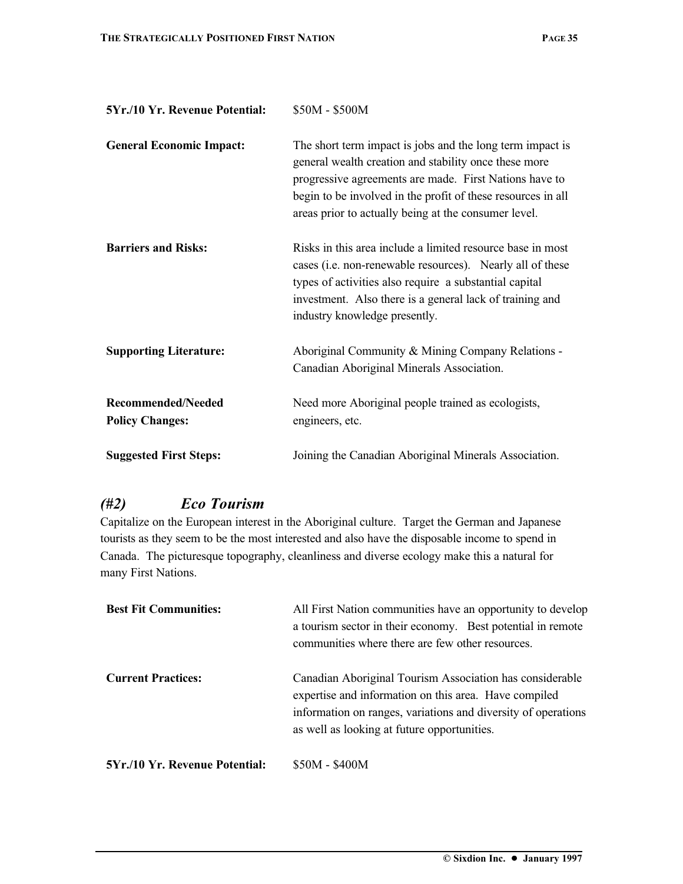**5Yr./10 Yr. Revenue Potential:** $50M - $500M

**General Economic Impact:** The short term impact is jobs and the long term impact is general wealth creation and stability once these more progressive agreements are made. First Nations have to begin to be involved in the profit of these resources in all areas prior to actually being at the consumer level.

**Barriers and Risks:** Risks in this area include a limited resource base in most cases (i.e. non-renewable resources). Nearly all of these types of activities also require a substantial capital investment. Also there is a general lack of training and industry knowledge presently.

**Supporting Literature:** Aboriginal Community & Mining Company Relations - Canadian Aboriginal Minerals Association.

**Recommended/Needed Policy Changes:** Need more Aboriginal people trained as ecologists, engineers, etc.

**Suggested First Steps:** Joining the Canadian Aboriginal Minerals Association.

## *(#2) Eco Tourism*

Capitalize on the European interest in the Aboriginal culture. Target the German and Japanese tourists as they seem to be the most interested and also have the disposable income to spend in Canada. The picturesque topography, cleanliness and diverse ecology make this a natural for many First Nations.

**Best Fit Communities:** All First Nation communities have an opportunity to develop a tourism sector in their economy. Best potential in remote communities where there are few other resources.

**Current Practices:** Canadian Aboriginal Tourism Association has considerable expertise and information on this area. Have compiled information on ranges, variations and diversity of operations as well as looking at future opportunities.

**5Yr./10 Yr. Revenue Potential:** $50M - $400M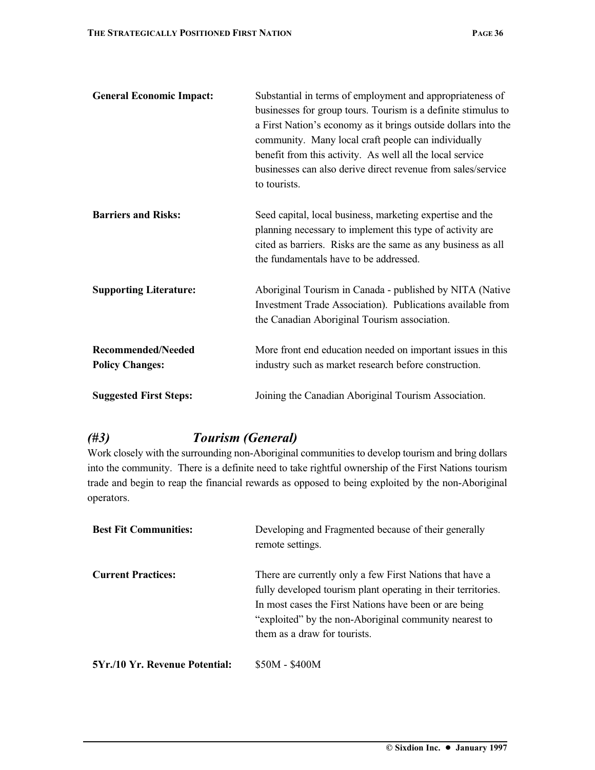**General Economic Impact:** Substantial in terms of employment and appropriateness of businesses for group tours. Tourism is a definite stimulus to a First Nation's economy as it brings outside dollars into the community. Many local craft people can individually benefit from this activity. As well all the local service businesses can also derive direct revenue from sales/service to tourists.

**Barriers and Risks:** Seed capital, local business, marketing expertise and the planning necessary to implement this type of activity are cited as barriers. Risks are the same as any business as all the fundamentals have to be addressed.

**Supporting Literature:** Aboriginal Tourism in Canada - published by NITA (Native Investment Trade Association). Publications available from the Canadian Aboriginal Tourism association.

**Recommended/Needed Policy Changes:** More front end education needed on important issues in this industry such as market research before construction.

**Suggested First Steps:** Joining the Canadian Aboriginal Tourism Association.

### *(#3) Tourism (General)*

Work closely with the surrounding non-Aboriginal communities to develop tourism and bring dollars into the community. There is a definite need to take rightful ownership of the First Nations tourism trade and begin to reap the financial rewards as opposed to being exploited by the non-Aboriginal operators.

**Best Fit Communities:** Developing and Fragmented because of their generally remote settings.

**Current Practices:** There are currently only a few First Nations that have a fully developed tourism plant operating in their territories. In most cases the First Nations have been or are being "exploited" by the non-Aboriginal community nearest to them as a draw for tourists.

**5Yr./10 Yr. Revenue Potential:** $50M - $400M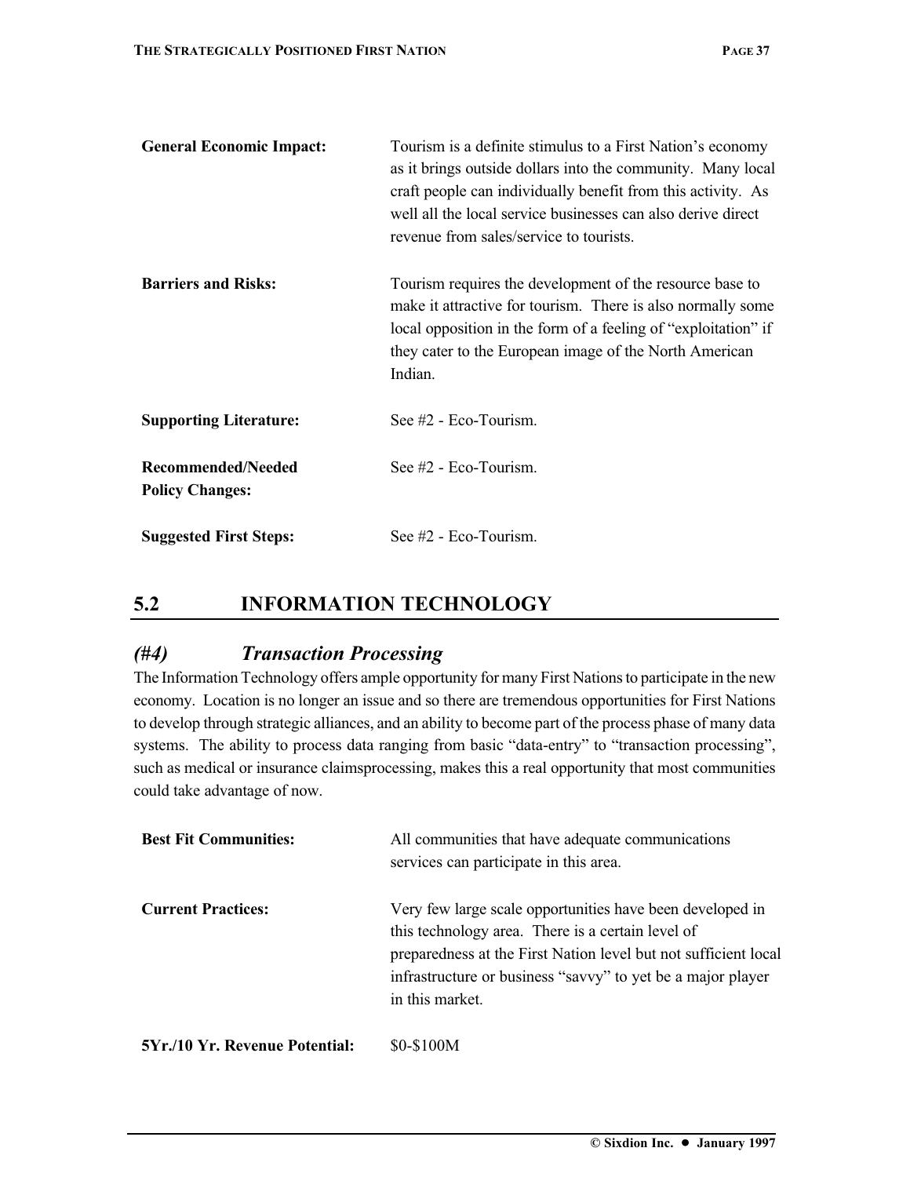**General Economic Impact:** Tourism is a definite stimulus to a First Nation's economy as it brings outside dollars into the community. Many local craft people can individually benefit from this activity. As well all the local service businesses can also derive direct revenue from sales/service to tourists.

**Barriers and Risks:** Tourism requires the development of the resource base to make it attractive for tourism. There is also normally some local opposition in the form of a feeling of "exploitation" if they cater to the European image of the North American Indian.

**Supporting Literature:** See #2 - Eco-Tourism.

**Recommended/Needed Policy Changes:** See #2 - Eco-Tourism.

**Suggested First Steps:** See #2 - Eco-Tourism.

## 5.2 INFORMATION TECHNOLOGY

### *(#4) Transaction Processing*

The Information Technology offers ample opportunity for many First Nations to participate in the new economy. Location is no longer an issue and so there are tremendous opportunities for First Nations to develop through strategic alliances, and an ability to become part of the process phase of many data systems. The ability to process data ranging from basic "data-entry" to "transaction processing", such as medical or insurance claimsprocessing, makes this a real opportunity that most communities could take advantage of now.

**Best Fit Communities:** All communities that have adequate communications services can participate in this area.

**Current Practices:** Very few large scale opportunities have been developed in this technology area. There is a certain level of preparedness at the First Nation level but not sufficient local infrastructure or business "savvy" to yet be a major player in this market.

**5Yr./10 Yr. Revenue Potential:** $0-$100M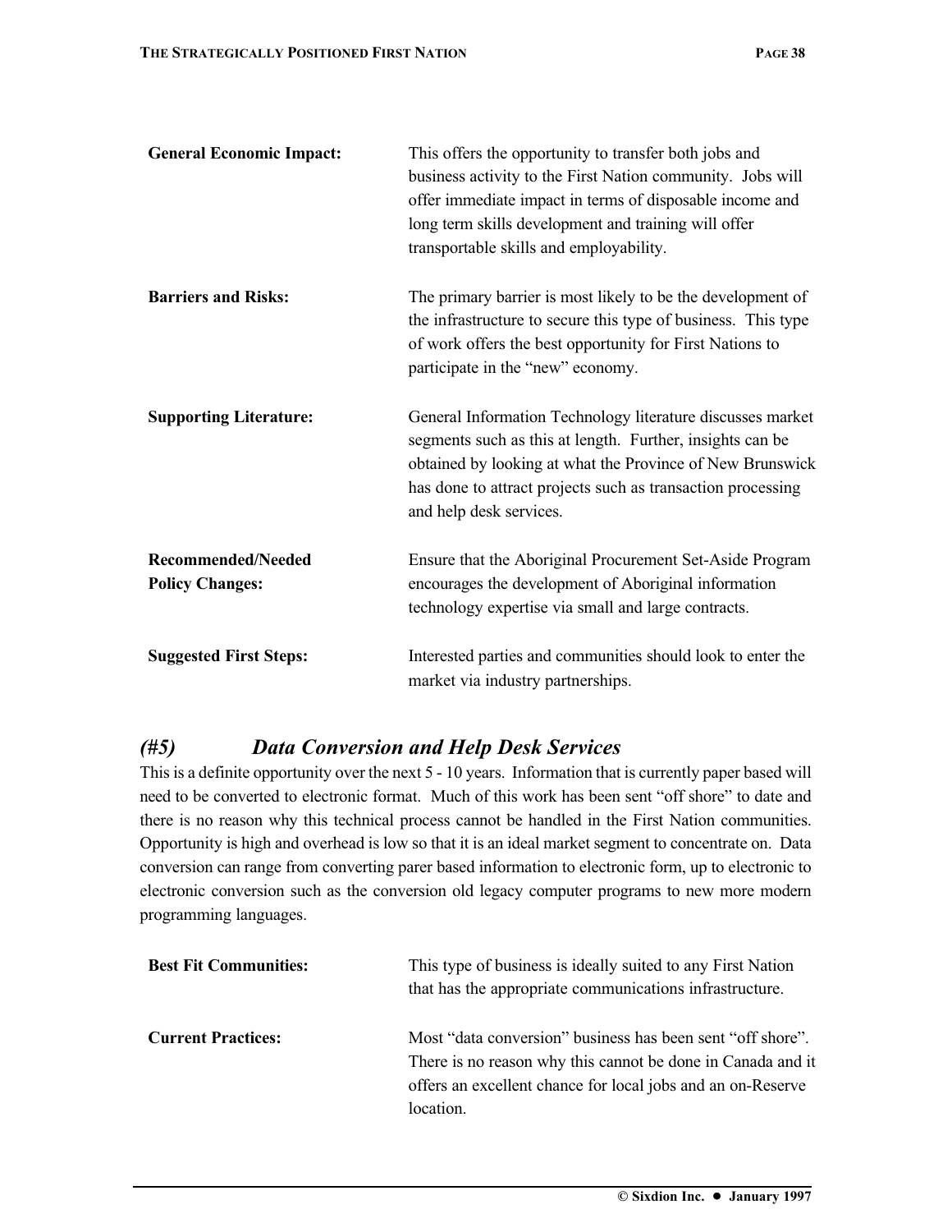| | |
|---|---|
| **General Economic Impact:** | This offers the opportunity to transfer both jobs and business activity to the First Nation community. Jobs will offer immediate impact in terms of disposable income and long term skills development and training will offer transportable skills and employability. |
| **Barriers and Risks:** | The primary barrier is most likely to be the development of the infrastructure to secure this type of business. This type of work offers the best opportunity for First Nations to participate in the "new" economy. |
| **Supporting Literature:** | General Information Technology literature discusses market segments such as this at length. Further, insights can be obtained by looking at what the Province of New Brunswick has done to attract projects such as transaction processing and help desk services. |
| **Recommended/Needed Policy Changes:** | Ensure that the Aboriginal Procurement Set-Aside Program encourages the development of Aboriginal information technology expertise via small and large contracts. |
| **Suggested First Steps:** | Interested parties and communities should look to enter the market via industry partnerships. |

## *(#5) Data Conversion and Help Desk Services*

This is a definite opportunity over the next 5 - 10 years. Information that is currently paper based will need to be converted to electronic format. Much of this work has been sent "off shore" to date and there is no reason why this technical process cannot be handled in the First Nation communities. Opportunity is high and overhead is low so that it is an ideal market segment to concentrate on. Data conversion can range from converting parer based information to electronic form, up to electronic to electronic conversion such as the conversion old legacy computer programs to new more modern programming languages.

| | |
|---|---|
| **Best Fit Communities:** | This type of business is ideally suited to any First Nation that has the appropriate communications infrastructure. |
| **Current Practices:** | Most "data conversion" business has been sent "off shore". There is no reason why this cannot be done in Canada and it offers an excellent chance for local jobs and an on-Reserve location. |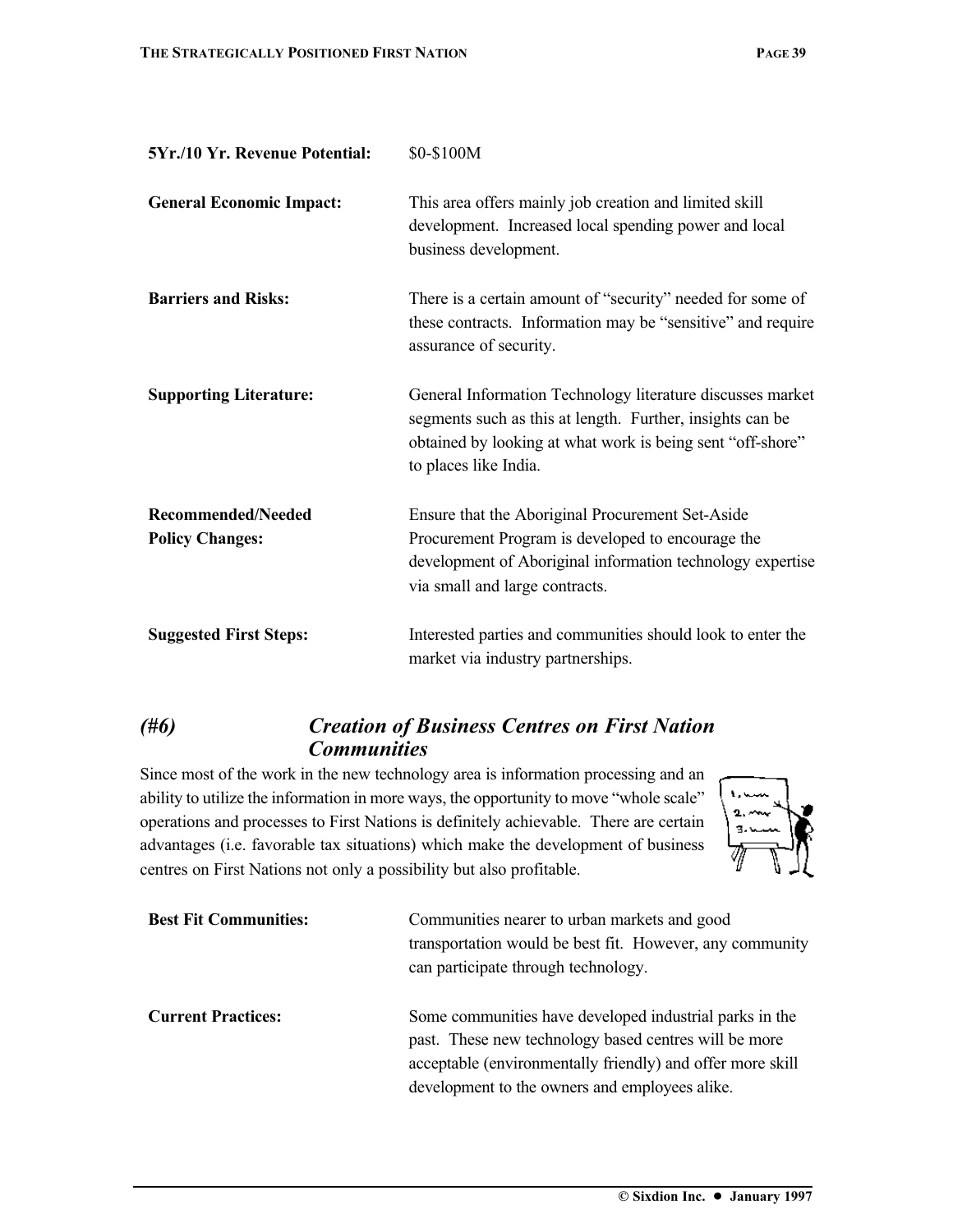**5Yr./10 Yr. Revenue Potential:** $0-$100M

**General Economic Impact:** This area offers mainly job creation and limited skill development. Increased local spending power and local business development.

**Barriers and Risks:** There is a certain amount of "security" needed for some of these contracts. Information may be "sensitive" and require assurance of security.

**Supporting Literature:** General Information Technology literature discusses market segments such as this at length. Further, insights can be obtained by looking at what work is being sent "off-shore" to places like India.

**Recommended/Needed Policy Changes:** Ensure that the Aboriginal Procurement Set-Aside Procurement Program is developed to encourage the development of Aboriginal information technology expertise via small and large contracts.

**Suggested First Steps:** Interested parties and communities should look to enter the market via industry partnerships.

### *(#6) Creation of Business Centres on First Nation Communities*

Since most of the work in the new technology area is information processing and an ability to utilize the information in more ways, the opportunity to move "whole scale" operations and processes to First Nations is definitely achievable. There are certain advantages (i.e. favorable tax situations) which make the development of business centres on First Nations not only a possibility but also profitable.

**Best Fit Communities:** Communities nearer to urban markets and good transportation would be best fit. However, any community can participate through technology.

**Current Practices:** Some communities have developed industrial parks in the past. These new technology based centres will be more acceptable (environmentally friendly) and offer more skill development to the owners and employees alike.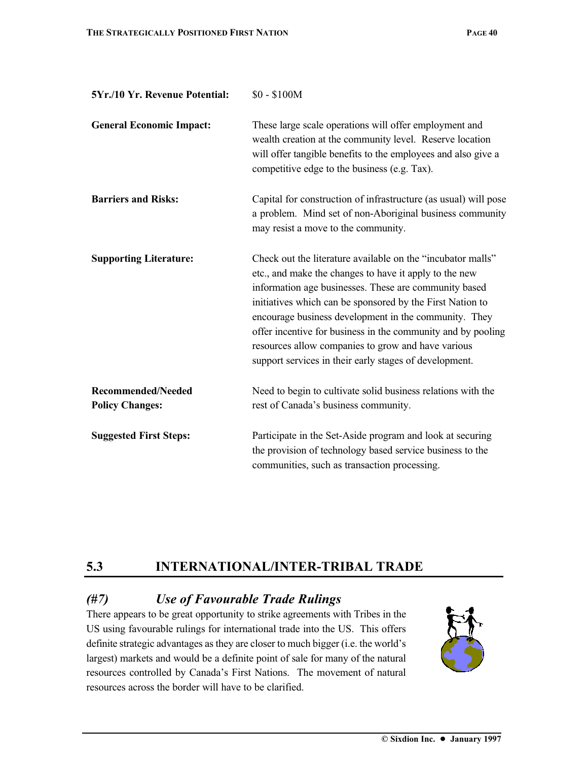**5Yr./10 Yr. Revenue Potential:** $0 - $100M

**General Economic Impact:** These large scale operations will offer employment and wealth creation at the community level. Reserve location will offer tangible benefits to the employees and also give a competitive edge to the business (e.g. Tax).

**Barriers and Risks:** Capital for construction of infrastructure (as usual) will pose a problem. Mind set of non-Aboriginal business community may resist a move to the community.

**Supporting Literature:** Check out the literature available on the "incubator malls" etc., and make the changes to have it apply to the new information age businesses. These are community based initiatives which can be sponsored by the First Nation to encourage business development in the community. They offer incentive for business in the community and by pooling resources allow companies to grow and have various support services in their early stages of development.

**Recommended/Needed Policy Changes:** Need to begin to cultivate solid business relations with the rest of Canada's business community.

**Suggested First Steps:** Participate in the Set-Aside program and look at securing the provision of technology based service business to the communities, such as transaction processing.

## 5.3 INTERNATIONAL/INTER-TRIBAL TRADE

### *(#7) Use of Favourable Trade Rulings*

There appears to be great opportunity to strike agreements with Tribes in the US using favourable rulings for international trade into the US. This offers definite strategic advantages as they are closer to much bigger (i.e. the world's largest) markets and would be a definite point of sale for many of the natural resources controlled by Canada's First Nations. The movement of natural resources across the border will have to be clarified.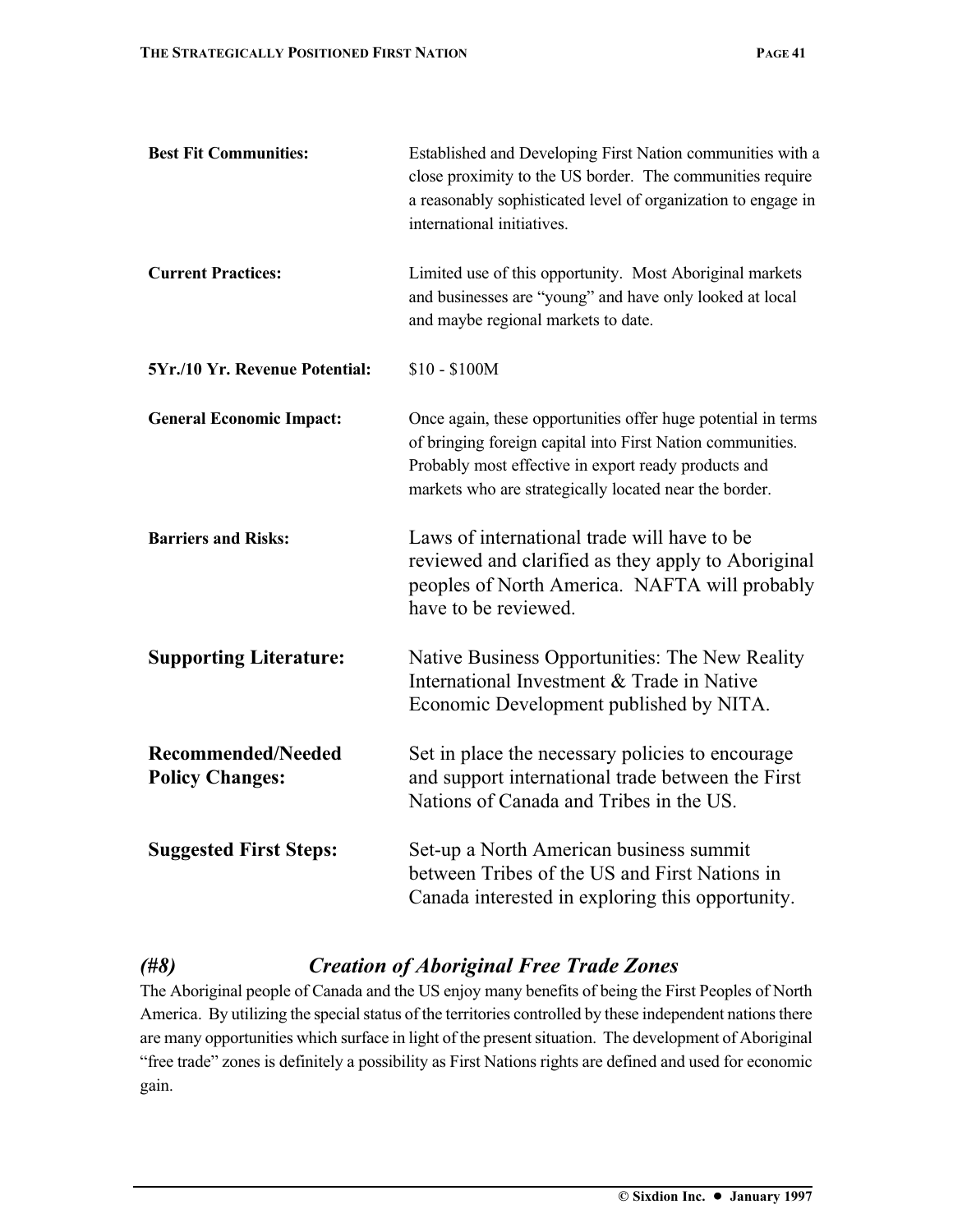| | |
|---|---|
| **Best Fit Communities:** | Established and Developing First Nation communities with a close proximity to the US border. The communities require a reasonably sophisticated level of organization to engage in international initiatives. |
| **Current Practices:** | Limited use of this opportunity. Most Aboriginal markets and businesses are "young" and have only looked at local and maybe regional markets to date. |
| **5Yr./10 Yr. Revenue Potential:** | $10 - $100M |
| **General Economic Impact:** | Once again, these opportunities offer huge potential in terms of bringing foreign capital into First Nation communities. Probably most effective in export ready products and markets who are strategically located near the border. |
| **Barriers and Risks:** | Laws of international trade will have to be reviewed and clarified as they apply to Aboriginal peoples of North America. NAFTA will probably have to be reviewed. |
| **Supporting Literature:** | Native Business Opportunities: The New Reality International Investment & Trade in Native Economic Development published by NITA. |
| **Recommended/Needed Policy Changes:** | Set in place the necessary policies to encourage and support international trade between the First Nations of Canada and Tribes in the US. |
| **Suggested First Steps:** | Set-up a North American business summit between Tribes of the US and First Nations in Canada interested in exploring this opportunity. |

### *(#8) Creation of Aboriginal Free Trade Zones*

The Aboriginal people of Canada and the US enjoy many benefits of being the First Peoples of North America. By utilizing the special status of the territories controlled by these independent nations there are many opportunities which surface in light of the present situation. The development of Aboriginal "free trade" zones is definitely a possibility as First Nations rights are defined and used for economic gain.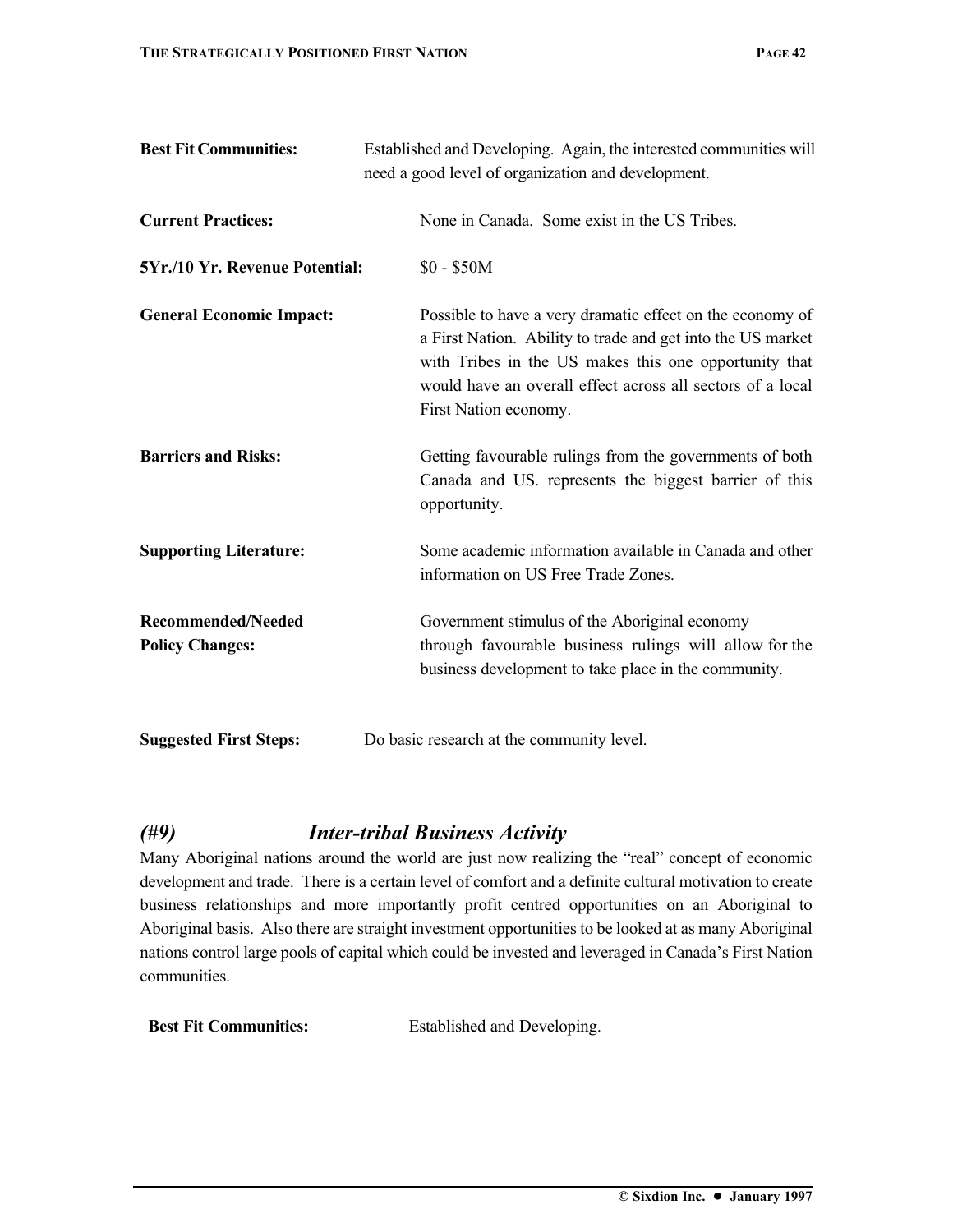**Best Fit Communities:** Established and Developing. Again, the interested communities will need a good level of organization and development.

**Current Practices:** None in Canada. Some exist in the US Tribes.

**5Yr./10 Yr. Revenue Potential:** $0 - $50M

**General Economic Impact:** Possible to have a very dramatic effect on the economy of a First Nation. Ability to trade and get into the US market with Tribes in the US makes this one opportunity that would have an overall effect across all sectors of a local First Nation economy.

**Barriers and Risks:** Getting favourable rulings from the governments of both Canada and US. represents the biggest barrier of this opportunity.

**Supporting Literature:** Some academic information available in Canada and other information on US Free Trade Zones.

**Recommended/Needed Policy Changes:** Government stimulus of the Aboriginal economy through favourable business rulings will allow for the business development to take place in the community.

**Suggested First Steps:** Do basic research at the community level.

## *(#9) Inter-tribal Business Activity*

Many Aboriginal nations around the world are just now realizing the "real" concept of economic development and trade. There is a certain level of comfort and a definite cultural motivation to create business relationships and more importantly profit centred opportunities on an Aboriginal to Aboriginal basis. Also there are straight investment opportunities to be looked at as many Aboriginal nations control large pools of capital which could be invested and leveraged in Canada's First Nation communities.

**Best Fit Communities:** Established and Developing.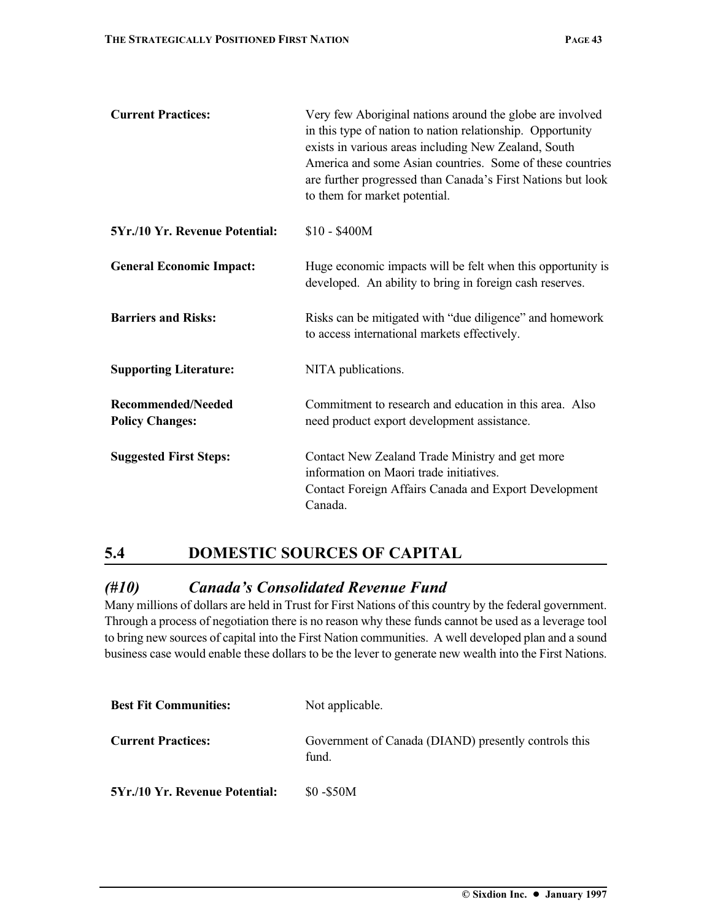**Current Practices:** Very few Aboriginal nations around the globe are involved in this type of nation to nation relationship. Opportunity exists in various areas including New Zealand, South America and some Asian countries. Some of these countries are further progressed than Canada's First Nations but look to them for market potential.

**5Yr./10 Yr. Revenue Potential:** $10 - $400M

**General Economic Impact:** Huge economic impacts will be felt when this opportunity is developed. An ability to bring in foreign cash reserves.

**Barriers and Risks:** Risks can be mitigated with "due diligence" and homework to access international markets effectively.

**Supporting Literature:** NITA publications.

**Recommended/Needed Policy Changes:** Commitment to research and education in this area. Also need product export development assistance.

**Suggested First Steps:** Contact New Zealand Trade Ministry and get more information on Maori trade initiatives.
Contact Foreign Affairs Canada and Export Development Canada.

## 5.4 DOMESTIC SOURCES OF CAPITAL

### *(#10) Canada's Consolidated Revenue Fund*

Many millions of dollars are held in Trust for First Nations of this country by the federal government. Through a process of negotiation there is no reason why these funds cannot be used as a leverage tool to bring new sources of capital into the First Nation communities. A well developed plan and a sound business case would enable these dollars to be the lever to generate new wealth into the First Nations.

**Best Fit Communities:** Not applicable.

**Current Practices:** Government of Canada (DIAND) presently controls this fund.

**5Yr./10 Yr. Revenue Potential:** $0 -$50M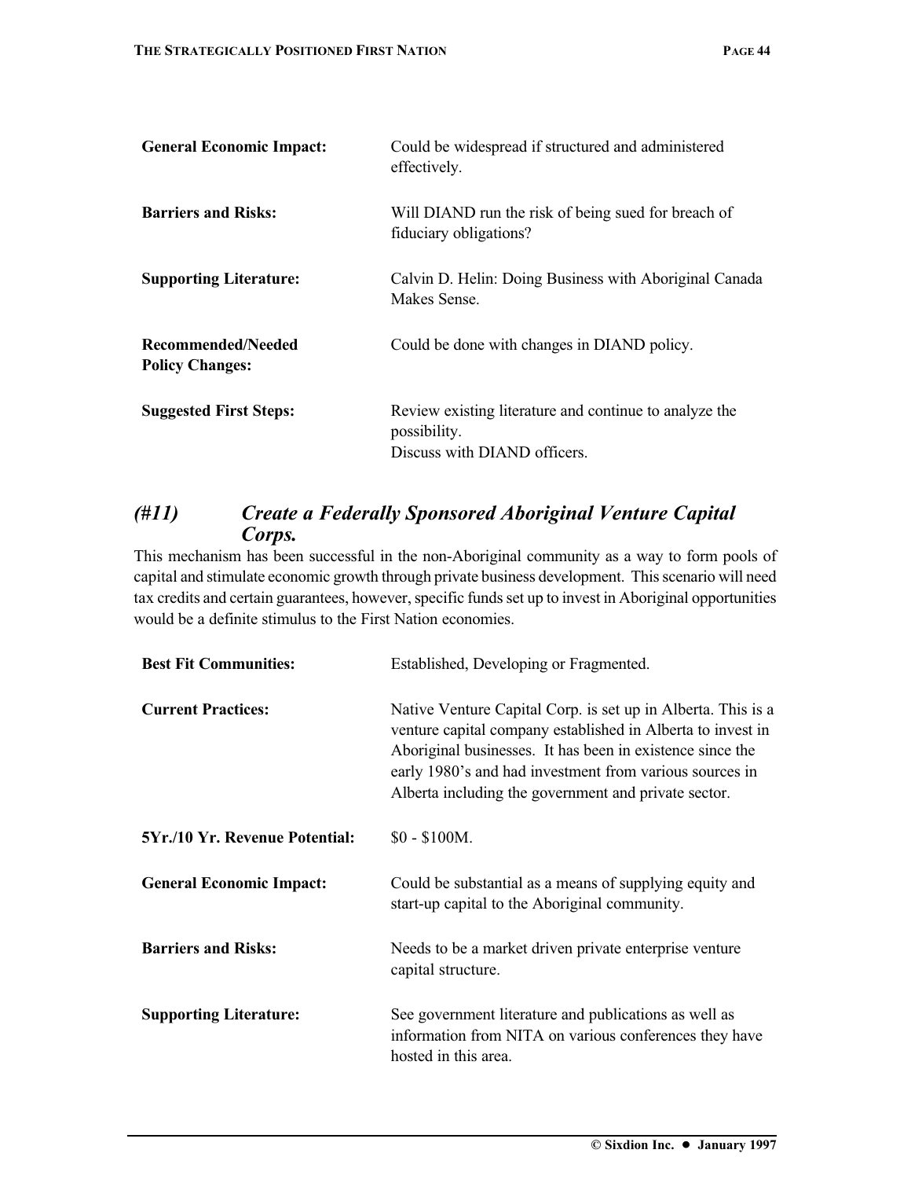| | |
|---|---|
| **General Economic Impact:** | Could be widespread if structured and administered effectively. |
| **Barriers and Risks:** | Will DIAND run the risk of being sued for breach of fiduciary obligations? |
| **Supporting Literature:** | Calvin D. Helin: Doing Business with Aboriginal Canada Makes Sense. |
| **Recommended/Needed Policy Changes:** | Could be done with changes in DIAND policy. |
| **Suggested First Steps:** | Review existing literature and continue to analyze the possibility.<br>Discuss with DIAND officers. |

### *(#11) Create a Federally Sponsored Aboriginal Venture Capital Corps.*

This mechanism has been successful in the non-Aboriginal community as a way to form pools of capital and stimulate economic growth through private business development. This scenario will need tax credits and certain guarantees, however, specific funds set up to invest in Aboriginal opportunities would be a definite stimulus to the First Nation economies.

| | |
|---|---|
| **Best Fit Communities:** | Established, Developing or Fragmented. |
| **Current Practices:** | Native Venture Capital Corp. is set up in Alberta. This is a venture capital company established in Alberta to invest in Aboriginal businesses. It has been in existence since the early 1980's and had investment from various sources in Alberta including the government and private sector. |
| **5Yr./10 Yr. Revenue Potential:** | $0 - $100M. |
| **General Economic Impact:** | Could be substantial as a means of supplying equity and start-up capital to the Aboriginal community. |
| **Barriers and Risks:** | Needs to be a market driven private enterprise venture capital structure. |
| **Supporting Literature:** | See government literature and publications as well as information from NITA on various conferences they have hosted in this area. |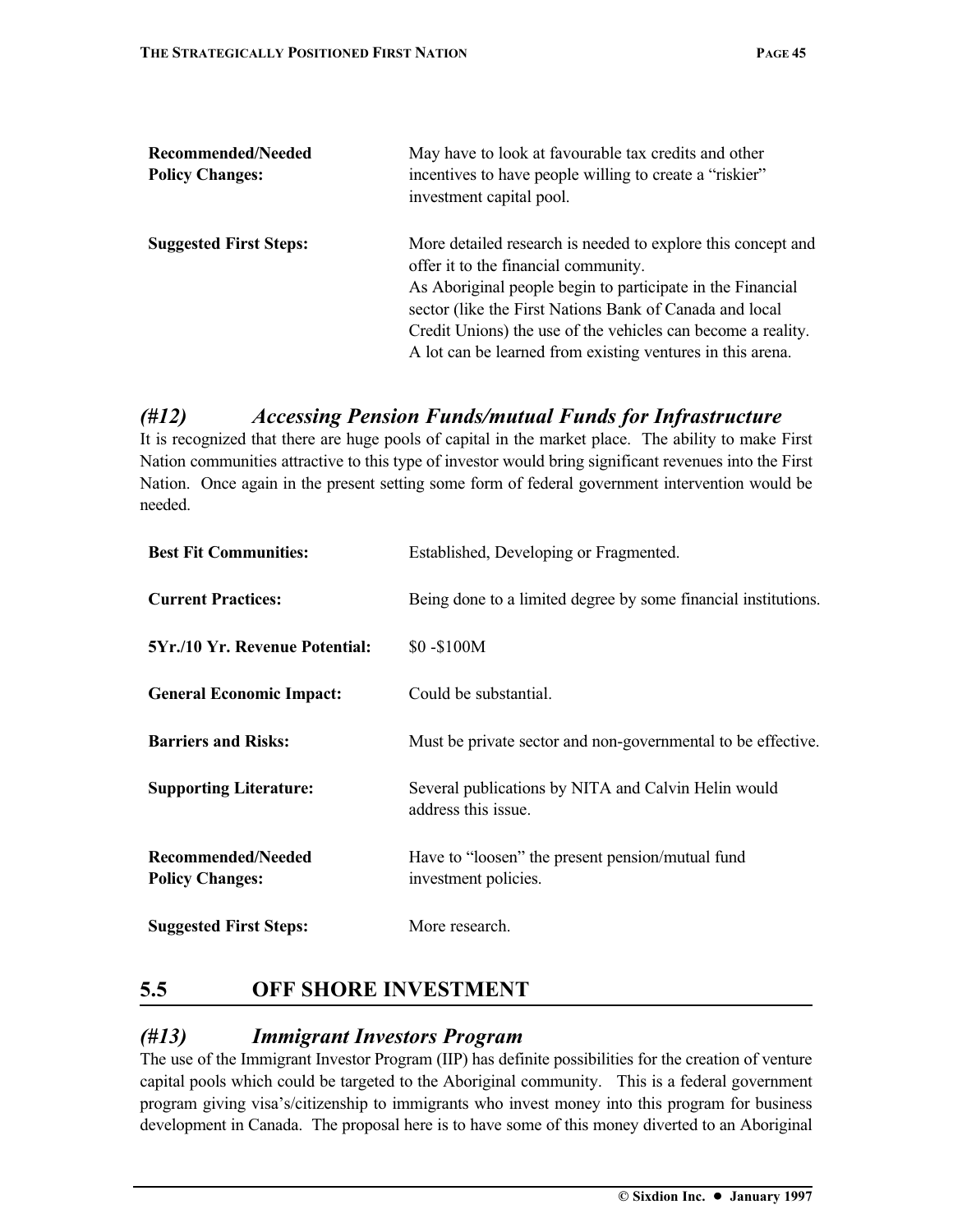| | |
|---|---|
| **Recommended/Needed Policy Changes:** | May have to look at favourable tax credits and other incentives to have people willing to create a "riskier" investment capital pool. |
| **Suggested First Steps:** | More detailed research is needed to explore this concept and offer it to the financial community. As Aboriginal people begin to participate in the Financial sector (like the First Nations Bank of Canada and local Credit Unions) the use of the vehicles can become a reality. A lot can be learned from existing ventures in this arena. |

### *(#12) Accessing Pension Funds/mutual Funds for Infrastructure*

It is recognized that there are huge pools of capital in the market place. The ability to make First Nation communities attractive to this type of investor would bring significant revenues into the First Nation. Once again in the present setting some form of federal government intervention would be needed.

| | |
|---|---|
| **Best Fit Communities:** | Established, Developing or Fragmented. |
| **Current Practices:** | Being done to a limited degree by some financial institutions. |
| **5Yr./10 Yr. Revenue Potential:** | $0 -$100M |
| **General Economic Impact:** | Could be substantial. |
| **Barriers and Risks:** | Must be private sector and non-governmental to be effective. |
| **Supporting Literature:** | Several publications by NITA and Calvin Helin would address this issue. |
| **Recommended/Needed Policy Changes:** | Have to "loosen" the present pension/mutual fund investment policies. |
| **Suggested First Steps:** | More research. |

## 5.5 OFF SHORE INVESTMENT

### *(#13) Immigrant Investors Program*

The use of the Immigrant Investor Program (IIP) has definite possibilities for the creation of venture capital pools which could be targeted to the Aboriginal community. This is a federal government program giving visa's/citizenship to immigrants who invest money into this program for business development in Canada. The proposal here is to have some of this money diverted to an Aboriginal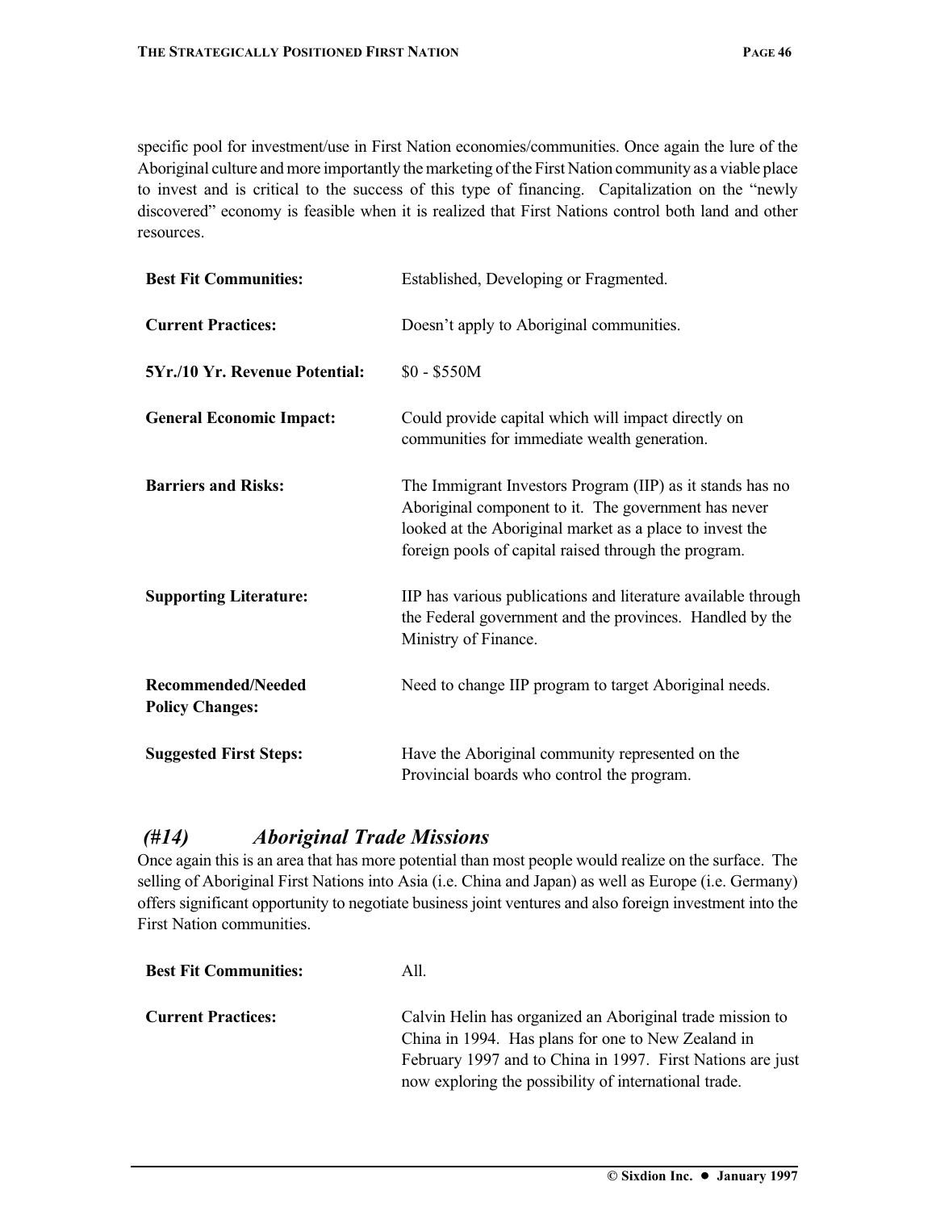specific pool for investment/use in First Nation economies/communities. Once again the lure of the Aboriginal culture and more importantly the marketing of the First Nation community as a viable place to invest and is critical to the success of this type of financing. Capitalization on the "newly discovered" economy is feasible when it is realized that First Nations control both land and other resources.

| | |
|---|---|
| **Best Fit Communities:** | Established, Developing or Fragmented. |
| **Current Practices:** | Doesn't apply to Aboriginal communities. |
| **5Yr./10 Yr. Revenue Potential:** | $0 - $550M |
| **General Economic Impact:** | Could provide capital which will impact directly on communities for immediate wealth generation. |
| **Barriers and Risks:** | The Immigrant Investors Program (IIP) as it stands has no Aboriginal component to it. The government has never looked at the Aboriginal market as a place to invest the foreign pools of capital raised through the program. |
| **Supporting Literature:** | IIP has various publications and literature available through the Federal government and the provinces. Handled by the Ministry of Finance. |
| **Recommended/Needed Policy Changes:** | Need to change IIP program to target Aboriginal needs. |
| **Suggested First Steps:** | Have the Aboriginal community represented on the Provincial boards who control the program. |

## *(#14) Aboriginal Trade Missions*

Once again this is an area that has more potential than most people would realize on the surface. The selling of Aboriginal First Nations into Asia (i.e. China and Japan) as well as Europe (i.e. Germany) offers significant opportunity to negotiate business joint ventures and also foreign investment into the First Nation communities.

| | |
|---|---|
| **Best Fit Communities:** | All. |
| **Current Practices:** | Calvin Helin has organized an Aboriginal trade mission to China in 1994. Has plans for one to New Zealand in February 1997 and to China in 1997. First Nations are just now exploring the possibility of international trade. |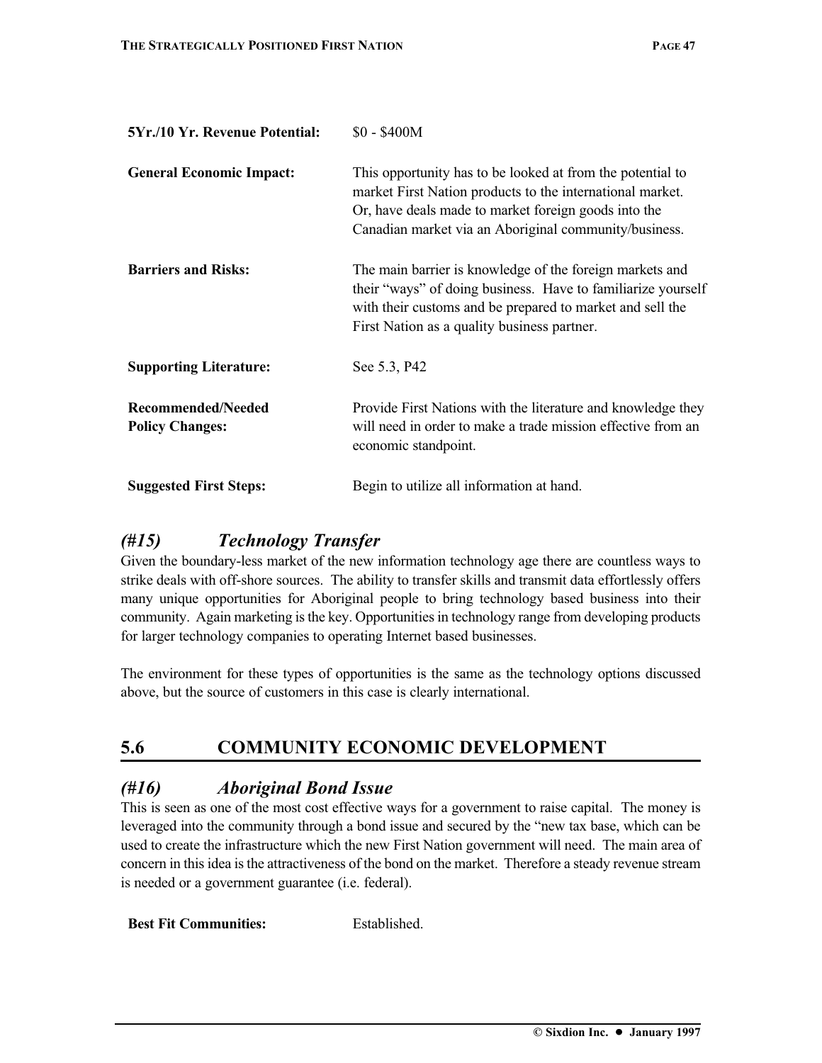| | |
|---|---|
| **5Yr./10 Yr. Revenue Potential:** | $0 - $400M |
| **General Economic Impact:** | This opportunity has to be looked at from the potential to market First Nation products to the international market. Or, have deals made to market foreign goods into the Canadian market via an Aboriginal community/business. |
| **Barriers and Risks:** | The main barrier is knowledge of the foreign markets and their "ways" of doing business. Have to familiarize yourself with their customs and be prepared to market and sell the First Nation as a quality business partner. |
| **Supporting Literature:** | See 5.3, P42 |
| **Recommended/Needed Policy Changes:** | Provide First Nations with the literature and knowledge they will need in order to make a trade mission effective from an economic standpoint. |
| **Suggested First Steps:** | Begin to utilize all information at hand. |

### *(#15) Technology Transfer*

Given the boundary-less market of the new information technology age there are countless ways to strike deals with off-shore sources. The ability to transfer skills and transmit data effortlessly offers many unique opportunities for Aboriginal people to bring technology based business into their community. Again marketing is the key. Opportunities in technology range from developing products for larger technology companies to operating Internet based businesses.

The environment for these types of opportunities is the same as the technology options discussed above, but the source of customers in this case is clearly international.

## 5.6 COMMUNITY ECONOMIC DEVELOPMENT

### *(#16) Aboriginal Bond Issue*

This is seen as one of the most cost effective ways for a government to raise capital. The money is leveraged into the community through a bond issue and secured by the "new tax base, which can be used to create the infrastructure which the new First Nation government will need. The main area of concern in this idea is the attractiveness of the bond on the market. Therefore a steady revenue stream is needed or a government guarantee (i.e. federal).

| | |
|---|---|
| **Best Fit Communities:** | Established. |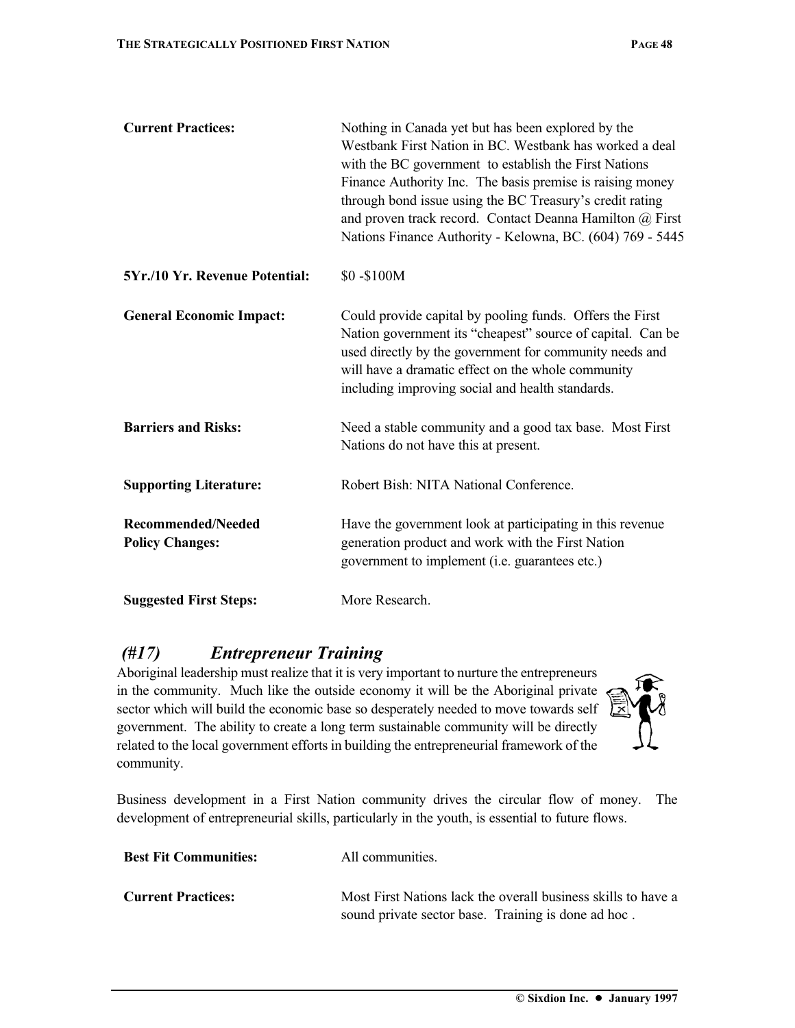**Current Practices:** Nothing in Canada yet but has been explored by the Westbank First Nation in BC. Westbank has worked a deal with the BC government to establish the First Nations Finance Authority Inc. The basis premise is raising money through bond issue using the BC Treasury's credit rating and proven track record. Contact Deanna Hamilton @ First Nations Finance Authority - Kelowna, BC. (604) 769 - 5445

**5Yr./10 Yr. Revenue Potential:** $0 -$100M

**General Economic Impact:** Could provide capital by pooling funds. Offers the First Nation government its "cheapest" source of capital. Can be used directly by the government for community needs and will have a dramatic effect on the whole community including improving social and health standards.

**Barriers and Risks:** Need a stable community and a good tax base. Most First Nations do not have this at present.

**Supporting Literature:** Robert Bish: NITA National Conference.

**Recommended/Needed Policy Changes:** Have the government look at participating in this revenue generation product and work with the First Nation government to implement (i.e. guarantees etc.)

**Suggested First Steps:** More Research.

## *(#17) Entrepreneur Training*

Aboriginal leadership must realize that it is very important to nurture the entrepreneurs in the community. Much like the outside economy it will be the Aboriginal private sector which will build the economic base so desperately needed to move towards self government. The ability to create a long term sustainable community will be directly related to the local government efforts in building the entrepreneurial framework of the community.

Business development in a First Nation community drives the circular flow of money. The development of entrepreneurial skills, particularly in the youth, is essential to future flows.

**Best Fit Communities:** All communities.

**Current Practices:** Most First Nations lack the overall business skills to have a sound private sector base. Training is done ad hoc .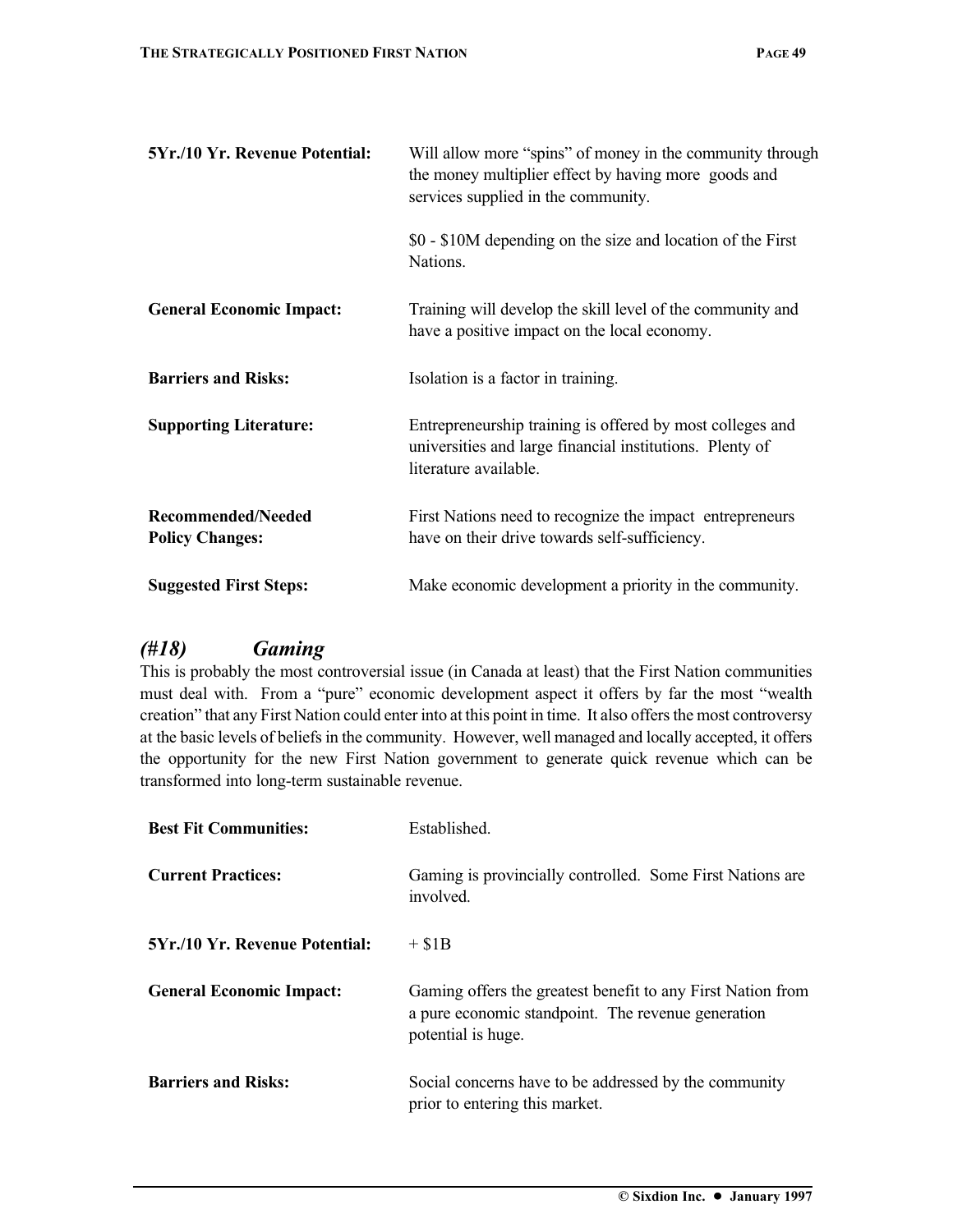**5Yr./10 Yr. Revenue Potential:** Will allow more "spins" of money in the community through the money multiplier effect by having more goods and services supplied in the community.

$0 - $10M depending on the size and location of the First Nations.

**General Economic Impact:** Training will develop the skill level of the community and have a positive impact on the local economy.

**Barriers and Risks:** Isolation is a factor in training.

**Supporting Literature:** Entrepreneurship training is offered by most colleges and universities and large financial institutions. Plenty of literature available.

**Recommended/Needed Policy Changes:** First Nations need to recognize the impact entrepreneurs have on their drive towards self-sufficiency.

**Suggested First Steps:** Make economic development a priority in the community.

### *(#18) Gaming*

This is probably the most controversial issue (in Canada at least) that the First Nation communities must deal with. From a "pure" economic development aspect it offers by far the most "wealth creation" that any First Nation could enter into at this point in time. It also offers the most controversy at the basic levels of beliefs in the community. However, well managed and locally accepted, it offers the opportunity for the new First Nation government to generate quick revenue which can be transformed into long-term sustainable revenue.

**Best Fit Communities:** Established.

**Current Practices:** Gaming is provincially controlled. Some First Nations are involved.

**5Yr./10 Yr. Revenue Potential:** + $1B

**General Economic Impact:** Gaming offers the greatest benefit to any First Nation from a pure economic standpoint. The revenue generation potential is huge.

**Barriers and Risks:** Social concerns have to be addressed by the community prior to entering this market.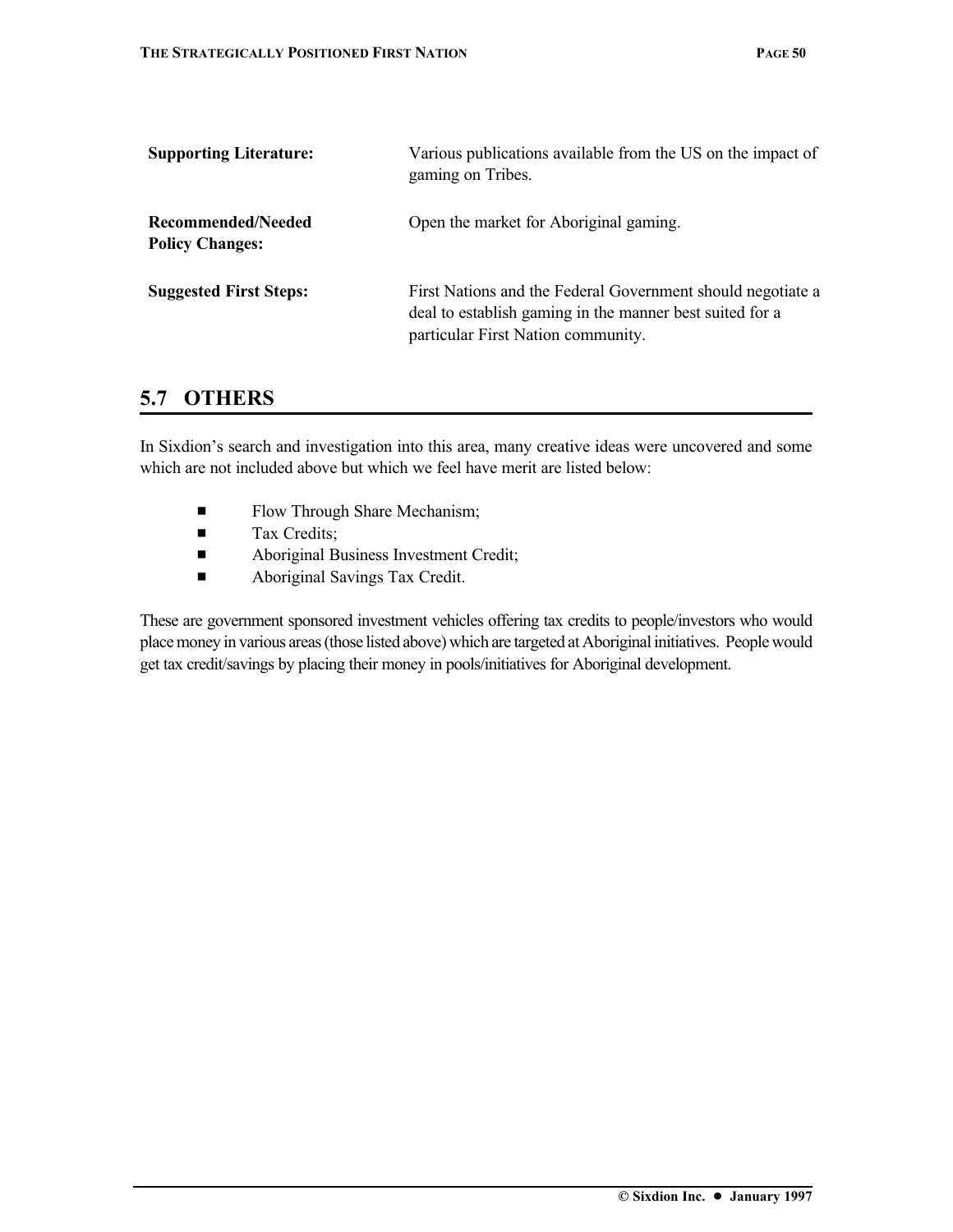| | |
|---|---|
| **Supporting Literature:** | Various publications available from the US on the impact of gaming on Tribes. |
| **Recommended/Needed Policy Changes:** | Open the market for Aboriginal gaming. |
| **Suggested First Steps:** | First Nations and the Federal Government should negotiate a deal to establish gaming in the manner best suited for a particular First Nation community. |

## 5.7 OTHERS

In Sixdion's search and investigation into this area, many creative ideas were uncovered and some which are not included above but which we feel have merit are listed below:

- Flow Through Share Mechanism;
- Tax Credits;
- Aboriginal Business Investment Credit;
- Aboriginal Savings Tax Credit.

These are government sponsored investment vehicles offering tax credits to people/investors who would place money in various areas (those listed above) which are targeted at Aboriginal initiatives. People would get tax credit/savings by placing their money in pools/initiatives for Aboriginal development.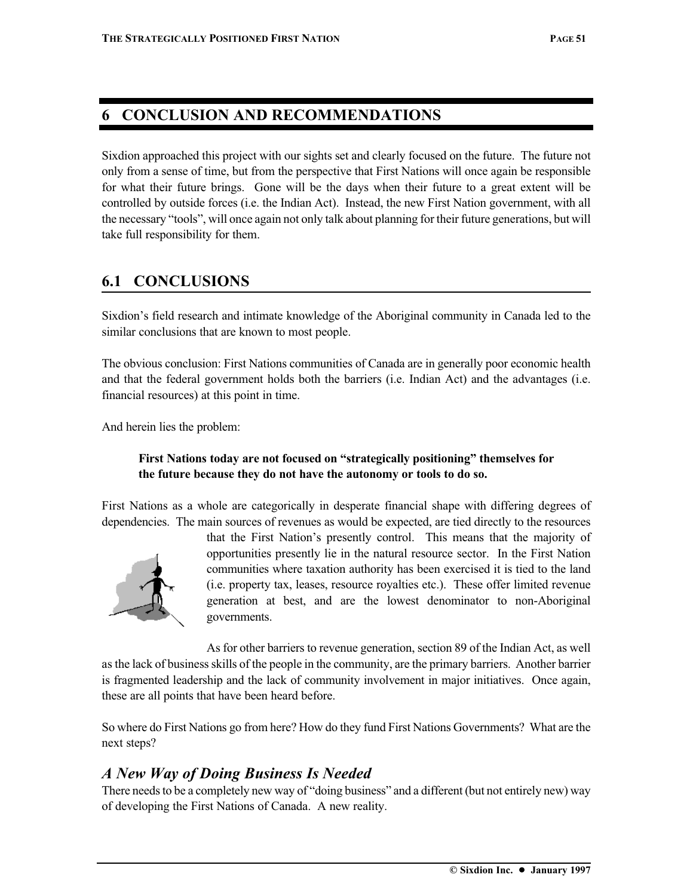# 6 CONCLUSION AND RECOMMENDATIONS

Sixdion approached this project with our sights set and clearly focused on the future. The future not only from a sense of time, but from the perspective that First Nations will once again be responsible for what their future brings. Gone will be the days when their future to a great extent will be controlled by outside forces (i.e. the Indian Act). Instead, the new First Nation government, with all the necessary "tools", will once again not only talk about planning for their future generations, but will take full responsibility for them.

## 6.1 CONCLUSIONS

Sixdion's field research and intimate knowledge of the Aboriginal community in Canada led to the similar conclusions that are known to most people.

The obvious conclusion: First Nations communities of Canada are in generally poor economic health and that the federal government holds both the barriers (i.e. Indian Act) and the advantages (i.e. financial resources) at this point in time.

And herein lies the problem:

> **First Nations today are not focused on "strategically positioning" themselves for the future because they do not have the autonomy or tools to do so.**

First Nations as a whole are categorically in desperate financial shape with differing degrees of dependencies. The main sources of revenues as would be expected, are tied directly to the resources that the First Nation's presently control. This means that the majority of opportunities presently lie in the natural resource sector. In the First Nation communities where taxation authority has been exercised it is tied to the land (i.e. property tax, leases, resource royalties etc.). These offer limited revenue generation at best, and are the lowest denominator to non-Aboriginal governments.

As for other barriers to revenue generation, section 89 of the Indian Act, as well as the lack of business skills of the people in the community, are the primary barriers. Another barrier is fragmented leadership and the lack of community involvement in major initiatives. Once again, these are all points that have been heard before.

So where do First Nations go from here? How do they fund First Nations Governments? What are the next steps?

### *A New Way of Doing Business Is Needed*

There needs to be a completely new way of "doing business" and a different (but not entirely new) way of developing the First Nations of Canada. A new reality.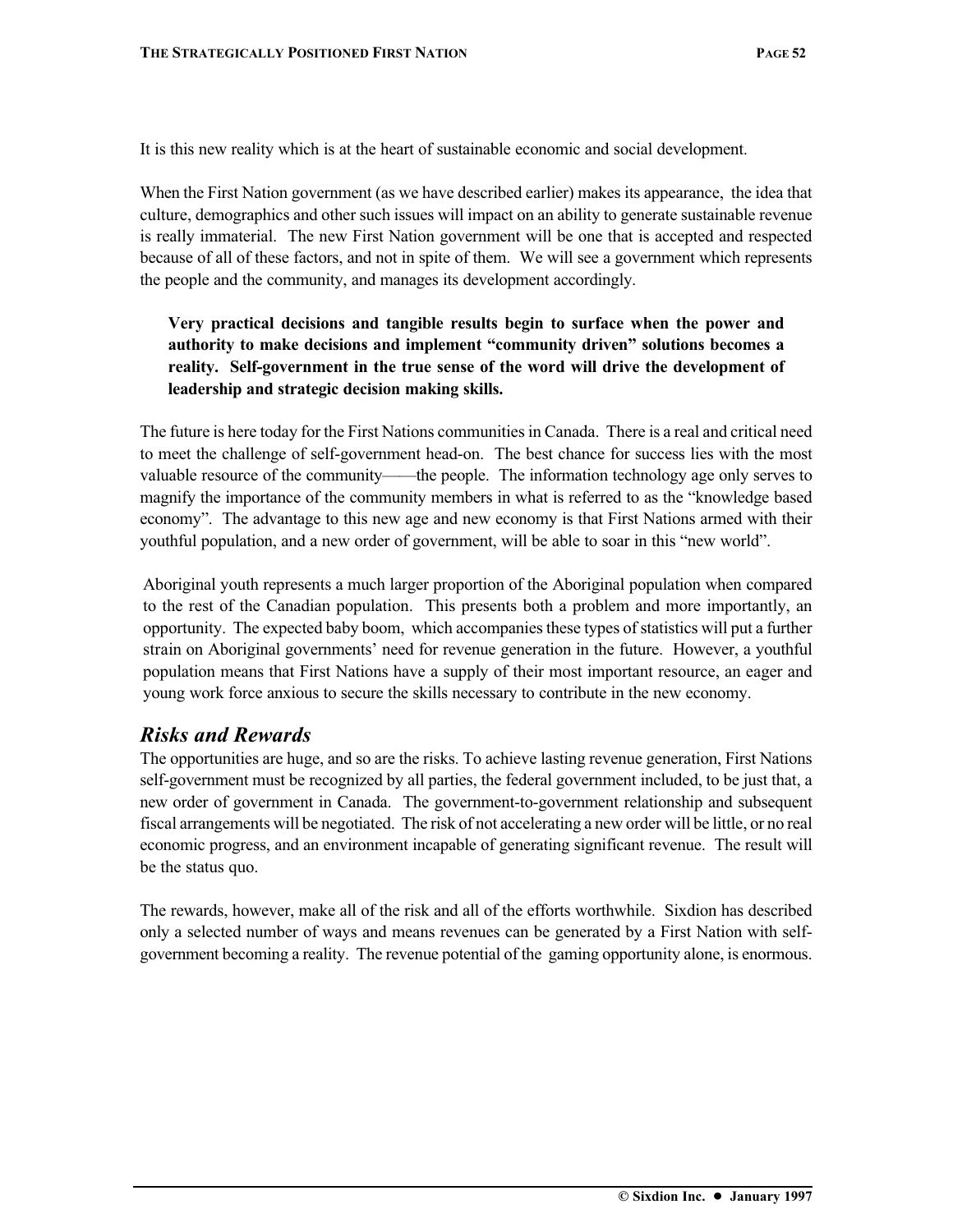It is this new reality which is at the heart of sustainable economic and social development.

When the First Nation government (as we have described earlier) makes its appearance, the idea that culture, demographics and other such issues will impact on an ability to generate sustainable revenue is really immaterial. The new First Nation government will be one that is accepted and respected because of all of these factors, and not in spite of them. We will see a government which represents the people and the community, and manages its development accordingly.

> **Very practical decisions and tangible results begin to surface when the power and authority to make decisions and implement "community driven" solutions becomes a reality. Self-government in the true sense of the word will drive the development of leadership and strategic decision making skills.**

The future is here today for the First Nations communities in Canada. There is a real and critical need to meet the challenge of self-government head-on. The best chance for success lies with the most valuable resource of the community——the people. The information technology age only serves to magnify the importance of the community members in what is referred to as the "knowledge based economy". The advantage to this new age and new economy is that First Nations armed with their youthful population, and a new order of government, will be able to soar in this "new world".

Aboriginal youth represents a much larger proportion of the Aboriginal population when compared to the rest of the Canadian population. This presents both a problem and more importantly, an opportunity. The expected baby boom, which accompanies these types of statistics will put a further strain on Aboriginal governments' need for revenue generation in the future. However, a youthful population means that First Nations have a supply of their most important resource, an eager and young work force anxious to secure the skills necessary to contribute in the new economy.

## *Risks and Rewards*

The opportunities are huge, and so are the risks. To achieve lasting revenue generation, First Nations self-government must be recognized by all parties, the federal government included, to be just that, a new order of government in Canada. The government-to-government relationship and subsequent fiscal arrangements will be negotiated. The risk of not accelerating a new order will be little, or no real economic progress, and an environment incapable of generating significant revenue. The result will be the status quo.

The rewards, however, make all of the risk and all of the efforts worthwhile. Sixdion has described only a selected number of ways and means revenues can be generated by a First Nation with self-government becoming a reality. The revenue potential of the gaming opportunity alone, is enormous.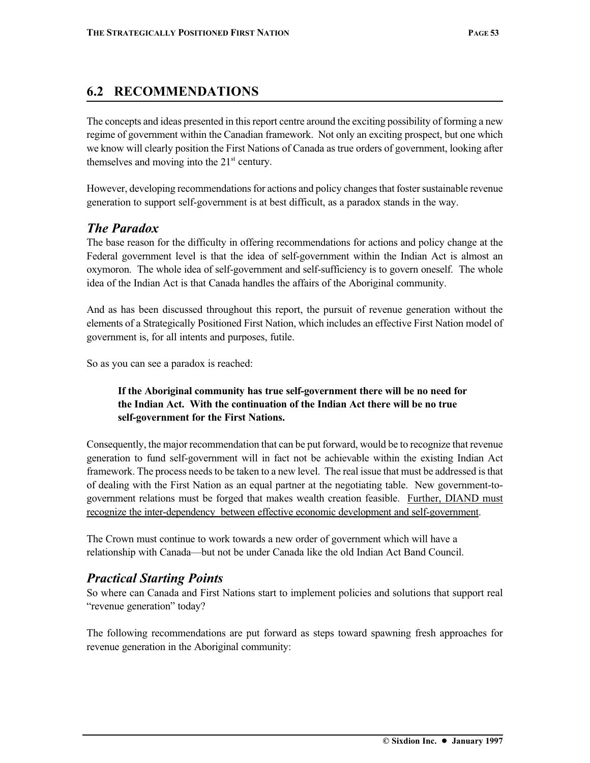## 6.2 RECOMMENDATIONS

The concepts and ideas presented in this report centre around the exciting possibility of forming a new regime of government within the Canadian framework. Not only an exciting prospect, but one which we know will clearly position the First Nations of Canada as true orders of government, looking after themselves and moving into the 21st century.

However, developing recommendations for actions and policy changes that foster sustainable revenue generation to support self-government is at best difficult, as a paradox stands in the way.

### *The Paradox*

The base reason for the difficulty in offering recommendations for actions and policy change at the Federal government level is that the idea of self-government within the Indian Act is almost an oxymoron. The whole idea of self-government and self-sufficiency is to govern oneself. The whole idea of the Indian Act is that Canada handles the affairs of the Aboriginal community.

And as has been discussed throughout this report, the pursuit of revenue generation without the elements of a Strategically Positioned First Nation, which includes an effective First Nation model of government is, for all intents and purposes, futile.

So as you can see a paradox is reached:

> **If the Aboriginal community has true self-government there will be no need for the Indian Act. With the continuation of the Indian Act there will be no true self-government for the First Nations.**

Consequently, the major recommendation that can be put forward, would be to recognize that revenue generation to fund self-government will in fact not be achievable within the existing Indian Act framework. The process needs to be taken to a new level. The real issue that must be addressed is that of dealing with the First Nation as an equal partner at the negotiating table. New government-to-government relations must be forged that makes wealth creation feasible. <u>Further, DIAND must recognize the inter-dependency between effective economic development and self-government</u>.

The Crown must continue to work towards a new order of government which will have a relationship with Canada—but not be under Canada like the old Indian Act Band Council.

### *Practical Starting Points*

So where can Canada and First Nations start to implement policies and solutions that support real "revenue generation" today?

The following recommendations are put forward as steps toward spawning fresh approaches for revenue generation in the Aboriginal community: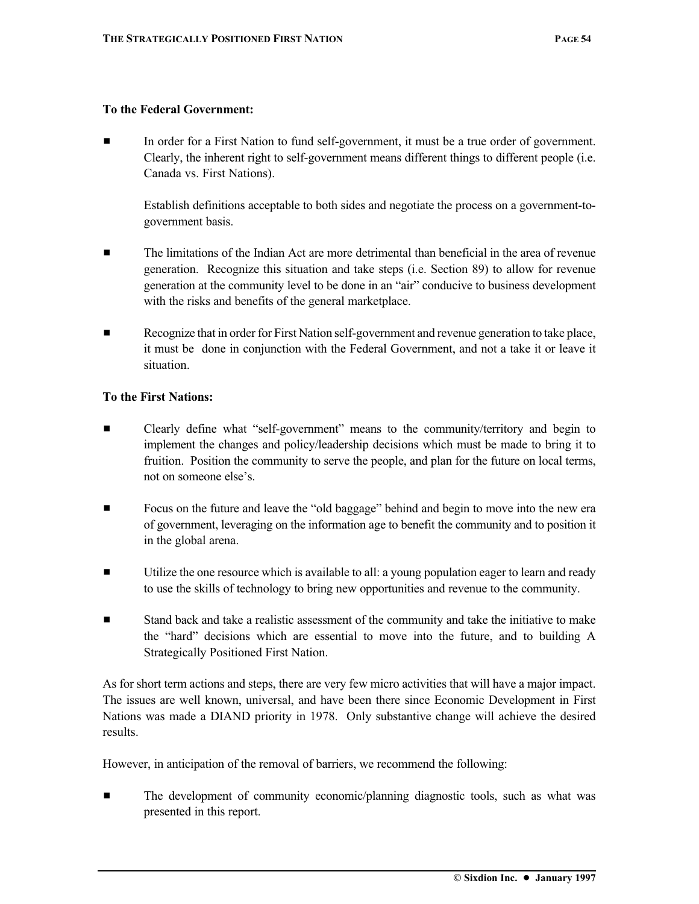**To the Federal Government:**

- In order for a First Nation to fund self-government, it must be a true order of government. Clearly, the inherent right to self-government means different things to different people (i.e. Canada vs. First Nations).

  Establish definitions acceptable to both sides and negotiate the process on a government-to-government basis.

- The limitations of the Indian Act are more detrimental than beneficial in the area of revenue generation. Recognize this situation and take steps (i.e. Section 89) to allow for revenue generation at the community level to be done in an "air" conducive to business development with the risks and benefits of the general marketplace.

- Recognize that in order for First Nation self-government and revenue generation to take place, it must be done in conjunction with the Federal Government, and not a take it or leave it situation.

**To the First Nations:**

- Clearly define what "self-government" means to the community/territory and begin to implement the changes and policy/leadership decisions which must be made to bring it to fruition. Position the community to serve the people, and plan for the future on local terms, not on someone else's.

- Focus on the future and leave the "old baggage" behind and begin to move into the new era of government, leveraging on the information age to benefit the community and to position it in the global arena.

- Utilize the one resource which is available to all: a young population eager to learn and ready to use the skills of technology to bring new opportunities and revenue to the community.

- Stand back and take a realistic assessment of the community and take the initiative to make the "hard" decisions which are essential to move into the future, and to building A Strategically Positioned First Nation.

As for short term actions and steps, there are very few micro activities that will have a major impact. The issues are well known, universal, and have been there since Economic Development in First Nations was made a DIAND priority in 1978. Only substantive change will achieve the desired results.

However, in anticipation of the removal of barriers, we recommend the following:

- The development of community economic/planning diagnostic tools, such as what was presented in this report.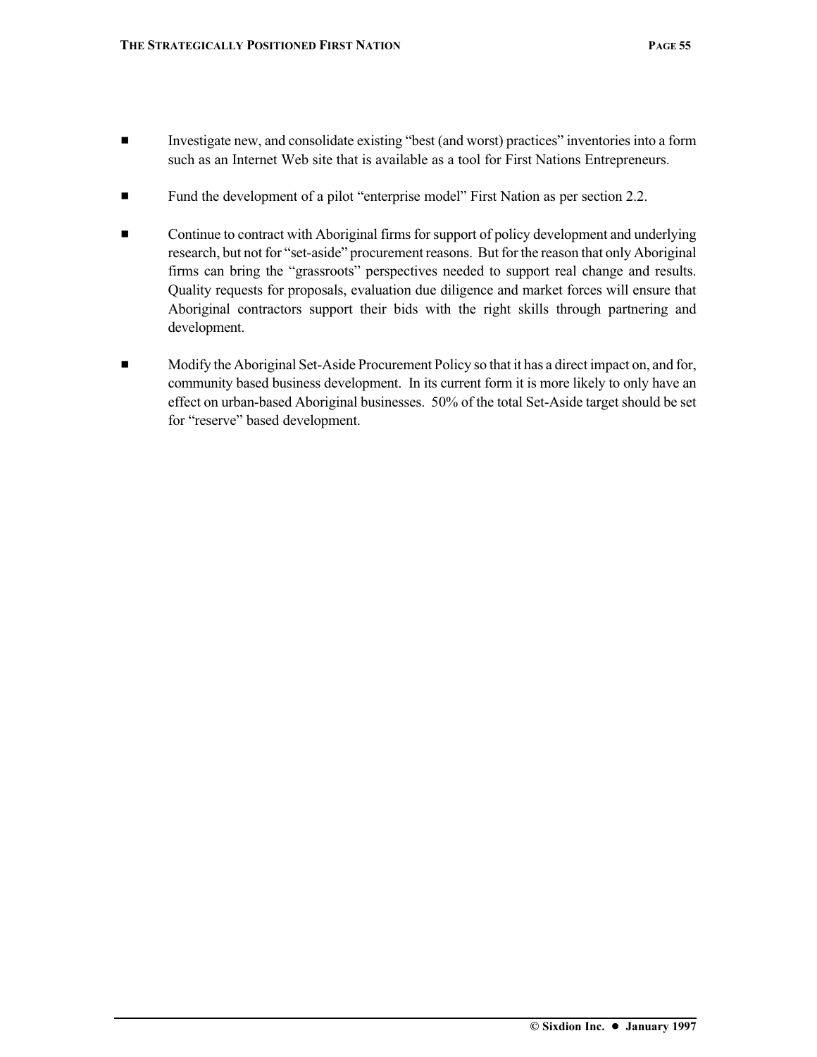- Investigate new, and consolidate existing "best (and worst) practices" inventories into a form such as an Internet Web site that is available as a tool for First Nations Entrepreneurs.

- Fund the development of a pilot "enterprise model" First Nation as per section 2.2.

- Continue to contract with Aboriginal firms for support of policy development and underlying research, but not for "set-aside" procurement reasons. But for the reason that only Aboriginal firms can bring the "grassroots" perspectives needed to support real change and results. Quality requests for proposals, evaluation due diligence and market forces will ensure that Aboriginal contractors support their bids with the right skills through partnering and development.

- Modify the Aboriginal Set-Aside Procurement Policy so that it has a direct impact on, and for, community based business development. In its current form it is more likely to only have an effect on urban-based Aboriginal businesses. 50% of the total Set-Aside target should be set for "reserve" based development.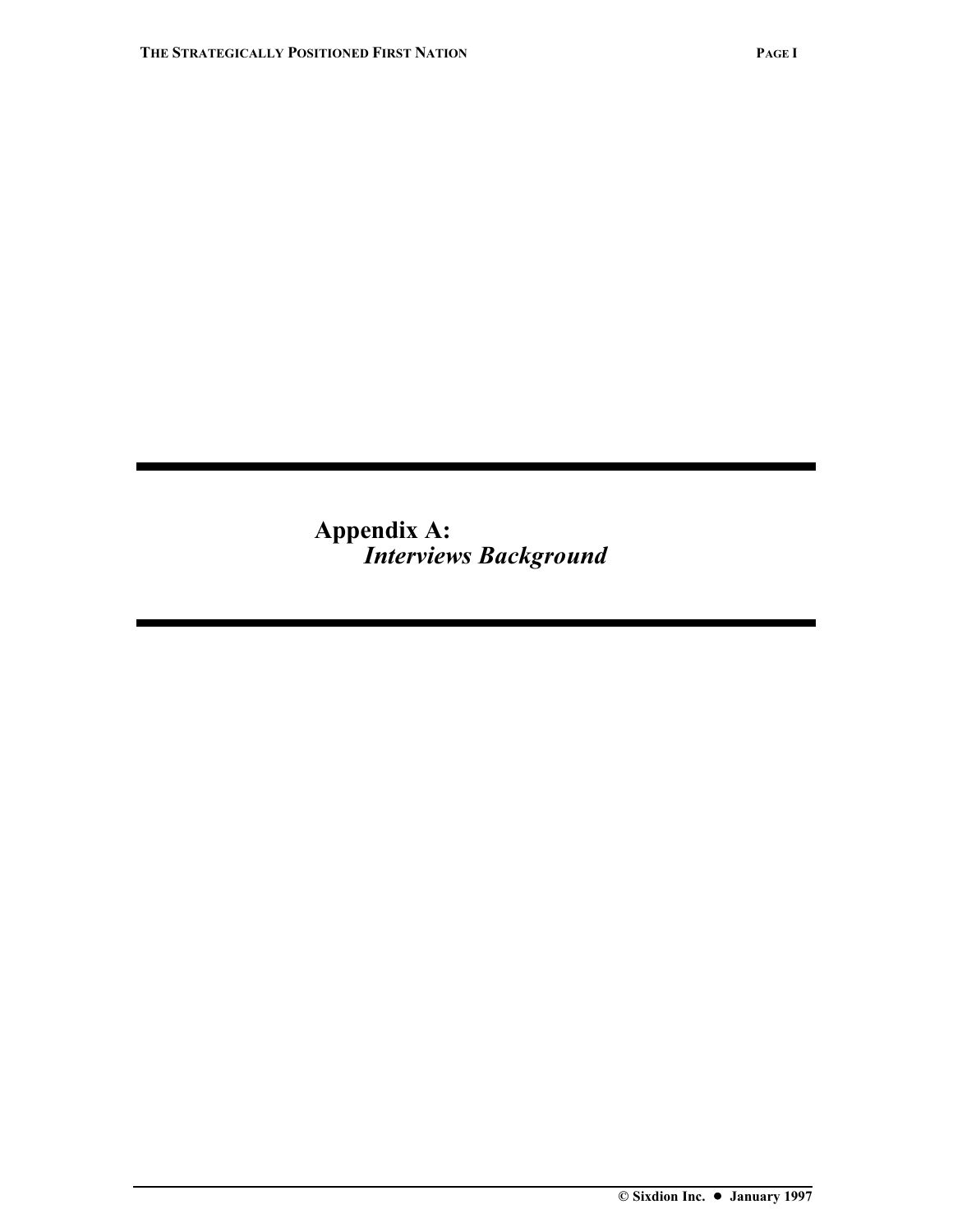# Appendix A:
## *Interviews Background*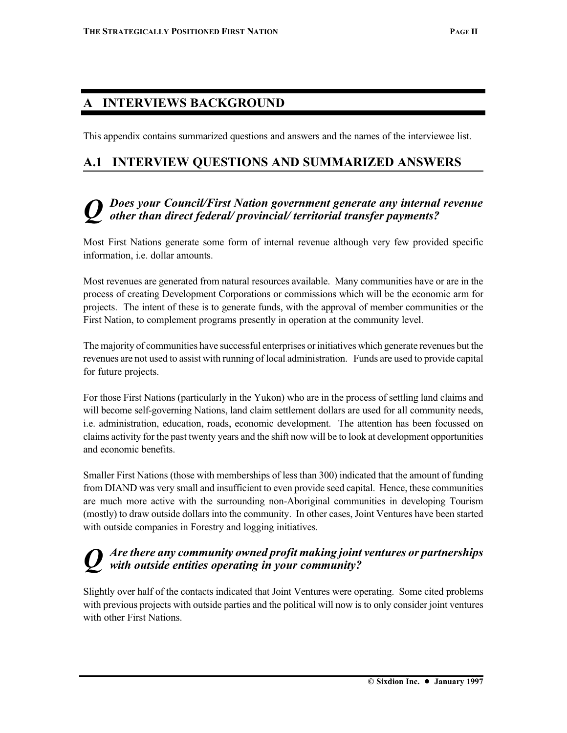# A INTERVIEWS BACKGROUND

This appendix contains summarized questions and answers and the names of the interviewee list.

## A.1 INTERVIEW QUESTIONS AND SUMMARIZED ANSWERS

### *Q Does your Council/First Nation government generate any internal revenue other than direct federal/ provincial/ territorial transfer payments?*

Most First Nations generate some form of internal revenue although very few provided specific information, i.e. dollar amounts.

Most revenues are generated from natural resources available. Many communities have or are in the process of creating Development Corporations or commissions which will be the economic arm for projects. The intent of these is to generate funds, with the approval of member communities or the First Nation, to complement programs presently in operation at the community level.

The majority of communities have successful enterprises or initiatives which generate revenues but the revenues are not used to assist with running of local administration. Funds are used to provide capital for future projects.

For those First Nations (particularly in the Yukon) who are in the process of settling land claims and will become self-governing Nations, land claim settlement dollars are used for all community needs, i.e. administration, education, roads, economic development. The attention has been focussed on claims activity for the past twenty years and the shift now will be to look at development opportunities and economic benefits.

Smaller First Nations (those with memberships of less than 300) indicated that the amount of funding from DIAND was very small and insufficient to even provide seed capital. Hence, these communities are much more active with the surrounding non-Aboriginal communities in developing Tourism (mostly) to draw outside dollars into the community. In other cases, Joint Ventures have been started with outside companies in Forestry and logging initiatives.

### *Q Are there any community owned profit making joint ventures or partnerships with outside entities operating in your community?*

Slightly over half of the contacts indicated that Joint Ventures were operating. Some cited problems with previous projects with outside parties and the political will now is to only consider joint ventures with other First Nations.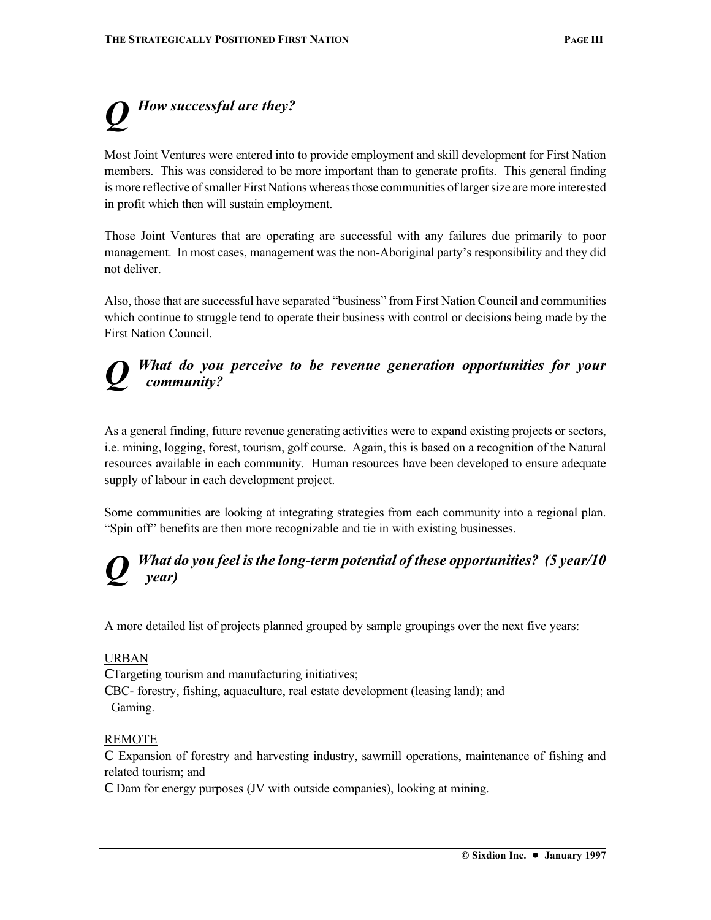## *Q How successful are they?*

Most Joint Ventures were entered into to provide employment and skill development for First Nation members. This was considered to be more important than to generate profits. This general finding is more reflective of smaller First Nations whereas those communities of larger size are more interested in profit which then will sustain employment.

Those Joint Ventures that are operating are successful with any failures due primarily to poor management. In most cases, management was the non-Aboriginal party's responsibility and they did not deliver.

Also, those that are successful have separated "business" from First Nation Council and communities which continue to struggle tend to operate their business with control or decisions being made by the First Nation Council.

## *Q What do you perceive to be revenue generation opportunities for your community?*

As a general finding, future revenue generating activities were to expand existing projects or sectors, i.e. mining, logging, forest, tourism, golf course. Again, this is based on a recognition of the Natural resources available in each community. Human resources have been developed to ensure adequate supply of labour in each development project.

Some communities are looking at integrating strategies from each community into a regional plan. "Spin off" benefits are then more recognizable and tie in with existing businesses.

## *Q What do you feel is the long-term potential of these opportunities? (5 year/10 year)*

A more detailed list of projects planned grouped by sample groupings over the next five years:

<u>URBAN</u>

- Targeting tourism and manufacturing initiatives;
- BC- forestry, fishing, aquaculture, real estate development (leasing land); and Gaming.

<u>REMOTE</u>

- Expansion of forestry and harvesting industry, sawmill operations, maintenance of fishing and related tourism; and
- Dam for energy purposes (JV with outside companies), looking at mining.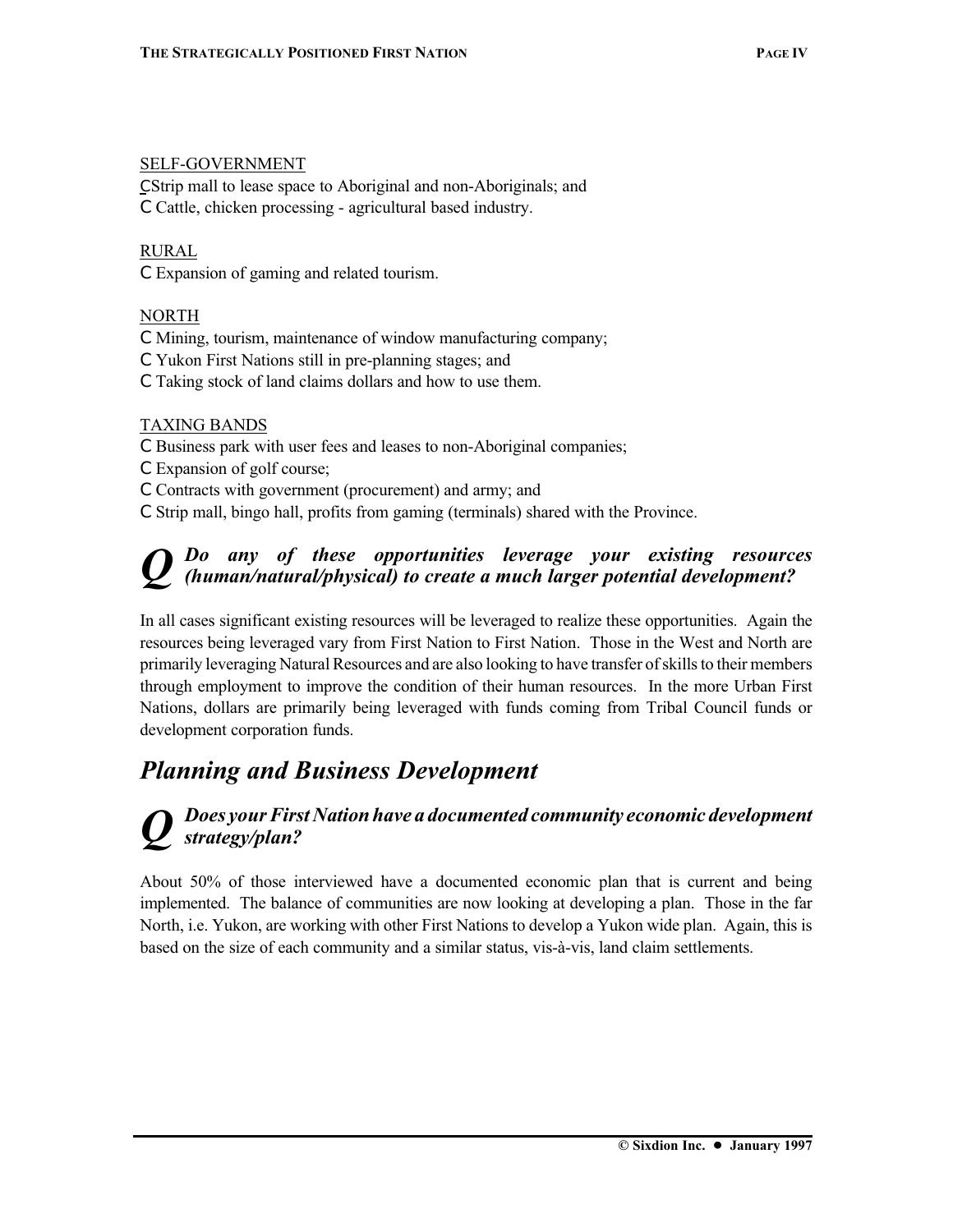SELF-GOVERNMENT

- Strip mall to lease space to Aboriginal and non-Aboriginals; and
- Cattle, chicken processing - agricultural based industry.

RURAL

- Expansion of gaming and related tourism.

NORTH

- Mining, tourism, maintenance of window manufacturing company;
- Yukon First Nations still in pre-planning stages; and
- Taking stock of land claims dollars and how to use them.

TAXING BANDS

- Business park with user fees and leases to non-Aboriginal companies;
- Expansion of golf course;
- Contracts with government (procurement) and army; and
- Strip mall, bingo hall, profits from gaming (terminals) shared with the Province.

***Q Do any of these opportunities leverage your existing resources (human/natural/physical) to create a much larger potential development?***

In all cases significant existing resources will be leveraged to realize these opportunities. Again the resources being leveraged vary from First Nation to First Nation. Those in the West and North are primarily leveraging Natural Resources and are also looking to have transfer of skills to their members through employment to improve the condition of their human resources. In the more Urban First Nations, dollars are primarily being leveraged with funds coming from Tribal Council funds or development corporation funds.

## *Planning and Business Development*

***Q Does your First Nation have a documented community economic development strategy/plan?***

About 50% of those interviewed have a documented economic plan that is current and being implemented. The balance of communities are now looking at developing a plan. Those in the far North, i.e. Yukon, are working with other First Nations to develop a Yukon wide plan. Again, this is based on the size of each community and a similar status, vis-à-vis, land claim settlements.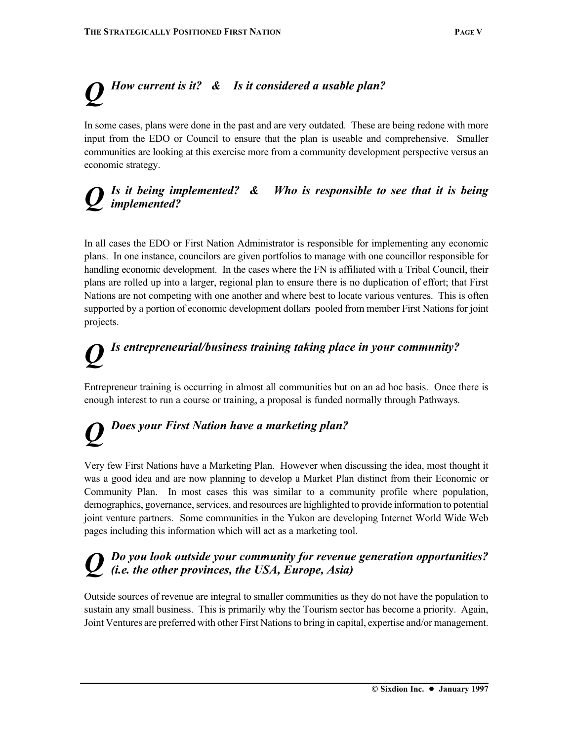## *Q How current is it? & Is it considered a usable plan?*

In some cases, plans were done in the past and are very outdated. These are being redone with more input from the EDO or Council to ensure that the plan is useable and comprehensive. Smaller communities are looking at this exercise more from a community development perspective versus an economic strategy.

## *Q Is it being implemented? & Who is responsible to see that it is being implemented?*

In all cases the EDO or First Nation Administrator is responsible for implementing any economic plans. In one instance, councilors are given portfolios to manage with one councillor responsible for handling economic development. In the cases where the FN is affiliated with a Tribal Council, their plans are rolled up into a larger, regional plan to ensure there is no duplication of effort; that First Nations are not competing with one another and where best to locate various ventures. This is often supported by a portion of economic development dollars pooled from member First Nations for joint projects.

## *Q Is entrepreneurial/business training taking place in your community?*

Entrepreneur training is occurring in almost all communities but on an ad hoc basis. Once there is enough interest to run a course or training, a proposal is funded normally through Pathways.

## *Q Does your First Nation have a marketing plan?*

Very few First Nations have a Marketing Plan. However when discussing the idea, most thought it was a good idea and are now planning to develop a Market Plan distinct from their Economic or Community Plan. In most cases this was similar to a community profile where population, demographics, governance, services, and resources are highlighted to provide information to potential joint venture partners. Some communities in the Yukon are developing Internet World Wide Web pages including this information which will act as a marketing tool.

## *Q Do you look outside your community for revenue generation opportunities? (i.e. the other provinces, the USA, Europe, Asia)*

Outside sources of revenue are integral to smaller communities as they do not have the population to sustain any small business. This is primarily why the Tourism sector has become a priority. Again, Joint Ventures are preferred with other First Nations to bring in capital, expertise and/or management.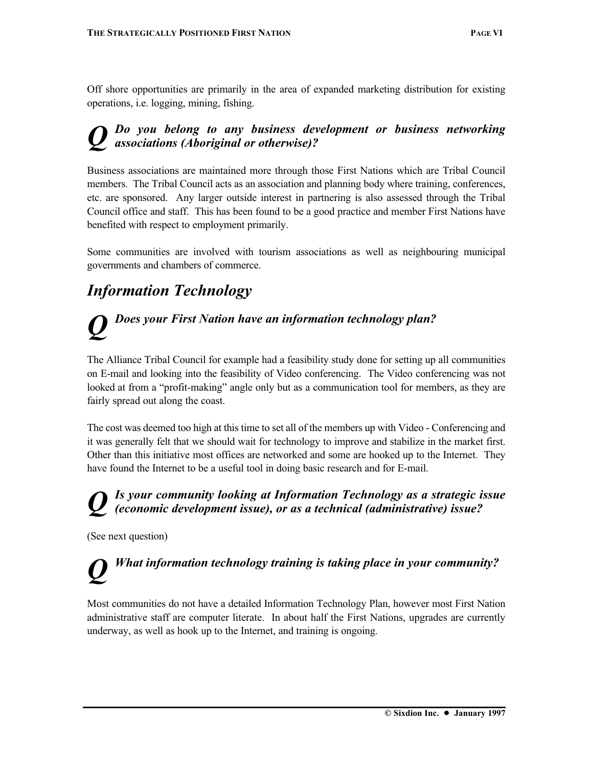Off shore opportunities are primarily in the area of expanded marketing distribution for existing operations, i.e. logging, mining, fishing.

### ***Q*** ***Do you belong to any business development or business networking associations (Aboriginal or otherwise)?***

Business associations are maintained more through those First Nations which are Tribal Council members. The Tribal Council acts as an association and planning body where training, conferences, etc. are sponsored. Any larger outside interest in partnering is also assessed through the Tribal Council office and staff. This has been found to be a good practice and member First Nations have benefited with respect to employment primarily.

Some communities are involved with tourism associations as well as neighbouring municipal governments and chambers of commerce.

## *Information Technology*

### ***Q*** ***Does your First Nation have an information technology plan?***

The Alliance Tribal Council for example had a feasibility study done for setting up all communities on E-mail and looking into the feasibility of Video conferencing. The Video conferencing was not looked at from a "profit-making" angle only but as a communication tool for members, as they are fairly spread out along the coast.

The cost was deemed too high at this time to set all of the members up with Video - Conferencing and it was generally felt that we should wait for technology to improve and stabilize in the market first. Other than this initiative most offices are networked and some are hooked up to the Internet. They have found the Internet to be a useful tool in doing basic research and for E-mail.

### ***Q*** ***Is your community looking at Information Technology as a strategic issue (economic development issue), or as a technical (administrative) issue?***

(See next question)

### ***Q*** ***What information technology training is taking place in your community?***

Most communities do not have a detailed Information Technology Plan, however most First Nation administrative staff are computer literate. In about half the First Nations, upgrades are currently underway, as well as hook up to the Internet, and training is ongoing.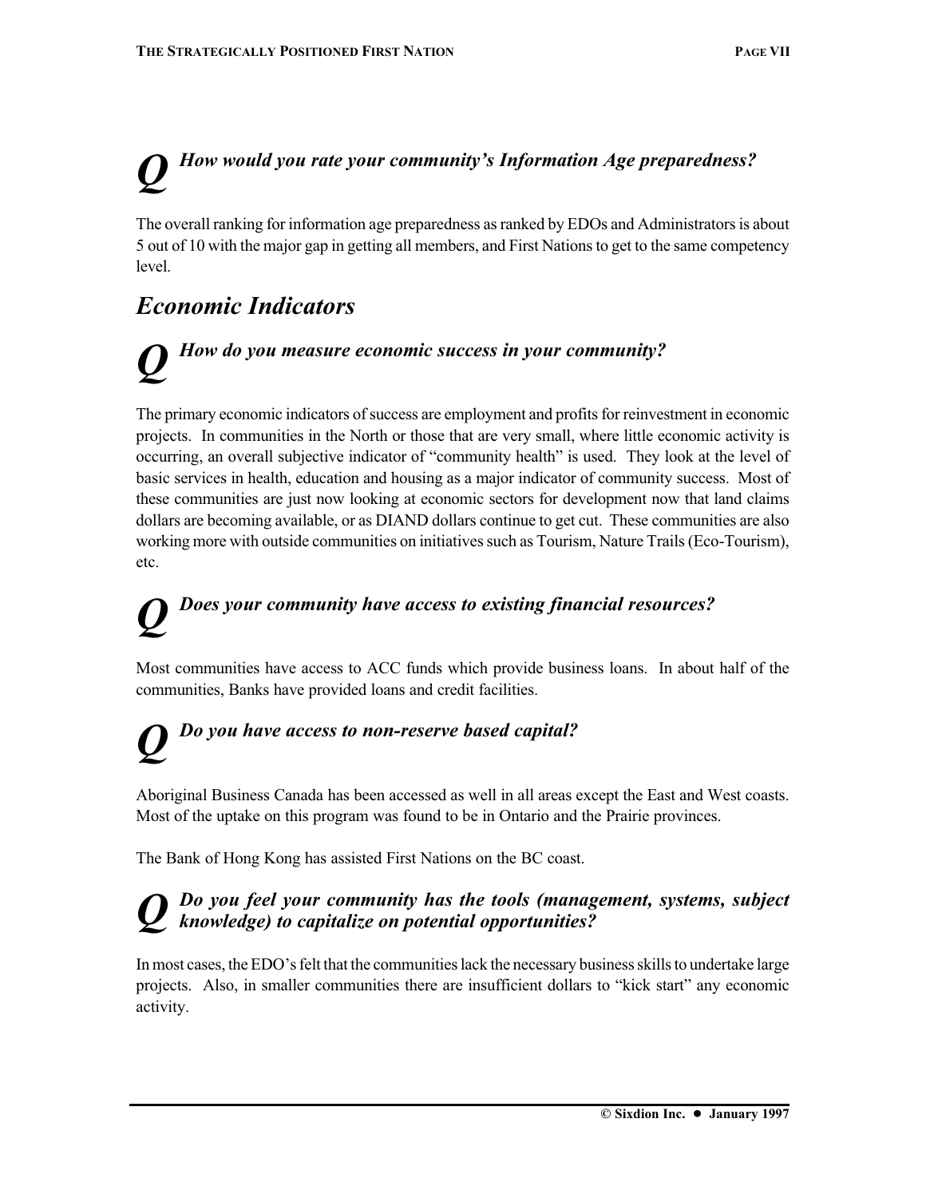***Q*** ***How would you rate your community's Information Age preparedness?***

The overall ranking for information age preparedness as ranked by EDOs and Administrators is about 5 out of 10 with the major gap in getting all members, and First Nations to get to the same competency level.

## *Economic Indicators*

***Q*** ***How do you measure economic success in your community?***

The primary economic indicators of success are employment and profits for reinvestment in economic projects. In communities in the North or those that are very small, where little economic activity is occurring, an overall subjective indicator of "community health" is used. They look at the level of basic services in health, education and housing as a major indicator of community success. Most of these communities are just now looking at economic sectors for development now that land claims dollars are becoming available, or as DIAND dollars continue to get cut. These communities are also working more with outside communities on initiatives such as Tourism, Nature Trails (Eco-Tourism), etc.

***Q*** ***Does your community have access to existing financial resources?***

Most communities have access to ACC funds which provide business loans. In about half of the communities, Banks have provided loans and credit facilities.

***Q*** ***Do you have access to non-reserve based capital?***

Aboriginal Business Canada has been accessed as well in all areas except the East and West coasts. Most of the uptake on this program was found to be in Ontario and the Prairie provinces.

The Bank of Hong Kong has assisted First Nations on the BC coast.

***Q*** ***Do you feel your community has the tools (management, systems, subject knowledge) to capitalize on potential opportunities?***

In most cases, the EDO's felt that the communities lack the necessary business skills to undertake large projects. Also, in smaller communities there are insufficient dollars to "kick start" any economic activity.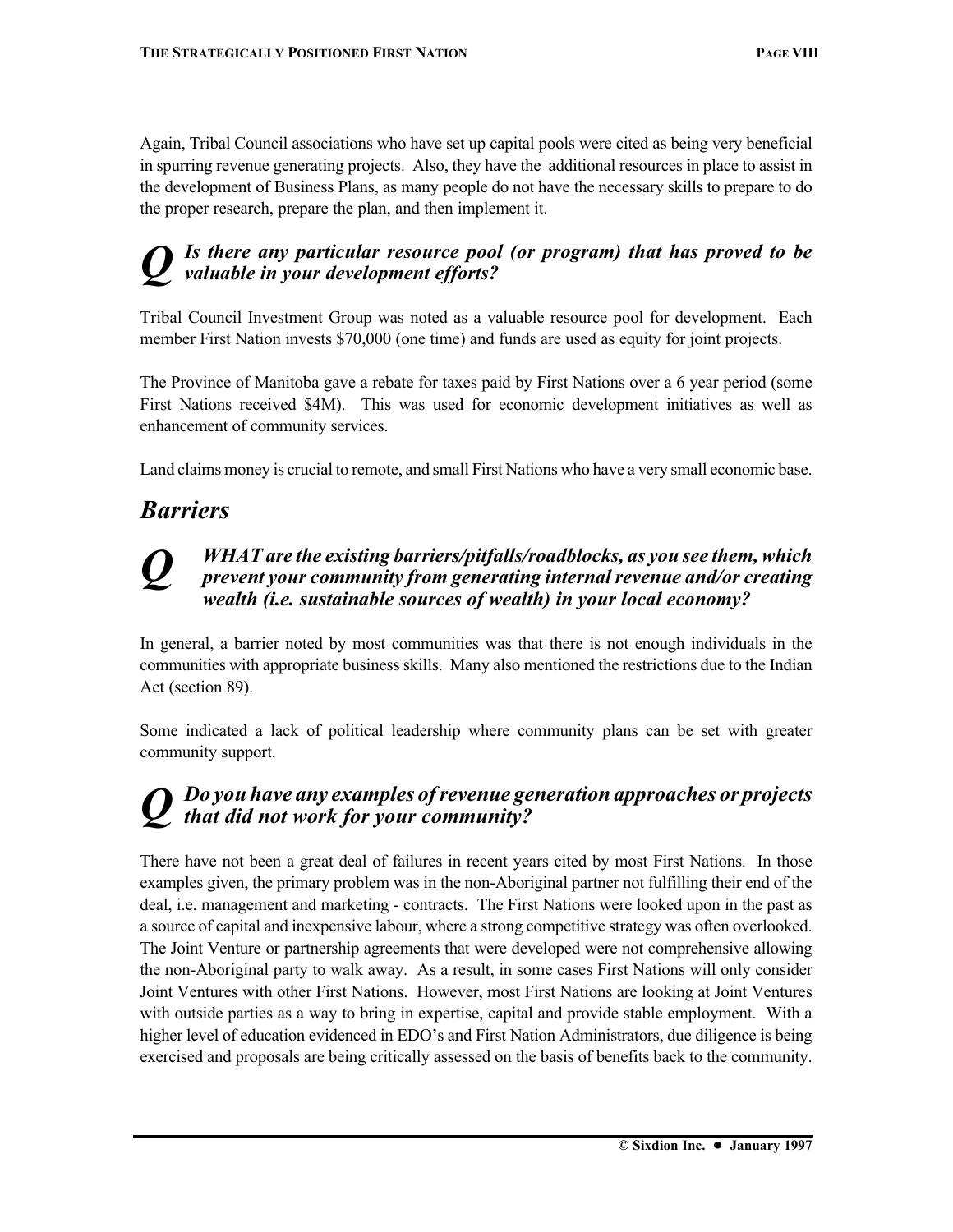Again, Tribal Council associations who have set up capital pools were cited as being very beneficial in spurring revenue generating projects. Also, they have the additional resources in place to assist in the development of Business Plans, as many people do not have the necessary skills to prepare to do the proper research, prepare the plan, and then implement it.

### *Q* *Is there any particular resource pool (or program) that has proved to be valuable in your development efforts?*

Tribal Council Investment Group was noted as a valuable resource pool for development. Each member First Nation invests $70,000 (one time) and funds are used as equity for joint projects.

The Province of Manitoba gave a rebate for taxes paid by First Nations over a 6 year period (some First Nations received $4M). This was used for economic development initiatives as well as enhancement of community services.

Land claims money is crucial to remote, and small First Nations who have a very small economic base.

## *Barriers*

### *Q* *WHAT are the existing barriers/pitfalls/roadblocks, as you see them, which prevent your community from generating internal revenue and/or creating wealth (i.e. sustainable sources of wealth) in your local economy?*

In general, a barrier noted by most communities was that there is not enough individuals in the communities with appropriate business skills. Many also mentioned the restrictions due to the Indian Act (section 89).

Some indicated a lack of political leadership where community plans can be set with greater community support.

### *Q* *Do you have any examples of revenue generation approaches or projects that did not work for your community?*

There have not been a great deal of failures in recent years cited by most First Nations. In those examples given, the primary problem was in the non-Aboriginal partner not fulfilling their end of the deal, i.e. management and marketing - contracts. The First Nations were looked upon in the past as a source of capital and inexpensive labour, where a strong competitive strategy was often overlooked. The Joint Venture or partnership agreements that were developed were not comprehensive allowing the non-Aboriginal party to walk away. As a result, in some cases First Nations will only consider Joint Ventures with other First Nations. However, most First Nations are looking at Joint Ventures with outside parties as a way to bring in expertise, capital and provide stable employment. With a higher level of education evidenced in EDO's and First Nation Administrators, due diligence is being exercised and proposals are being critically assessed on the basis of benefits back to the community.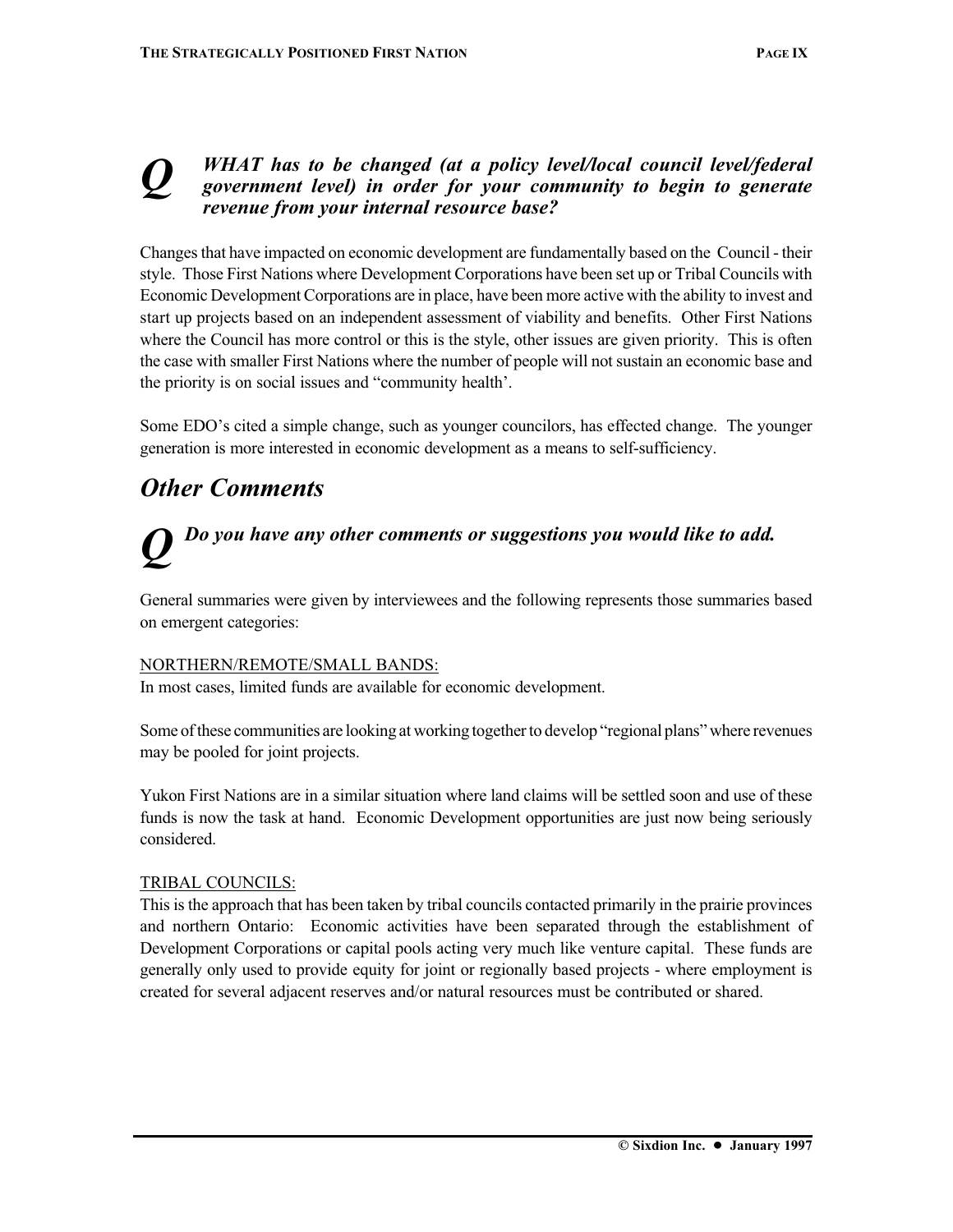***Q*** ***WHAT has to be changed (at a policy level/local council level/federal government level) in order for your community to begin to generate revenue from your internal resource base?***

Changes that have impacted on economic development are fundamentally based on the Council - their style. Those First Nations where Development Corporations have been set up or Tribal Councils with Economic Development Corporations are in place, have been more active with the ability to invest and start up projects based on an independent assessment of viability and benefits. Other First Nations where the Council has more control or this is the style, other issues are given priority. This is often the case with smaller First Nations where the number of people will not sustain an economic base and the priority is on social issues and "community health'.

Some EDO's cited a simple change, such as younger councilors, has effected change. The younger generation is more interested in economic development as a means to self-sufficiency.

## *Other Comments*

***Q*** ***Do you have any other comments or suggestions you would like to add.***

General summaries were given by interviewees and the following represents those summaries based on emergent categories:

<u>NORTHERN/REMOTE/SMALL BANDS:</u>
In most cases, limited funds are available for economic development.

Some of these communities are looking at working together to develop "regional plans" where revenues may be pooled for joint projects.

Yukon First Nations are in a similar situation where land claims will be settled soon and use of these funds is now the task at hand. Economic Development opportunities are just now being seriously considered.

<u>TRIBAL COUNCILS:</u>
This is the approach that has been taken by tribal councils contacted primarily in the prairie provinces and northern Ontario: Economic activities have been separated through the establishment of Development Corporations or capital pools acting very much like venture capital. These funds are generally only used to provide equity for joint or regionally based projects - where employment is created for several adjacent reserves and/or natural resources must be contributed or shared.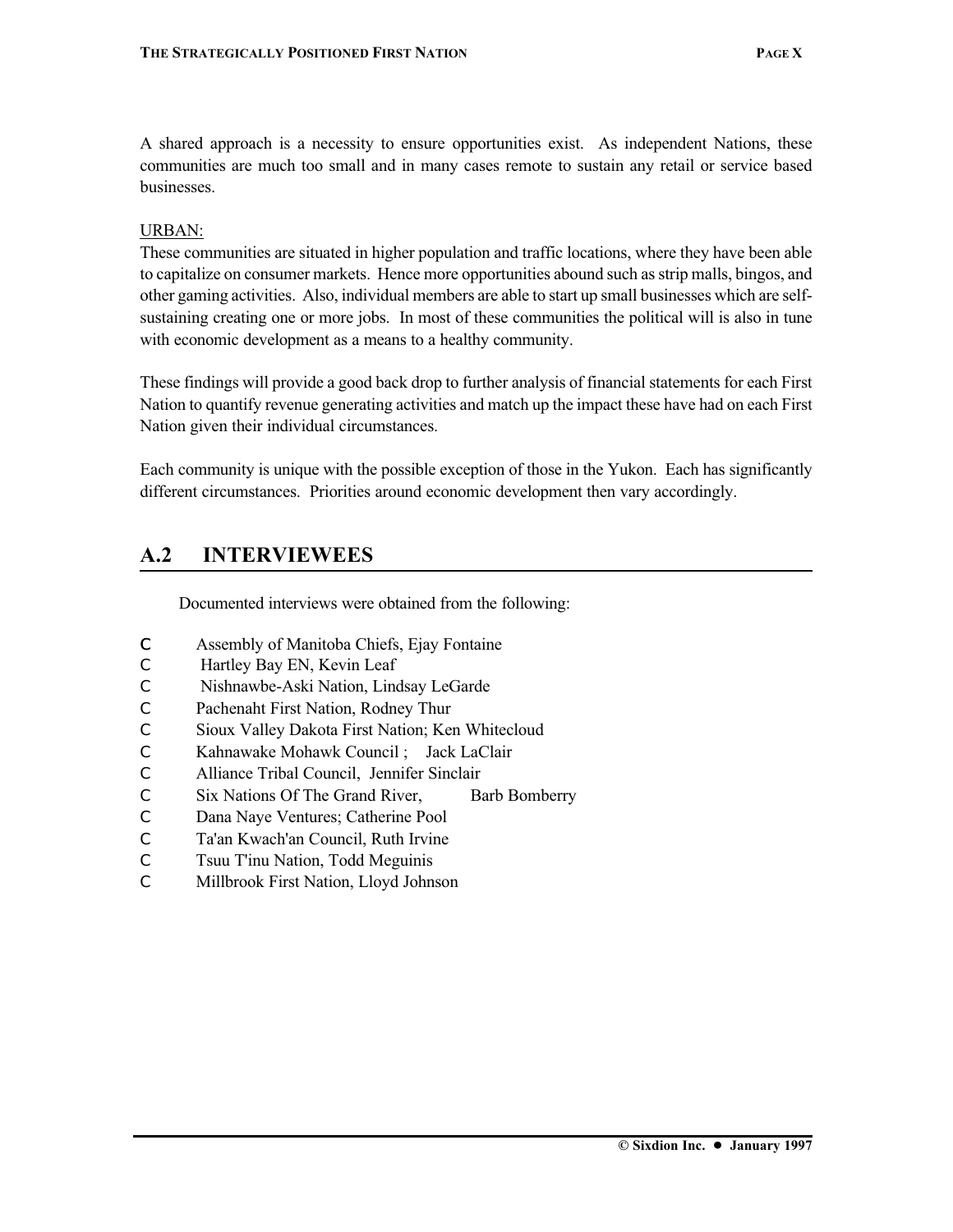A shared approach is a necessity to ensure opportunities exist. As independent Nations, these communities are much too small and in many cases remote to sustain any retail or service based businesses.

URBAN:
These communities are situated in higher population and traffic locations, where they have been able to capitalize on consumer markets. Hence more opportunities abound such as strip malls, bingos, and other gaming activities. Also, individual members are able to start up small businesses which are self-sustaining creating one or more jobs. In most of these communities the political will is also in tune with economic development as a means to a healthy community.

These findings will provide a good back drop to further analysis of financial statements for each First Nation to quantify revenue generating activities and match up the impact these have had on each First Nation given their individual circumstances.

Each community is unique with the possible exception of those in the Yukon. Each has significantly different circumstances. Priorities around economic development then vary accordingly.

## A.2 INTERVIEWEES

Documented interviews were obtained from the following:

- Assembly of Manitoba Chiefs, Ejay Fontaine
- Hartley Bay EN, Kevin Leaf
- Nishnawbe-Aski Nation, Lindsay LeGarde
- Pachenaht First Nation, Rodney Thur
- Sioux Valley Dakota First Nation; Ken Whitecloud
- Kahnawake Mohawk Council ; Jack LaClair
- Alliance Tribal Council, Jennifer Sinclair
- Six Nations Of The Grand River, Barb Bomberry
- Dana Naye Ventures; Catherine Pool
- Ta'an Kwach'an Council, Ruth Irvine
- Tsuu T'inu Nation, Todd Meguinis
- Millbrook First Nation, Lloyd Johnson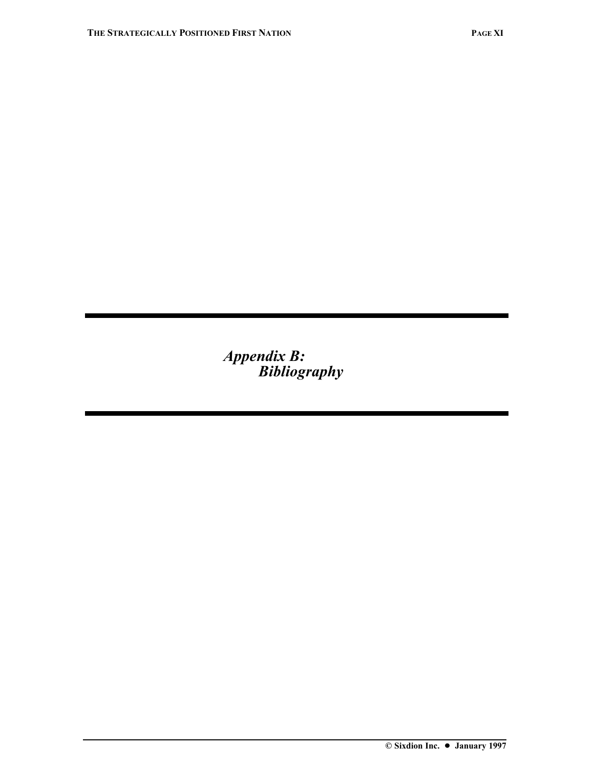# *Appendix B: Bibliography*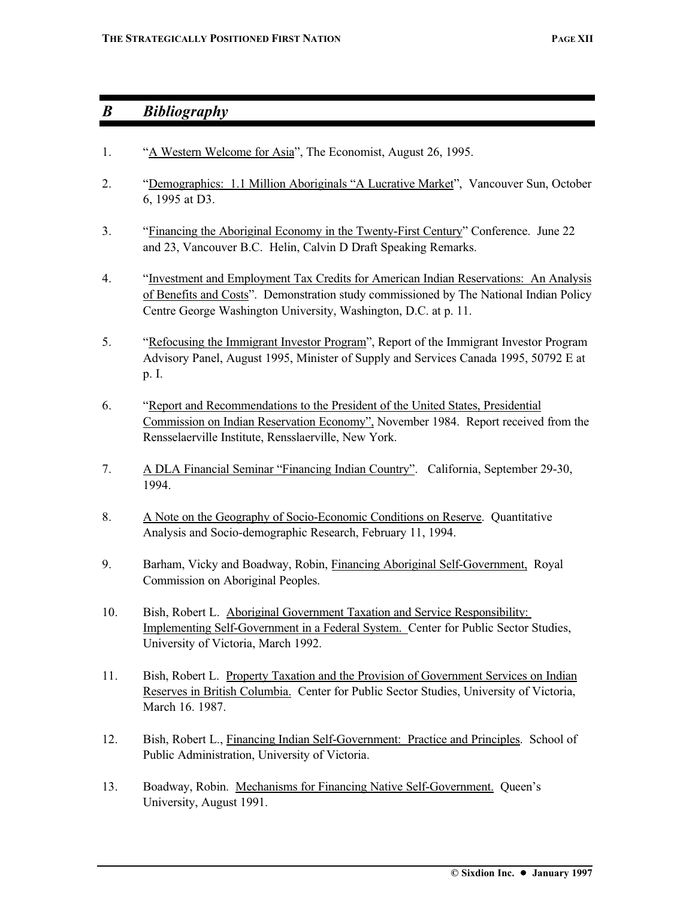## *B Bibliography*

1. "A Western Welcome for Asia", The Economist, August 26, 1995.

2. "Demographics: 1.1 Million Aboriginals "A Lucrative Market", Vancouver Sun, October 6, 1995 at D3.

3. "Financing the Aboriginal Economy in the Twenty-First Century" Conference. June 22 and 23, Vancouver B.C. Helin, Calvin D Draft Speaking Remarks.

4. "Investment and Employment Tax Credits for American Indian Reservations: An Analysis of Benefits and Costs". Demonstration study commissioned by The National Indian Policy Centre George Washington University, Washington, D.C. at p. 11.

5. "Refocusing the Immigrant Investor Program", Report of the Immigrant Investor Program Advisory Panel, August 1995, Minister of Supply and Services Canada 1995, 50792 E at p. I.

6. "Report and Recommendations to the President of the United States, Presidential Commission on Indian Reservation Economy", November 1984. Report received from the Rensselaerville Institute, Rensslaerville, New York.

7. A DLA Financial Seminar "Financing Indian Country". California, September 29-30, 1994.

8. A Note on the Geography of Socio-Economic Conditions on Reserve. Quantitative Analysis and Socio-demographic Research, February 11, 1994.

9. Barham, Vicky and Boadway, Robin, Financing Aboriginal Self-Government, Royal Commission on Aboriginal Peoples.

10. Bish, Robert L. Aboriginal Government Taxation and Service Responsibility: Implementing Self-Government in a Federal System. Center for Public Sector Studies, University of Victoria, March 1992.

11. Bish, Robert L. Property Taxation and the Provision of Government Services on Indian Reserves in British Columbia. Center for Public Sector Studies, University of Victoria, March 16. 1987.

12. Bish, Robert L., Financing Indian Self-Government: Practice and Principles. School of Public Administration, University of Victoria.

13. Boadway, Robin. Mechanisms for Financing Native Self-Government. Queen's University, August 1991.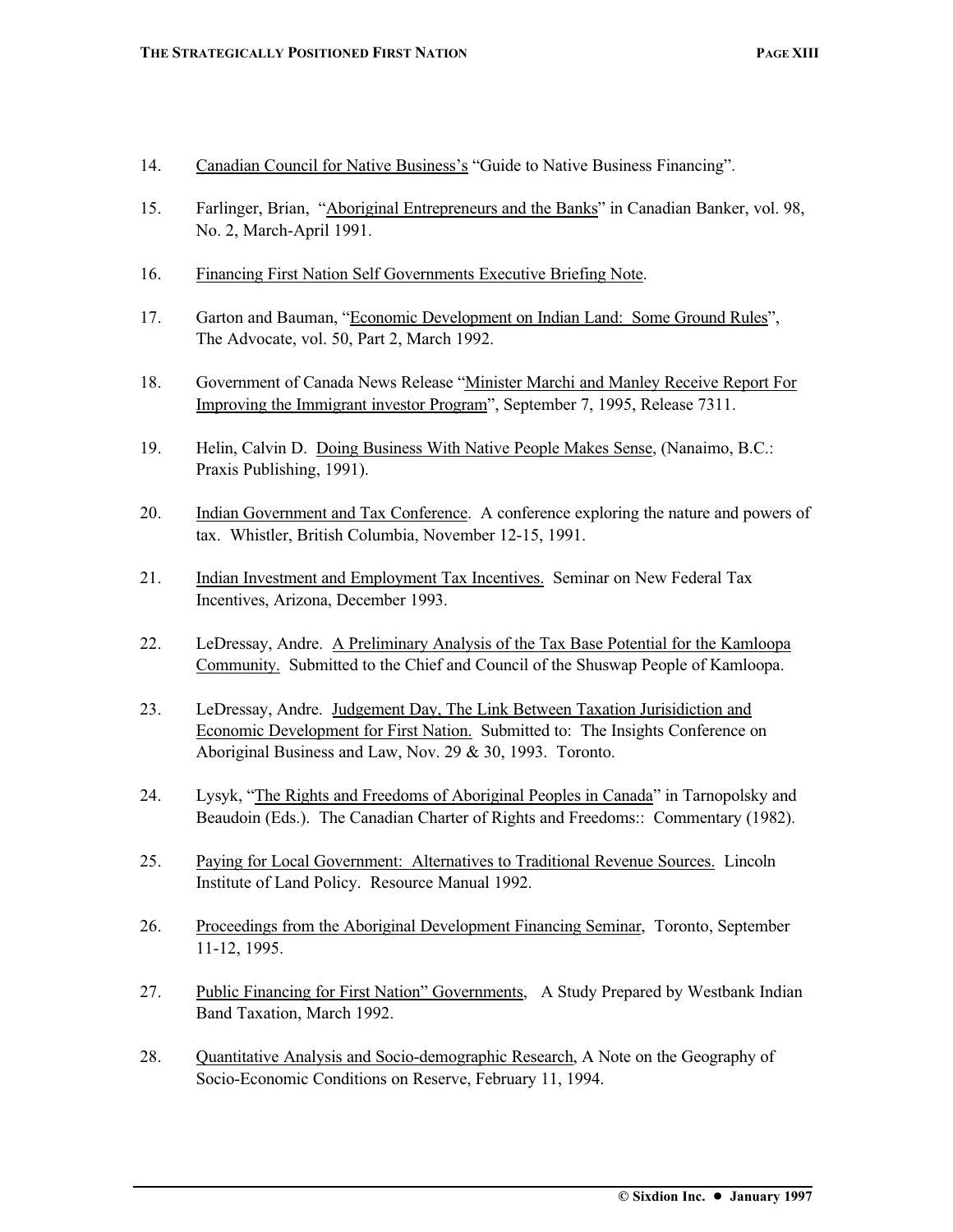14. Canadian Council for Native Business's "Guide to Native Business Financing".

15. Farlinger, Brian, "Aboriginal Entrepreneurs and the Banks" in Canadian Banker, vol. 98, No. 2, March-April 1991.

16. Financing First Nation Self Governments Executive Briefing Note.

17. Garton and Bauman, "Economic Development on Indian Land: Some Ground Rules", The Advocate, vol. 50, Part 2, March 1992.

18. Government of Canada News Release "Minister Marchi and Manley Receive Report For Improving the Immigrant investor Program", September 7, 1995, Release 7311.

19. Helin, Calvin D. Doing Business With Native People Makes Sense, (Nanaimo, B.C.: Praxis Publishing, 1991).

20. Indian Government and Tax Conference. A conference exploring the nature and powers of tax. Whistler, British Columbia, November 12-15, 1991.

21. Indian Investment and Employment Tax Incentives. Seminar on New Federal Tax Incentives, Arizona, December 1993.

22. LeDressay, Andre. A Preliminary Analysis of the Tax Base Potential for the Kamloopa Community. Submitted to the Chief and Council of the Shuswap People of Kamloopa.

23. LeDressay, Andre. Judgement Day, The Link Between Taxation Jurisidiction and Economic Development for First Nation. Submitted to: The Insights Conference on Aboriginal Business and Law, Nov. 29 & 30, 1993. Toronto.

24. Lysyk, "The Rights and Freedoms of Aboriginal Peoples in Canada" in Tarnopolsky and Beaudoin (Eds.). The Canadian Charter of Rights and Freedoms:: Commentary (1982).

25. Paying for Local Government: Alternatives to Traditional Revenue Sources. Lincoln Institute of Land Policy. Resource Manual 1992.

26. Proceedings from the Aboriginal Development Financing Seminar, Toronto, September 11-12, 1995.

27. Public Financing for First Nation" Governments, A Study Prepared by Westbank Indian Band Taxation, March 1992.

28. Quantitative Analysis and Socio-demographic Research, A Note on the Geography of Socio-Economic Conditions on Reserve, February 11, 1994.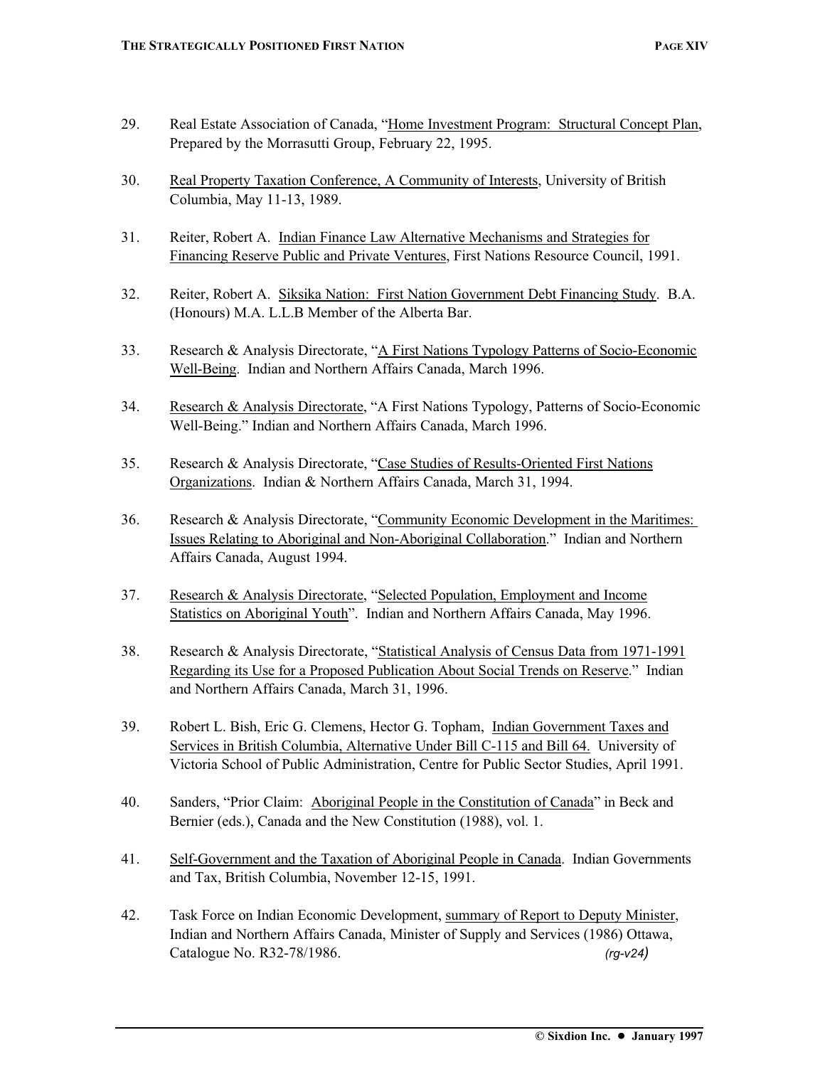29. Real Estate Association of Canada, "Home Investment Program: Structural Concept Plan, Prepared by the Morrasutti Group, February 22, 1995.

30. Real Property Taxation Conference, A Community of Interests, University of British Columbia, May 11-13, 1989.

31. Reiter, Robert A. Indian Finance Law Alternative Mechanisms and Strategies for Financing Reserve Public and Private Ventures, First Nations Resource Council, 1991.

32. Reiter, Robert A. Siksika Nation: First Nation Government Debt Financing Study. B.A. (Honours) M.A. L.L.B Member of the Alberta Bar.

33. Research & Analysis Directorate, "A First Nations Typology Patterns of Socio-Economic Well-Being. Indian and Northern Affairs Canada, March 1996.

34. Research & Analysis Directorate, "A First Nations Typology, Patterns of Socio-Economic Well-Being." Indian and Northern Affairs Canada, March 1996.

35. Research & Analysis Directorate, "Case Studies of Results-Oriented First Nations Organizations. Indian & Northern Affairs Canada, March 31, 1994.

36. Research & Analysis Directorate, "Community Economic Development in the Maritimes: Issues Relating to Aboriginal and Non-Aboriginal Collaboration." Indian and Northern Affairs Canada, August 1994.

37. Research & Analysis Directorate, "Selected Population, Employment and Income Statistics on Aboriginal Youth". Indian and Northern Affairs Canada, May 1996.

38. Research & Analysis Directorate, "Statistical Analysis of Census Data from 1971-1991 Regarding its Use for a Proposed Publication About Social Trends on Reserve." Indian and Northern Affairs Canada, March 31, 1996.

39. Robert L. Bish, Eric G. Clemens, Hector G. Topham, Indian Government Taxes and Services in British Columbia, Alternative Under Bill C-115 and Bill 64. University of Victoria School of Public Administration, Centre for Public Sector Studies, April 1991.

40. Sanders, "Prior Claim: Aboriginal People in the Constitution of Canada" in Beck and Bernier (eds.), Canada and the New Constitution (1988), vol. 1.

41. Self-Government and the Taxation of Aboriginal People in Canada. Indian Governments and Tax, British Columbia, November 12-15, 1991.

42. Task Force on Indian Economic Development, summary of Report to Deputy Minister, Indian and Northern Affairs Canada, Minister of Supply and Services (1986) Ottawa, Catalogue No. R32-78/1986. *(rg-v24)*